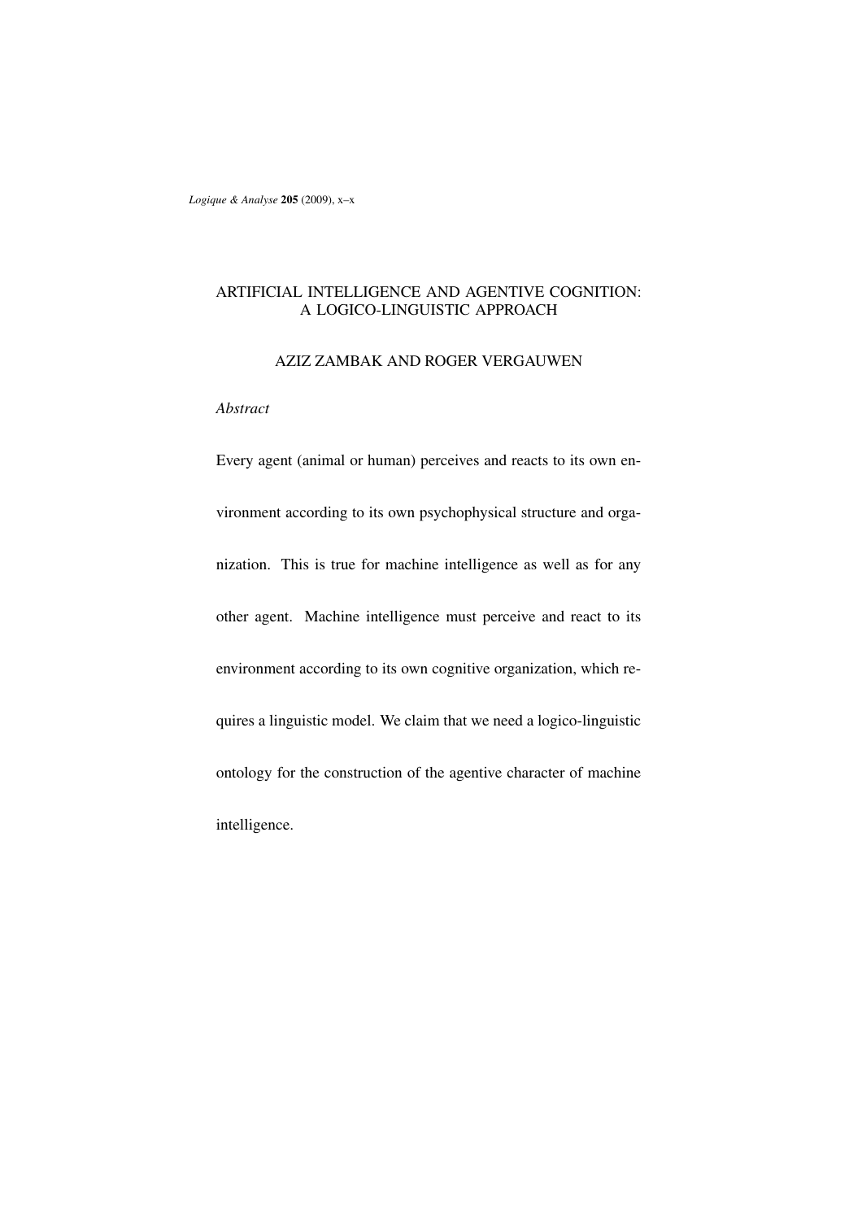# ARTIFICIAL INTELLIGENCE AND AGENTIVE COGNITION: A LOGICO-LINGUISTIC APPROACH

AZIZ ZAMBAK AND ROGER VERGAUWEN

*Abstract*

Every agent (animal or human) perceives and reacts to its own environment according to its own psychophysical structure and organization. This is true for machine intelligence as well as for any other agent. Machine intelligence must perceive and react to its environment according to its own cognitive organization, which requires a linguistic model. We claim that we need a logico-linguistic ontology for the construction of the agentive character of machine intelligence.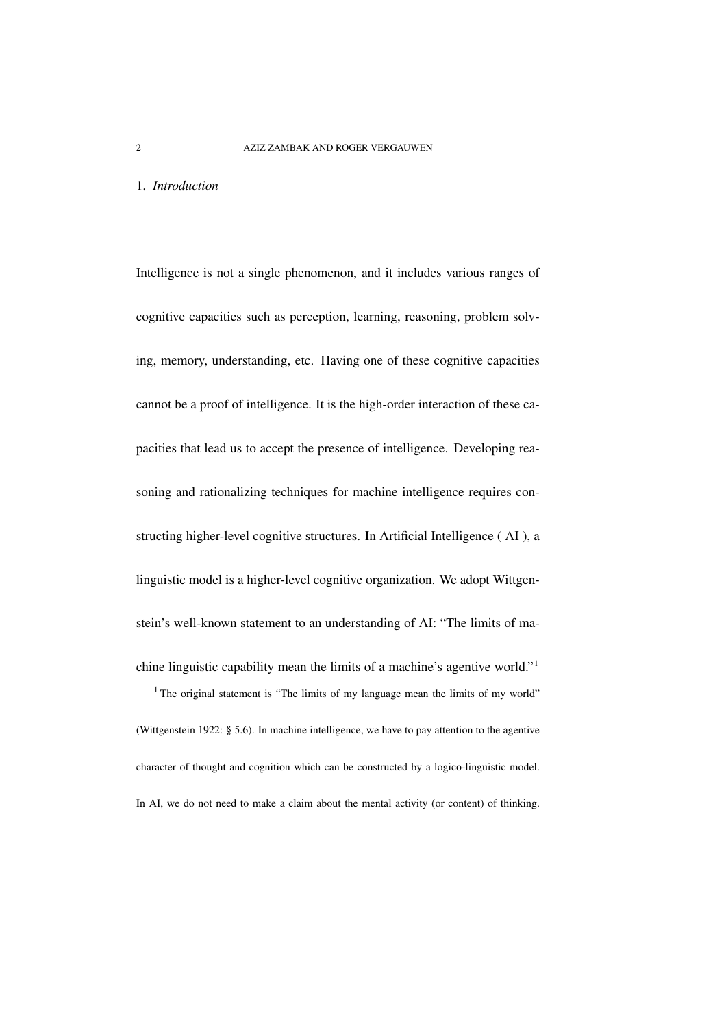## 1. *Introduction*

Intelligence is not a single phenomenon, and it includes various ranges of cognitive capacities such as perception, learning, reasoning, problem solving, memory, understanding, etc. Having one of these cognitive capacities cannot be a proof of intelligence. It is the high-order interaction of these capacities that lead us to accept the presence of intelligence. Developing reasoning and rationalizing techniques for machine intelligence requires constructing higher-level cognitive structures. In Artificial Intelligence ( AI ), a linguistic model is a higher-level cognitive organization. We adopt Wittgenstein's well-known statement to an understanding of AI: "The limits of machine linguistic capability mean the limits of a machine's agentive world."[1]

[1] The original statement is "The limits of my language mean the limits of my world" (Wittgenstein 1922: § 5.6). In machine intelligence, we have to pay attention to the agentive character of thought and cognition which can be constructed by a logico-linguistic model. In AI, we do not need to make a claim about the mental activity (or content) of thinking.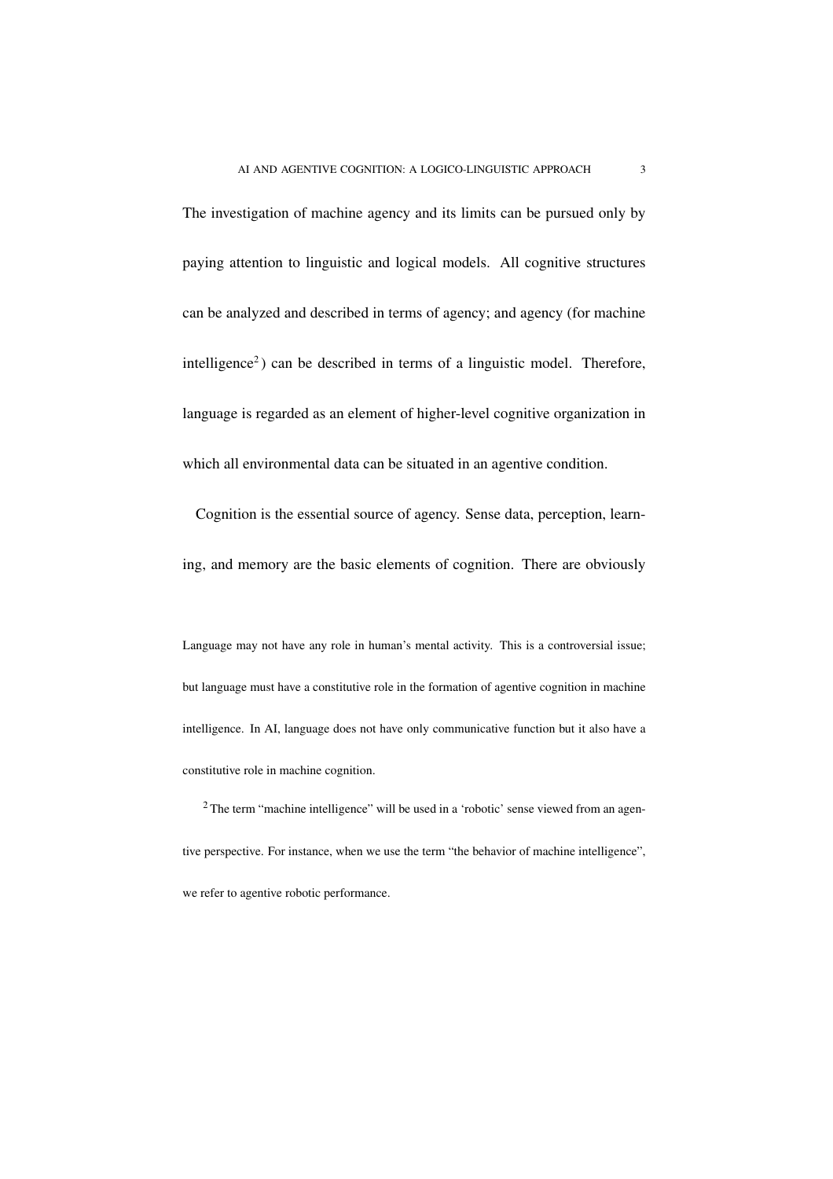The investigation of machine agency and its limits can be pursued only by paying attention to linguistic and logical models. All cognitive structures can be analyzed and described in terms of agency; and agency (for machine intelligence[2]) can be described in terms of a linguistic model. Therefore, language is regarded as an element of higher-level cognitive organization in which all environmental data can be situated in an agentive condition.

Cognition is the essential source of agency. Sense data, perception, learning, and memory are the basic elements of cognition. There are obviously

Language may not have any role in human's mental activity. This is a controversial issue; but language must have a constitutive role in the formation of agentive cognition in machine intelligence. In AI, language does not have only communicative function but it also have a constitutive role in machine cognition.

[2] The term "machine intelligence" will be used in a 'robotic' sense viewed from an agentive perspective. For instance, when we use the term "the behavior of machine intelligence", we refer to agentive robotic performance.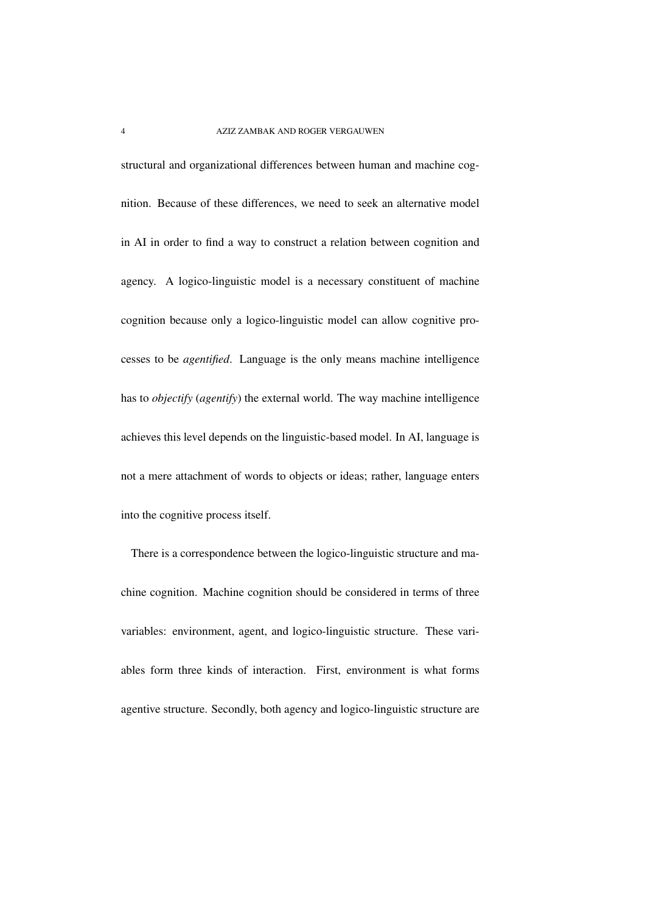structural and organizational differences between human and machine cognition. Because of these differences, we need to seek an alternative model in AI in order to find a way to construct a relation between cognition and agency. A logico-linguistic model is a necessary constituent of machine cognition because only a logico-linguistic model can allow cognitive processes to be *agentified*. Language is the only means machine intelligence has to *objectify* (*agentify*) the external world. The way machine intelligence achieves this level depends on the linguistic-based model. In AI, language is not a mere attachment of words to objects or ideas; rather, language enters into the cognitive process itself.

There is a correspondence between the logico-linguistic structure and machine cognition. Machine cognition should be considered in terms of three variables: environment, agent, and logico-linguistic structure. These variables form three kinds of interaction. First, environment is what forms agentive structure. Secondly, both agency and logico-linguistic structure are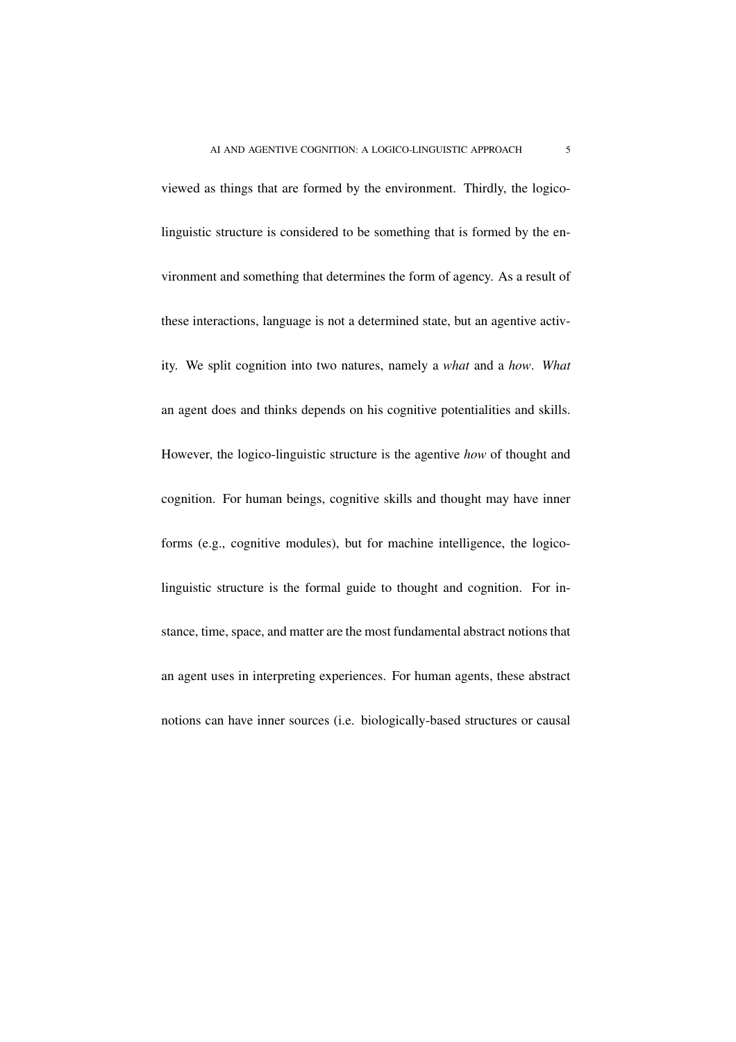viewed as things that are formed by the environment. Thirdly, the logico-linguistic structure is considered to be something that is formed by the environment and something that determines the form of agency. As a result of these interactions, language is not a determined state, but an agentive activity. We split cognition into two natures, namely a *what* and a *how*. *What* an agent does and thinks depends on his cognitive potentialities and skills. However, the logico-linguistic structure is the agentive *how* of thought and cognition. For human beings, cognitive skills and thought may have inner forms (e.g., cognitive modules), but for machine intelligence, the logico-linguistic structure is the formal guide to thought and cognition. For instance, time, space, and matter are the most fundamental abstract notions that an agent uses in interpreting experiences. For human agents, these abstract notions can have inner sources (i.e. biologically-based structures or causal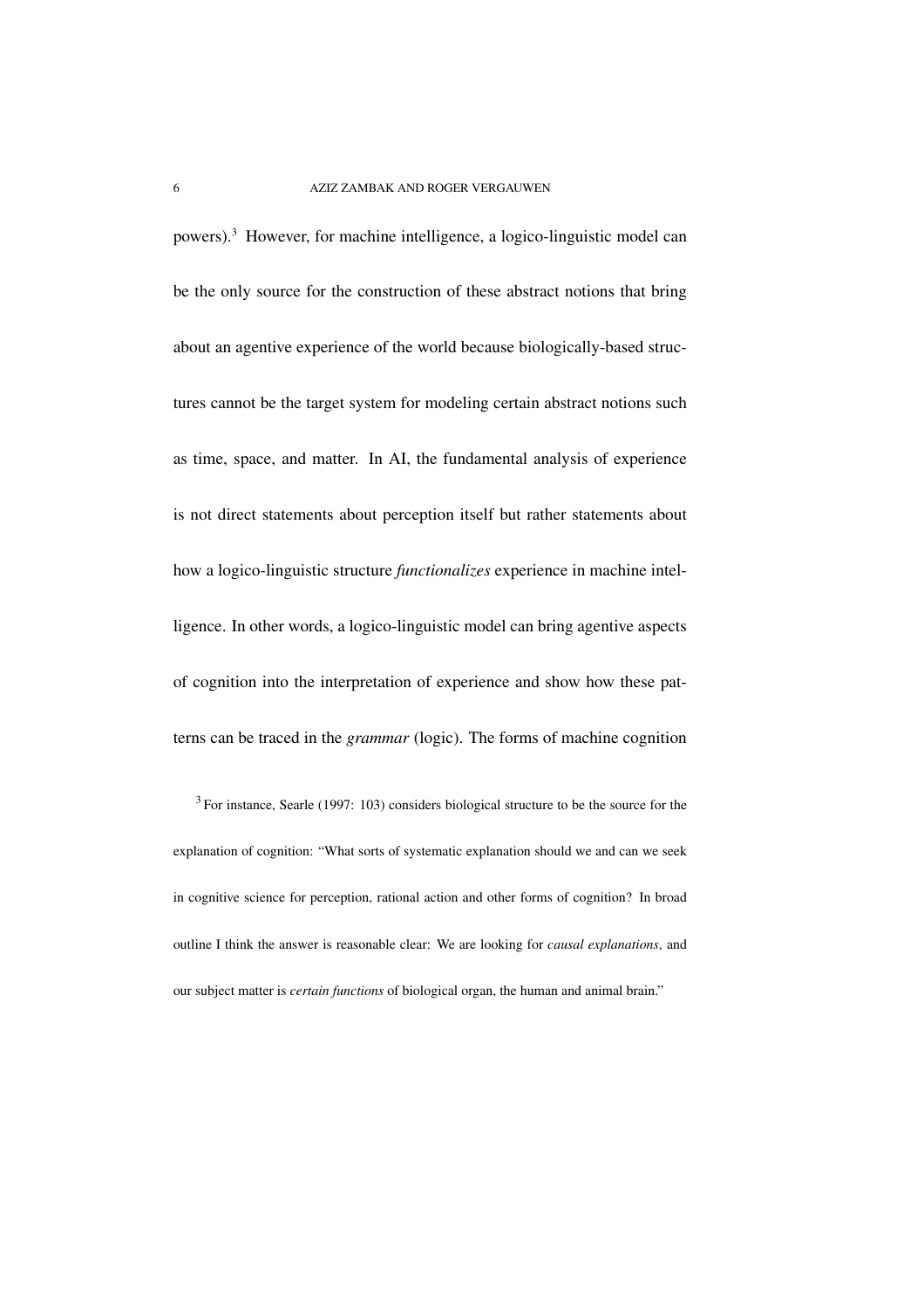powers).[3] However, for machine intelligence, a logico-linguistic model can be the only source for the construction of these abstract notions that bring about an agentive experience of the world because biologically-based structures cannot be the target system for modeling certain abstract notions such as time, space, and matter. In AI, the fundamental analysis of experience is not direct statements about perception itself but rather statements about how a logico-linguistic structure *functionalizes* experience in machine intelligence. In other words, a logico-linguistic model can bring agentive aspects of cognition into the interpretation of experience and show how these patterns can be traced in the *grammar* (logic). The forms of machine cognition

[3] For instance, Searle (1997: 103) considers biological structure to be the source for the explanation of cognition: "What sorts of systematic explanation should we and can we seek in cognitive science for perception, rational action and other forms of cognition? In broad outline I think the answer is reasonable clear: We are looking for *causal explanations*, and our subject matter is *certain functions* of biological organ, the human and animal brain."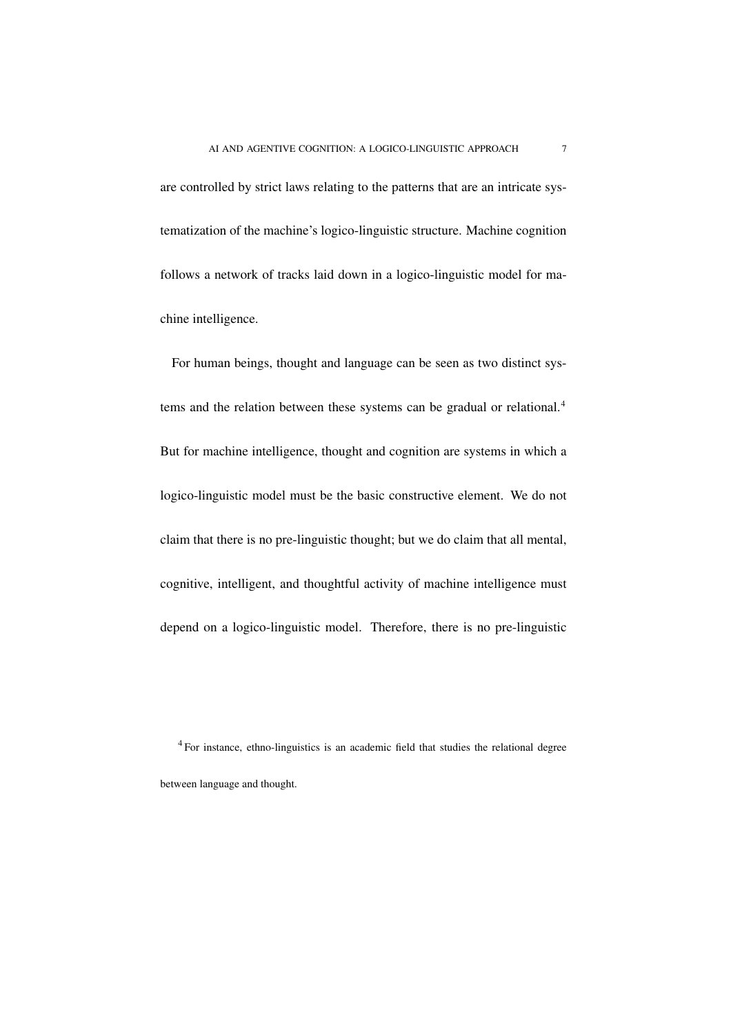are controlled by strict laws relating to the patterns that are an intricate systematization of the machine's logico-linguistic structure. Machine cognition follows a network of tracks laid down in a logico-linguistic model for machine intelligence.

For human beings, thought and language can be seen as two distinct systems and the relation between these systems can be gradual or relational.[4] But for machine intelligence, thought and cognition are systems in which a logico-linguistic model must be the basic constructive element. We do not claim that there is no pre-linguistic thought; but we do claim that all mental, cognitive, intelligent, and thoughtful activity of machine intelligence must depend on a logico-linguistic model. Therefore, there is no pre-linguistic

[4] For instance, ethno-linguistics is an academic field that studies the relational degree between language and thought.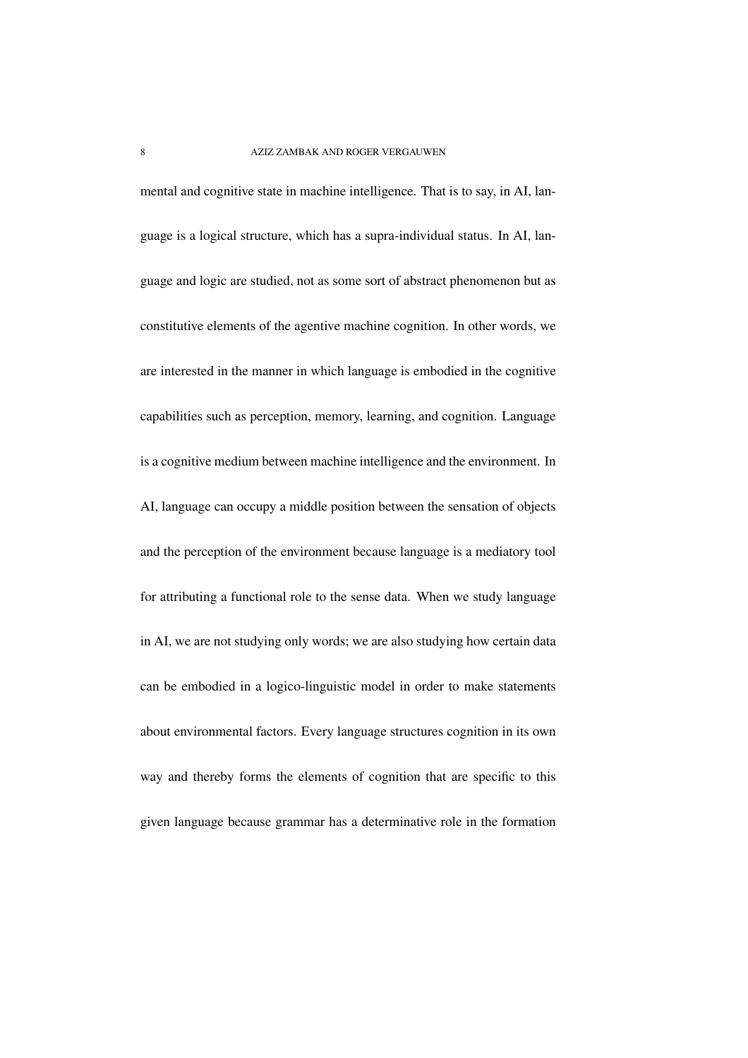mental and cognitive state in machine intelligence. That is to say, in AI, language is a logical structure, which has a supra-individual status. In AI, language and logic are studied, not as some sort of abstract phenomenon but as constitutive elements of the agentive machine cognition. In other words, we are interested in the manner in which language is embodied in the cognitive capabilities such as perception, memory, learning, and cognition. Language is a cognitive medium between machine intelligence and the environment. In AI, language can occupy a middle position between the sensation of objects and the perception of the environment because language is a mediatory tool for attributing a functional role to the sense data. When we study language in AI, we are not studying only words; we are also studying how certain data can be embodied in a logico-linguistic model in order to make statements about environmental factors. Every language structures cognition in its own way and thereby forms the elements of cognition that are specific to this given language because grammar has a determinative role in the formation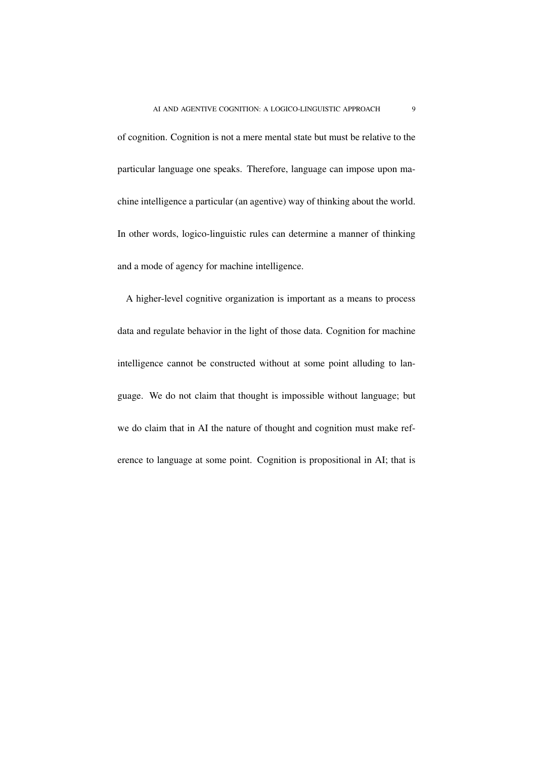of cognition. Cognition is not a mere mental state but must be relative to the particular language one speaks. Therefore, language can impose upon machine intelligence a particular (an agentive) way of thinking about the world. In other words, logico-linguistic rules can determine a manner of thinking and a mode of agency for machine intelligence.

A higher-level cognitive organization is important as a means to process data and regulate behavior in the light of those data. Cognition for machine intelligence cannot be constructed without at some point alluding to language. We do not claim that thought is impossible without language; but we do claim that in AI the nature of thought and cognition must make reference to language at some point. Cognition is propositional in AI; that is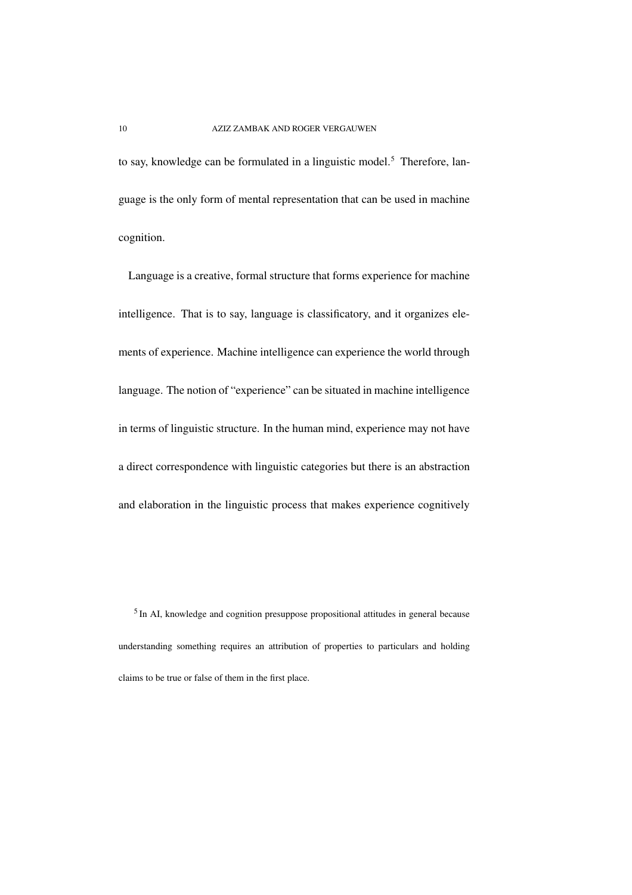to say, knowledge can be formulated in a linguistic model.[5] Therefore, language is the only form of mental representation that can be used in machine cognition.

Language is a creative, formal structure that forms experience for machine intelligence. That is to say, language is classificatory, and it organizes elements of experience. Machine intelligence can experience the world through language. The notion of "experience" can be situated in machine intelligence in terms of linguistic structure. In the human mind, experience may not have a direct correspondence with linguistic categories but there is an abstraction and elaboration in the linguistic process that makes experience cognitively

[5] In AI, knowledge and cognition presuppose propositional attitudes in general because understanding something requires an attribution of properties to particulars and holding claims to be true or false of them in the first place.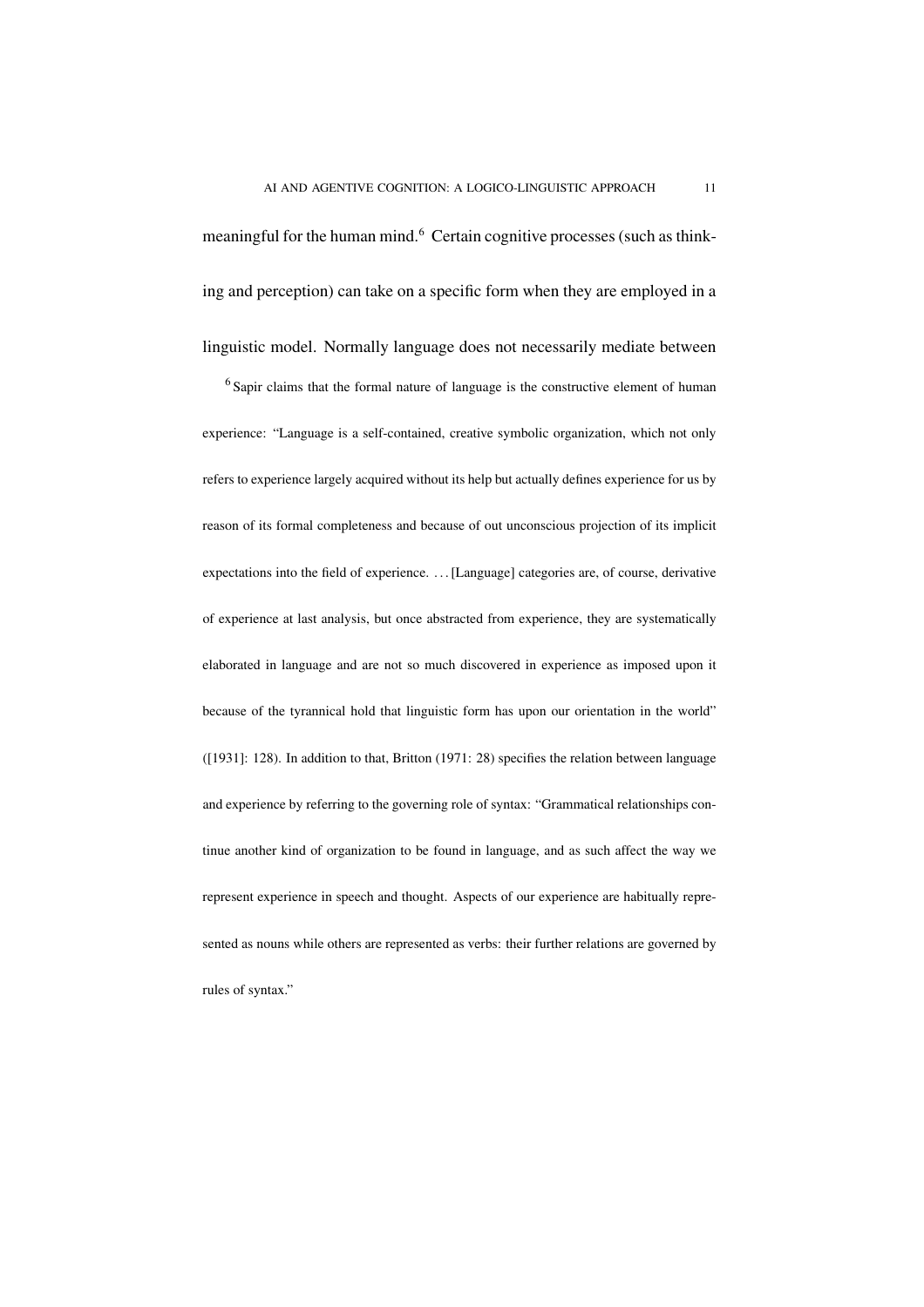meaningful for the human mind.[6] Certain cognitive processes (such as thinking and perception) can take on a specific form when they are employed in a linguistic model. Normally language does not necessarily mediate between

[6] Sapir claims that the formal nature of language is the constructive element of human experience: "Language is a self-contained, creative symbolic organization, which not only refers to experience largely acquired without its help but actually defines experience for us by reason of its formal completeness and because of out unconscious projection of its implicit expectations into the field of experience. . . . [Language] categories are, of course, derivative of experience at last analysis, but once abstracted from experience, they are systematically elaborated in language and are not so much discovered in experience as imposed upon it because of the tyrannical hold that linguistic form has upon our orientation in the world" ([1931]: 128). In addition to that, Britton (1971: 28) specifies the relation between language and experience by referring to the governing role of syntax: "Grammatical relationships continue another kind of organization to be found in language, and as such affect the way we represent experience in speech and thought. Aspects of our experience are habitually represented as nouns while others are represented as verbs: their further relations are governed by rules of syntax."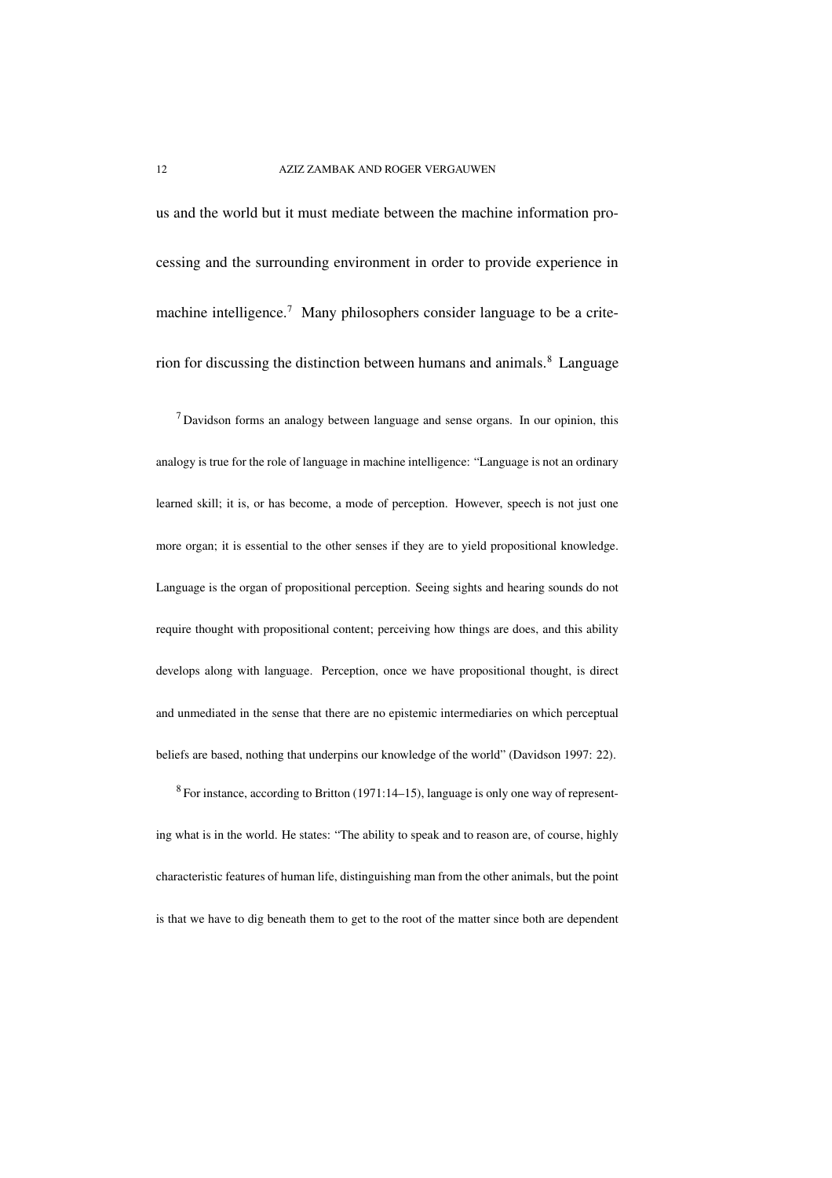us and the world but it must mediate between the machine information processing and the surrounding environment in order to provide experience in machine intelligence.[7] Many philosophers consider language to be a criterion for discussing the distinction between humans and animals.[8] Language

[7] Davidson forms an analogy between language and sense organs. In our opinion, this analogy is true for the role of language in machine intelligence: "Language is not an ordinary learned skill; it is, or has become, a mode of perception. However, speech is not just one more organ; it is essential to the other senses if they are to yield propositional knowledge. Language is the organ of propositional perception. Seeing sights and hearing sounds do not require thought with propositional content; perceiving how things are does, and this ability develops along with language. Perception, once we have propositional thought, is direct and unmediated in the sense that there are no epistemic intermediaries on which perceptual beliefs are based, nothing that underpins our knowledge of the world" (Davidson 1997: 22).

[8] For instance, according to Britton (1971:14–15), language is only one way of representing what is in the world. He states: "The ability to speak and to reason are, of course, highly characteristic features of human life, distinguishing man from the other animals, but the point is that we have to dig beneath them to get to the root of the matter since both are dependent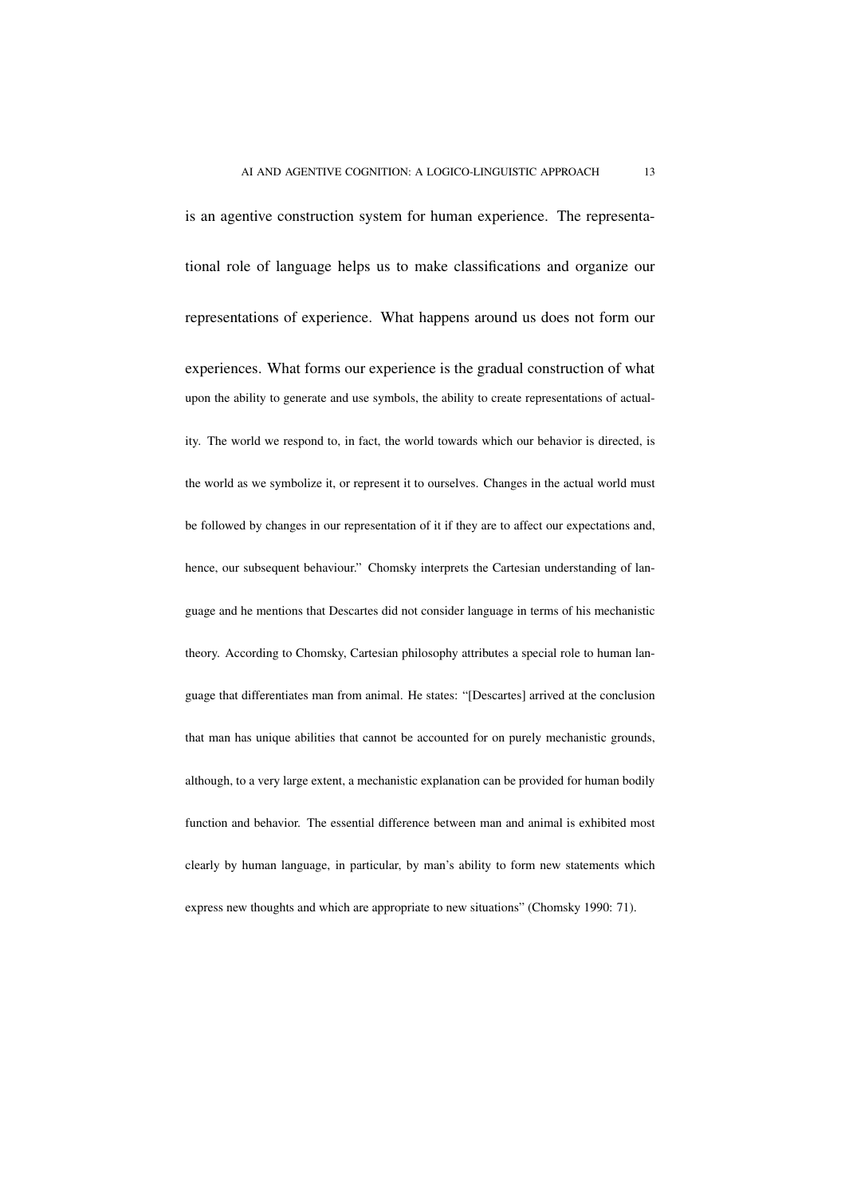is an agentive construction system for human experience. The representational role of language helps us to make classifications and organize our representations of experience. What happens around us does not form our experiences. What forms our experience is the gradual construction of what

upon the ability to generate and use symbols, the ability to create representations of actuality. The world we respond to, in fact, the world towards which our behavior is directed, is the world as we symbolize it, or represent it to ourselves. Changes in the actual world must be followed by changes in our representation of it if they are to affect our expectations and, hence, our subsequent behaviour." Chomsky interprets the Cartesian understanding of language and he mentions that Descartes did not consider language in terms of his mechanistic theory. According to Chomsky, Cartesian philosophy attributes a special role to human language that differentiates man from animal. He states: "[Descartes] arrived at the conclusion that man has unique abilities that cannot be accounted for on purely mechanistic grounds, although, to a very large extent, a mechanistic explanation can be provided for human bodily function and behavior. The essential difference between man and animal is exhibited most clearly by human language, in particular, by man's ability to form new statements which express new thoughts and which are appropriate to new situations" (Chomsky 1990: 71).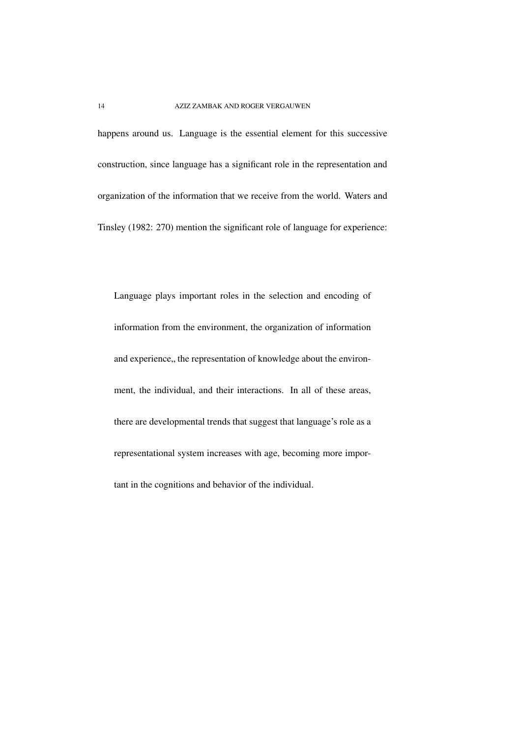happens around us. Language is the essential element for this successive construction, since language has a significant role in the representation and organization of the information that we receive from the world. Waters and Tinsley (1982: 270) mention the significant role of language for experience:

> Language plays important roles in the selection and encoding of information from the environment, the organization of information and experience,, the representation of knowledge about the environment, the individual, and their interactions. In all of these areas, there are developmental trends that suggest that language's role as a representational system increases with age, becoming more important in the cognitions and behavior of the individual.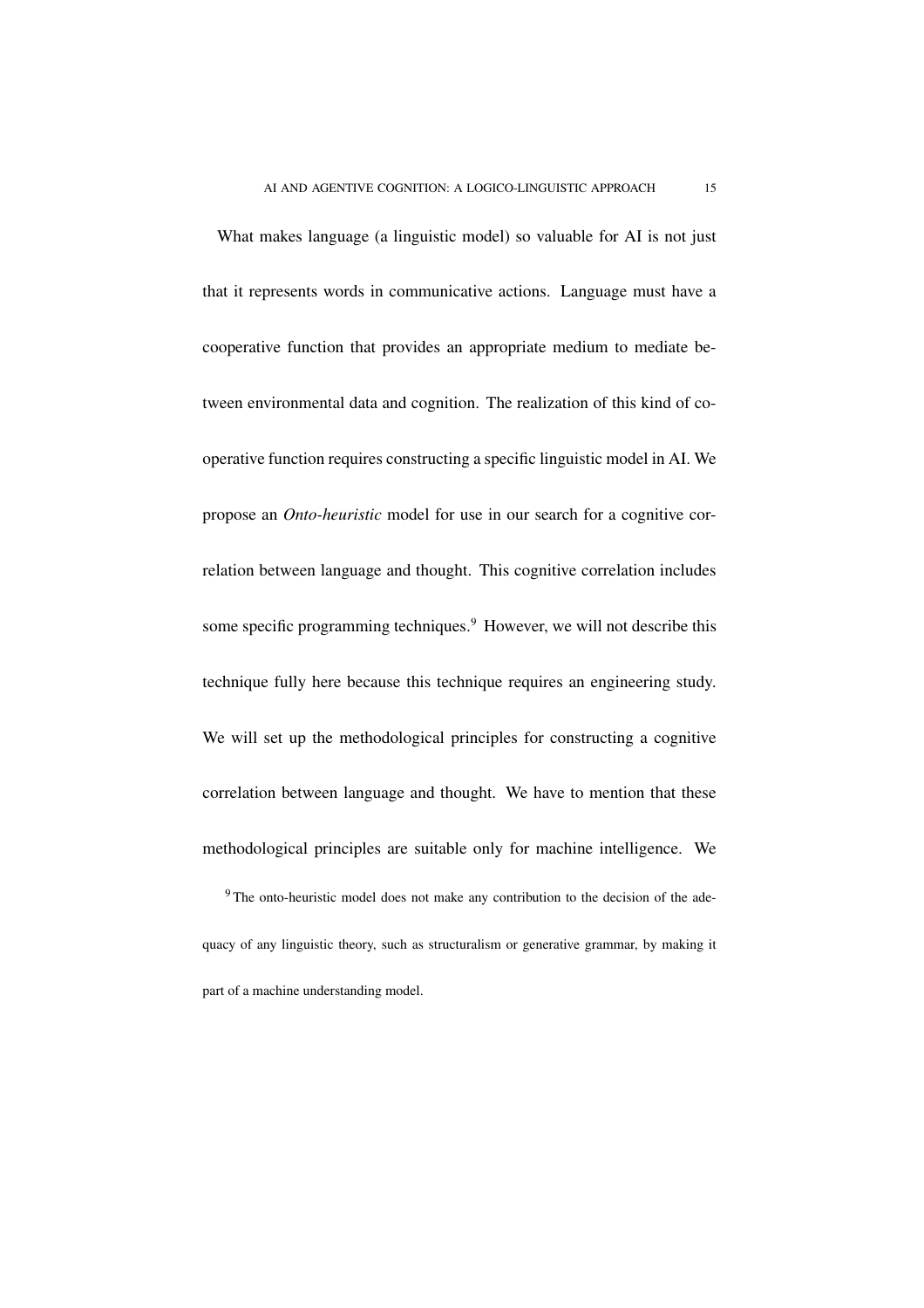What makes language (a linguistic model) so valuable for AI is not just that it represents words in communicative actions. Language must have a cooperative function that provides an appropriate medium to mediate between environmental data and cognition. The realization of this kind of cooperative function requires constructing a specific linguistic model in AI. We propose an *Onto-heuristic* model for use in our search for a cognitive correlation between language and thought. This cognitive correlation includes some specific programming techniques.[9] However, we will not describe this technique fully here because this technique requires an engineering study. We will set up the methodological principles for constructing a cognitive correlation between language and thought. We have to mention that these methodological principles are suitable only for machine intelligence. We

[9] The onto-heuristic model does not make any contribution to the decision of the adequacy of any linguistic theory, such as structuralism or generative grammar, by making it part of a machine understanding model.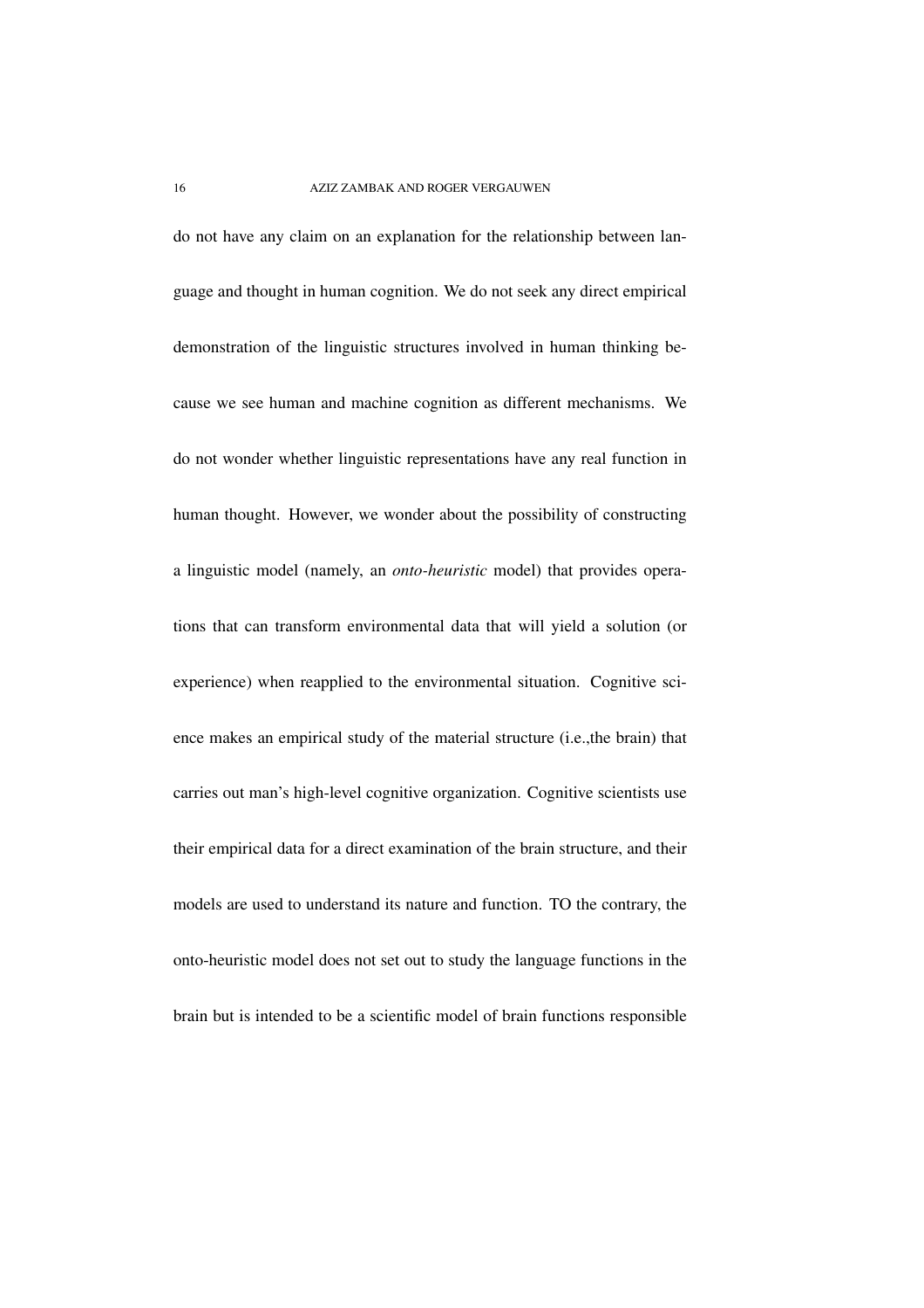do not have any claim on an explanation for the relationship between language and thought in human cognition. We do not seek any direct empirical demonstration of the linguistic structures involved in human thinking because we see human and machine cognition as different mechanisms. We do not wonder whether linguistic representations have any real function in human thought. However, we wonder about the possibility of constructing a linguistic model (namely, an *onto-heuristic* model) that provides operations that can transform environmental data that will yield a solution (or experience) when reapplied to the environmental situation. Cognitive science makes an empirical study of the material structure (i.e.,the brain) that carries out man's high-level cognitive organization. Cognitive scientists use their empirical data for a direct examination of the brain structure, and their models are used to understand its nature and function. TO the contrary, the onto-heuristic model does not set out to study the language functions in the brain but is intended to be a scientific model of brain functions responsible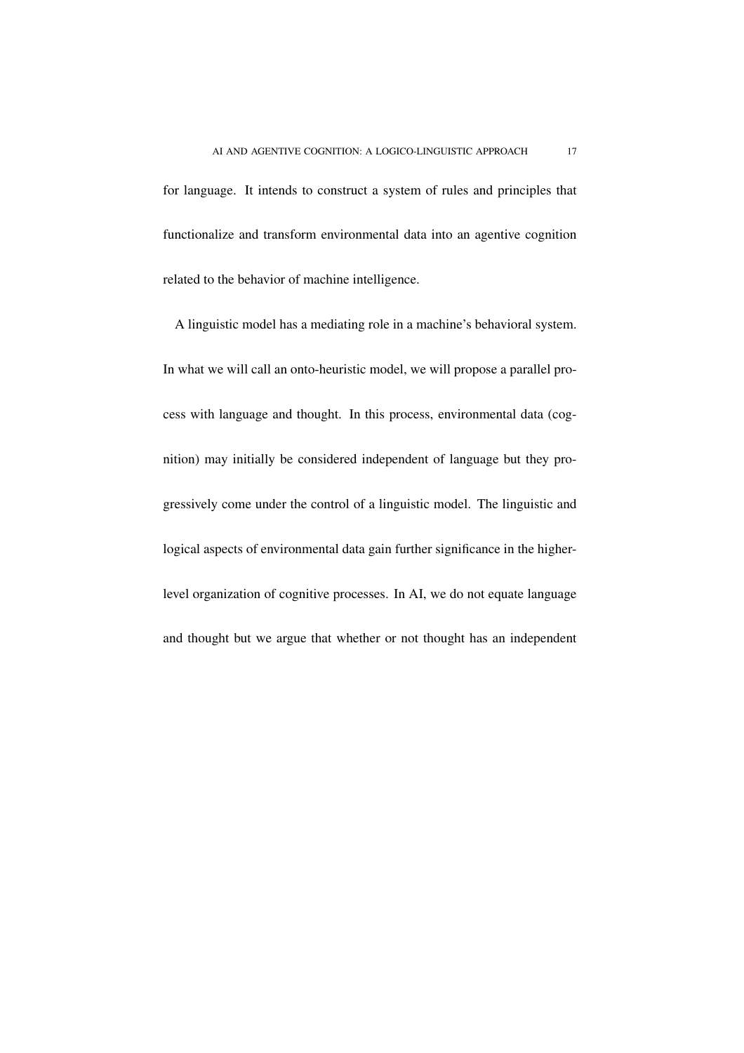for language. It intends to construct a system of rules and principles that functionalize and transform environmental data into an agentive cognition related to the behavior of machine intelligence.

A linguistic model has a mediating role in a machine's behavioral system. In what we will call an onto-heuristic model, we will propose a parallel process with language and thought. In this process, environmental data (cognition) may initially be considered independent of language but they progressively come under the control of a linguistic model. The linguistic and logical aspects of environmental data gain further significance in the higher-level organization of cognitive processes. In AI, we do not equate language and thought but we argue that whether or not thought has an independent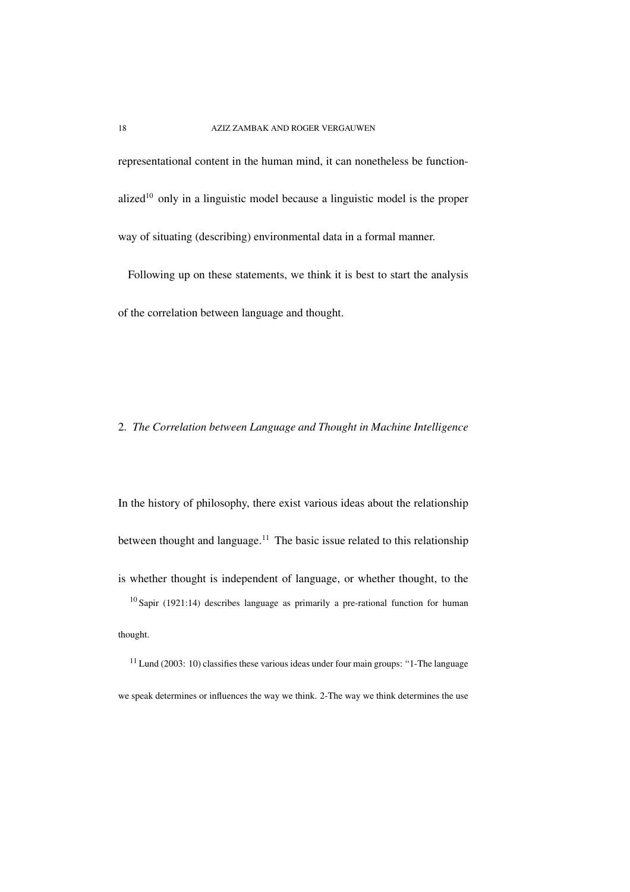representational content in the human mind, it can nonetheless be functionalized[10] only in a linguistic model because a linguistic model is the proper way of situating (describing) environmental data in a formal manner.

Following up on these statements, we think it is best to start the analysis of the correlation between language and thought.

## 2. *The Correlation between Language and Thought in Machine Intelligence*

In the history of philosophy, there exist various ideas about the relationship between thought and language.[11] The basic issue related to this relationship is whether thought is independent of language, or whether thought, to the

[10] Sapir (1921:14) describes language as primarily a pre-rational function for human thought.

[11] Lund (2003: 10) classifies these various ideas under four main groups: "1-The language we speak determines or influences the way we think. 2-The way we think determines the use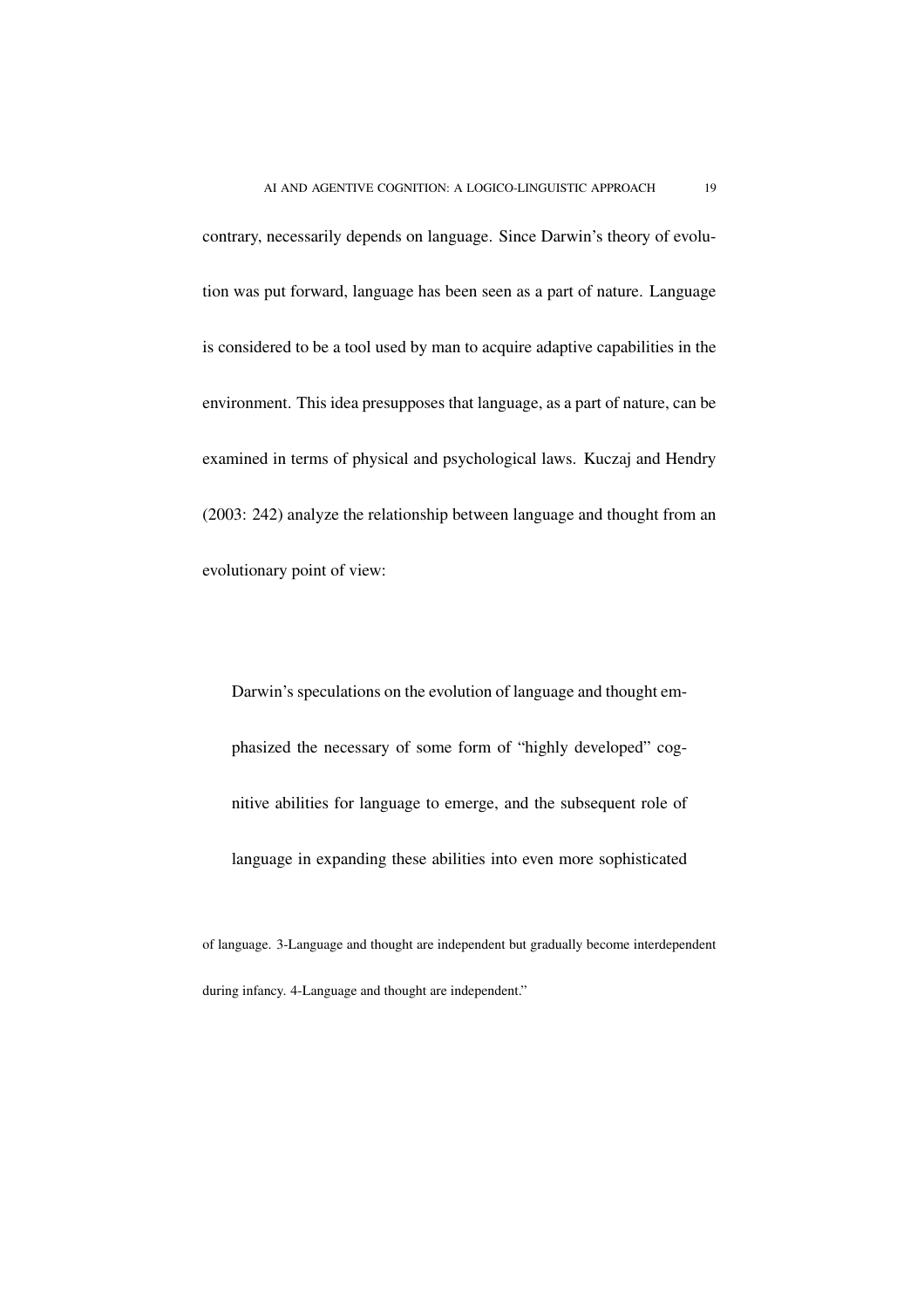contrary, necessarily depends on language. Since Darwin's theory of evolution was put forward, language has been seen as a part of nature. Language is considered to be a tool used by man to acquire adaptive capabilities in the environment. This idea presupposes that language, as a part of nature, can be examined in terms of physical and psychological laws. Kuczaj and Hendry (2003: 242) analyze the relationship between language and thought from an evolutionary point of view:

> Darwin's speculations on the evolution of language and thought emphasized the necessary of some form of "highly developed" cognitive abilities for language to emerge, and the subsequent role of language in expanding these abilities into even more sophisticated

of language. 3-Language and thought are independent but gradually become interdependent during infancy. 4-Language and thought are independent."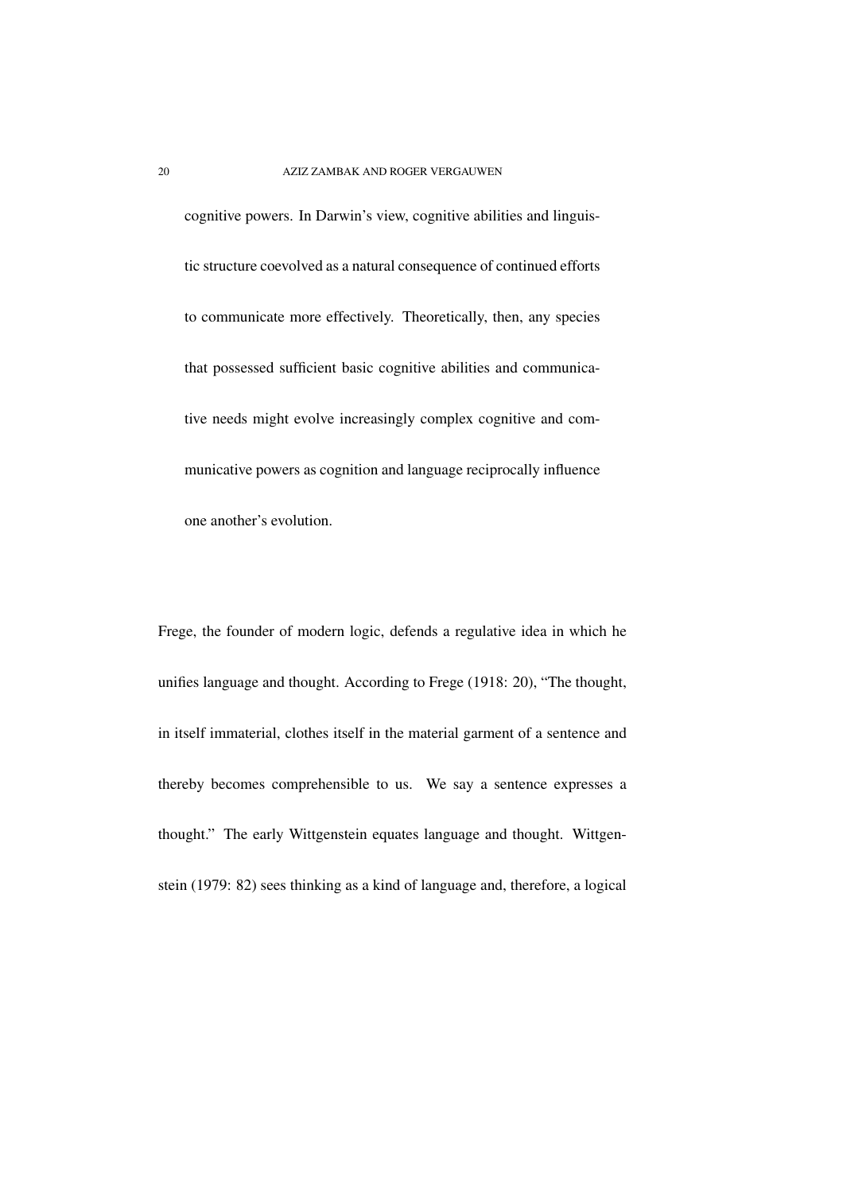> cognitive powers. In Darwin's view, cognitive abilities and linguistic structure coevolved as a natural consequence of continued efforts to communicate more effectively. Theoretically, then, any species that possessed sufficient basic cognitive abilities and communicative needs might evolve increasingly complex cognitive and communicative powers as cognition and language reciprocally influence one another's evolution.

Frege, the founder of modern logic, defends a regulative idea in which he unifies language and thought. According to Frege (1918: 20), "The thought, in itself immaterial, clothes itself in the material garment of a sentence and thereby becomes comprehensible to us. We say a sentence expresses a thought." The early Wittgenstein equates language and thought. Wittgenstein (1979: 82) sees thinking as a kind of language and, therefore, a logical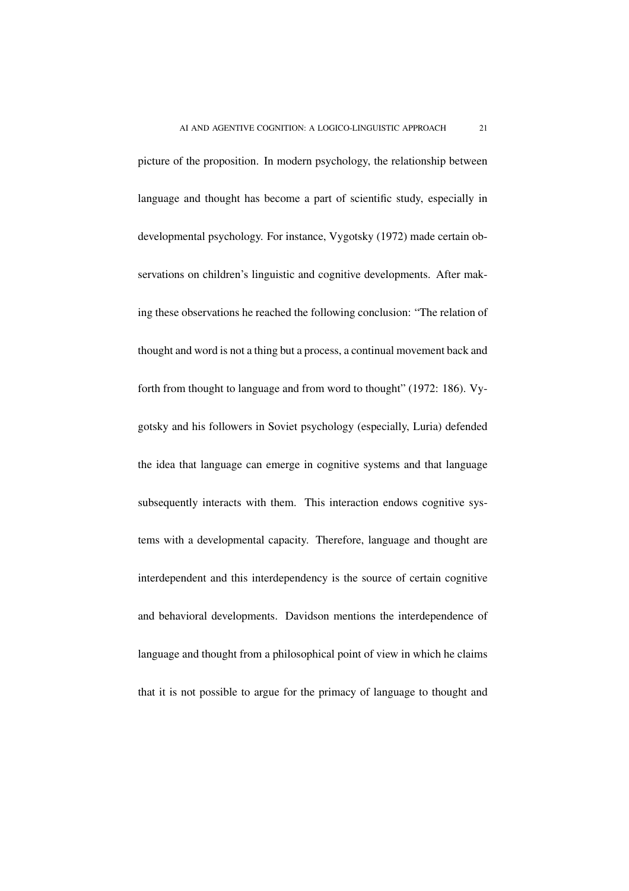picture of the proposition. In modern psychology, the relationship between language and thought has become a part of scientific study, especially in developmental psychology. For instance, Vygotsky (1972) made certain observations on children's linguistic and cognitive developments. After making these observations he reached the following conclusion: "The relation of thought and word is not a thing but a process, a continual movement back and forth from thought to language and from word to thought" (1972: 186). Vygotsky and his followers in Soviet psychology (especially, Luria) defended the idea that language can emerge in cognitive systems and that language subsequently interacts with them. This interaction endows cognitive systems with a developmental capacity. Therefore, language and thought are interdependent and this interdependency is the source of certain cognitive and behavioral developments. Davidson mentions the interdependence of language and thought from a philosophical point of view in which he claims that it is not possible to argue for the primacy of language to thought and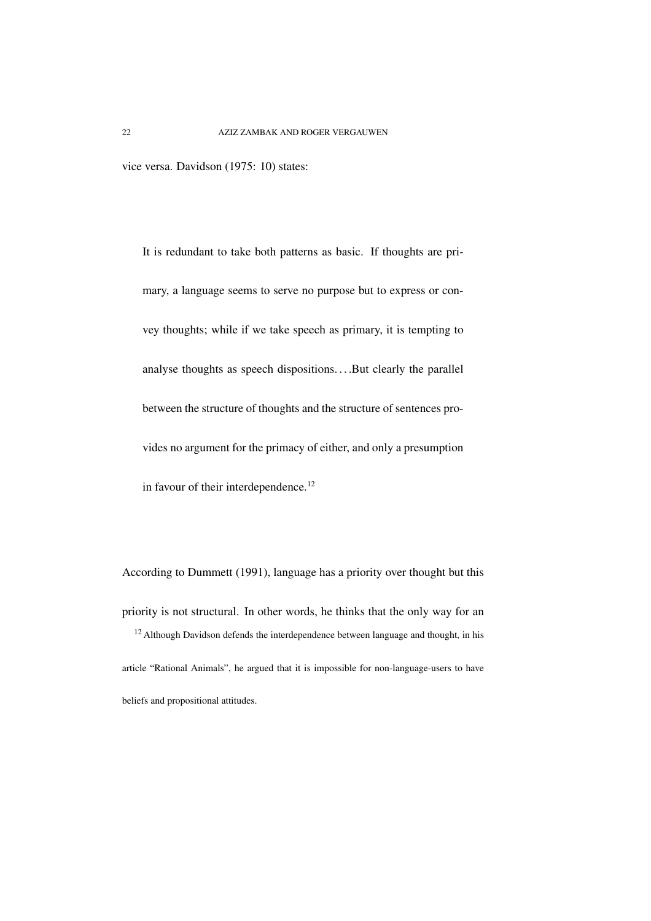vice versa. Davidson (1975: 10) states:

> It is redundant to take both patterns as basic. If thoughts are primary, a language seems to serve no purpose but to express or convey thoughts; while if we take speech as primary, it is tempting to analyse thoughts as speech dispositions. . . .But clearly the parallel between the structure of thoughts and the structure of sentences provides no argument for the primacy of either, and only a presumption in favour of their interdependence.[12]

According to Dummett (1991), language has a priority over thought but this priority is not structural. In other words, he thinks that the only way for an

[12] Although Davidson defends the interdependence between language and thought, in his article "Rational Animals", he argued that it is impossible for non-language-users to have beliefs and propositional attitudes.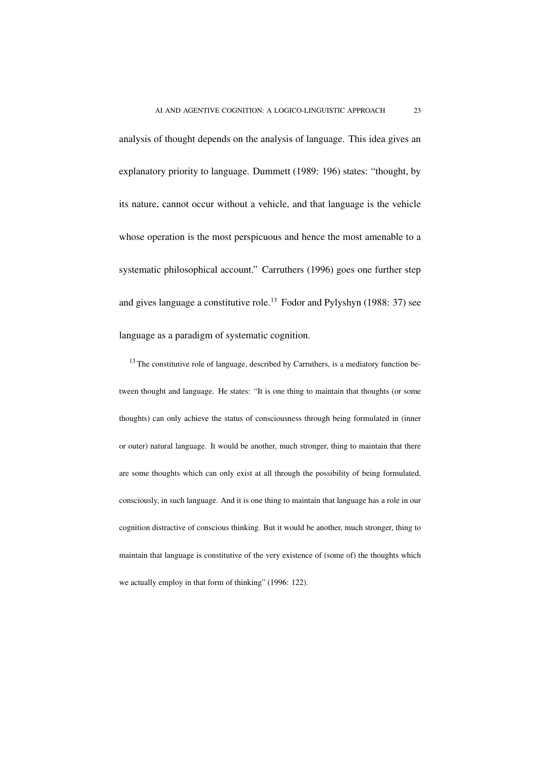analysis of thought depends on the analysis of language. This idea gives an explanatory priority to language. Dummett (1989: 196) states: "thought, by its nature, cannot occur without a vehicle, and that language is the vehicle whose operation is the most perspicuous and hence the most amenable to a systematic philosophical account." Carruthers (1996) goes one further step and gives language a constitutive role.[13] Fodor and Pylyshyn (1988: 37) see language as a paradigm of systematic cognition.

[13] The constitutive role of language, described by Carruthers, is a mediatory function between thought and language. He states: "It is one thing to maintain that thoughts (or some thoughts) can only achieve the status of consciousness through being formulated in (inner or outer) natural language. It would be another, much stronger, thing to maintain that there are some thoughts which can only exist at all through the possibility of being formulated, consciously, in such language. And it is one thing to maintain that language has a role in our cognition distractive of conscious thinking. But it would be another, much stronger, thing to maintain that language is constitutive of the very existence of (some of) the thoughts which we actually employ in that form of thinking" (1996: 122).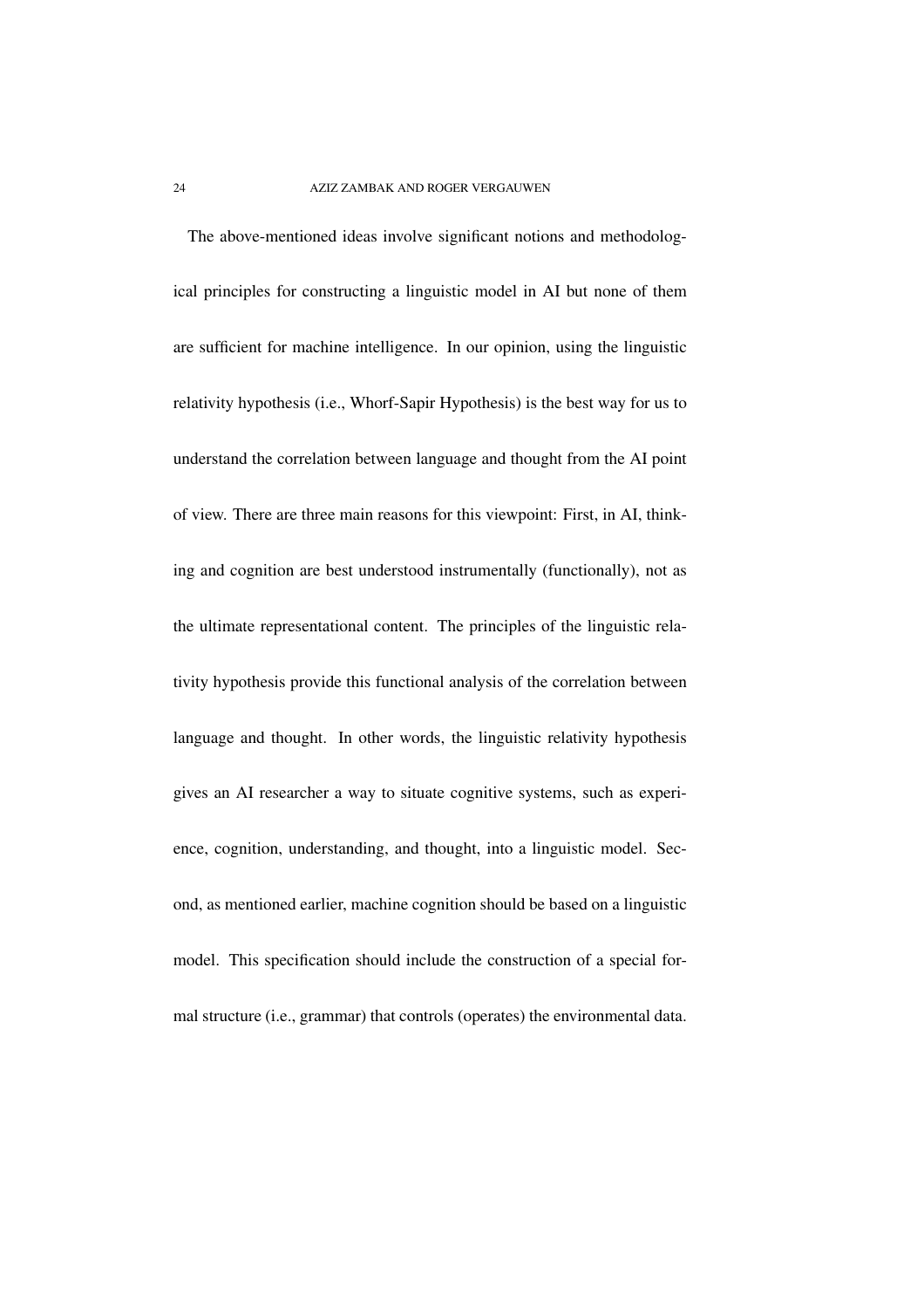The above-mentioned ideas involve significant notions and methodological principles for constructing a linguistic model in AI but none of them are sufficient for machine intelligence. In our opinion, using the linguistic relativity hypothesis (i.e., Whorf-Sapir Hypothesis) is the best way for us to understand the correlation between language and thought from the AI point of view. There are three main reasons for this viewpoint: First, in AI, thinking and cognition are best understood instrumentally (functionally), not as the ultimate representational content. The principles of the linguistic relativity hypothesis provide this functional analysis of the correlation between language and thought. In other words, the linguistic relativity hypothesis gives an AI researcher a way to situate cognitive systems, such as experience, cognition, understanding, and thought, into a linguistic model. Second, as mentioned earlier, machine cognition should be based on a linguistic model. This specification should include the construction of a special formal structure (i.e., grammar) that controls (operates) the environmental data.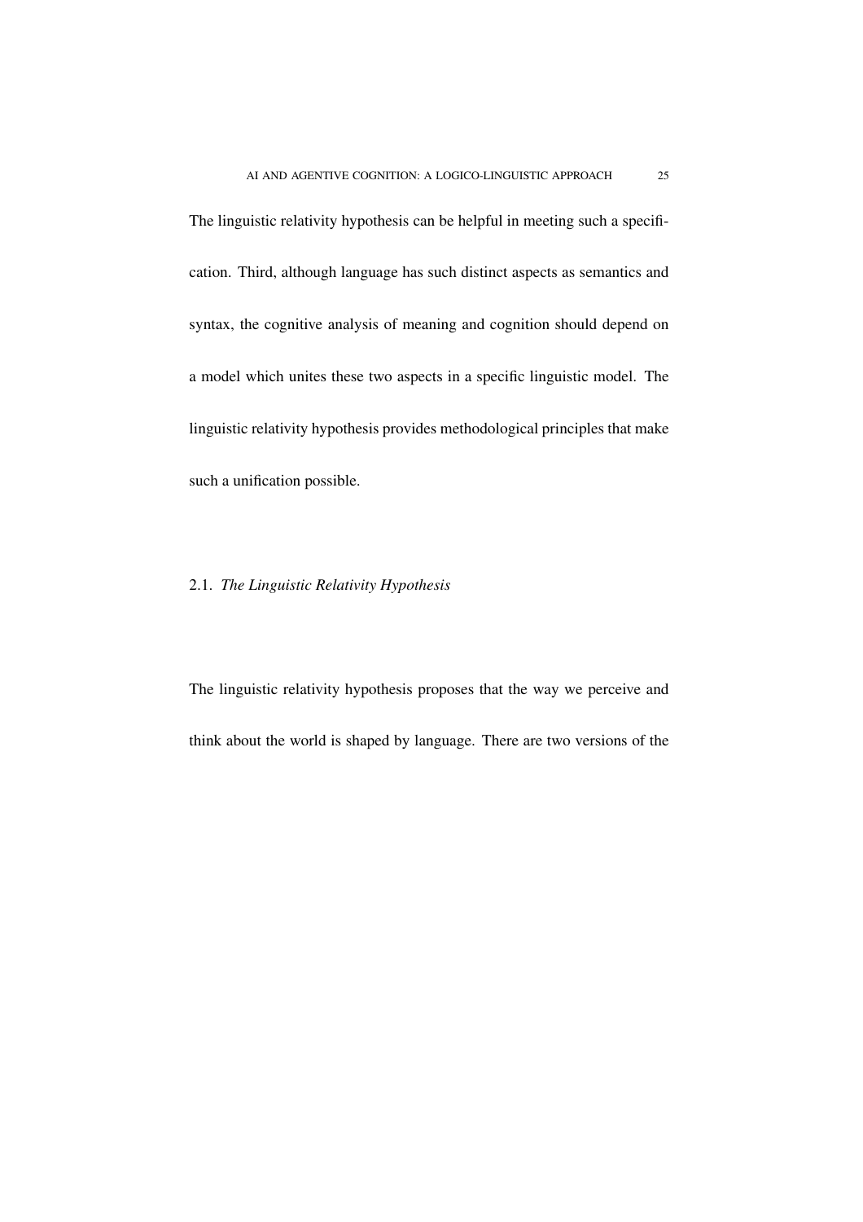The linguistic relativity hypothesis can be helpful in meeting such a specification. Third, although language has such distinct aspects as semantics and syntax, the cognitive analysis of meaning and cognition should depend on a model which unites these two aspects in a specific linguistic model. The linguistic relativity hypothesis provides methodological principles that make such a unification possible.

### 2.1. *The Linguistic Relativity Hypothesis*

The linguistic relativity hypothesis proposes that the way we perceive and think about the world is shaped by language. There are two versions of the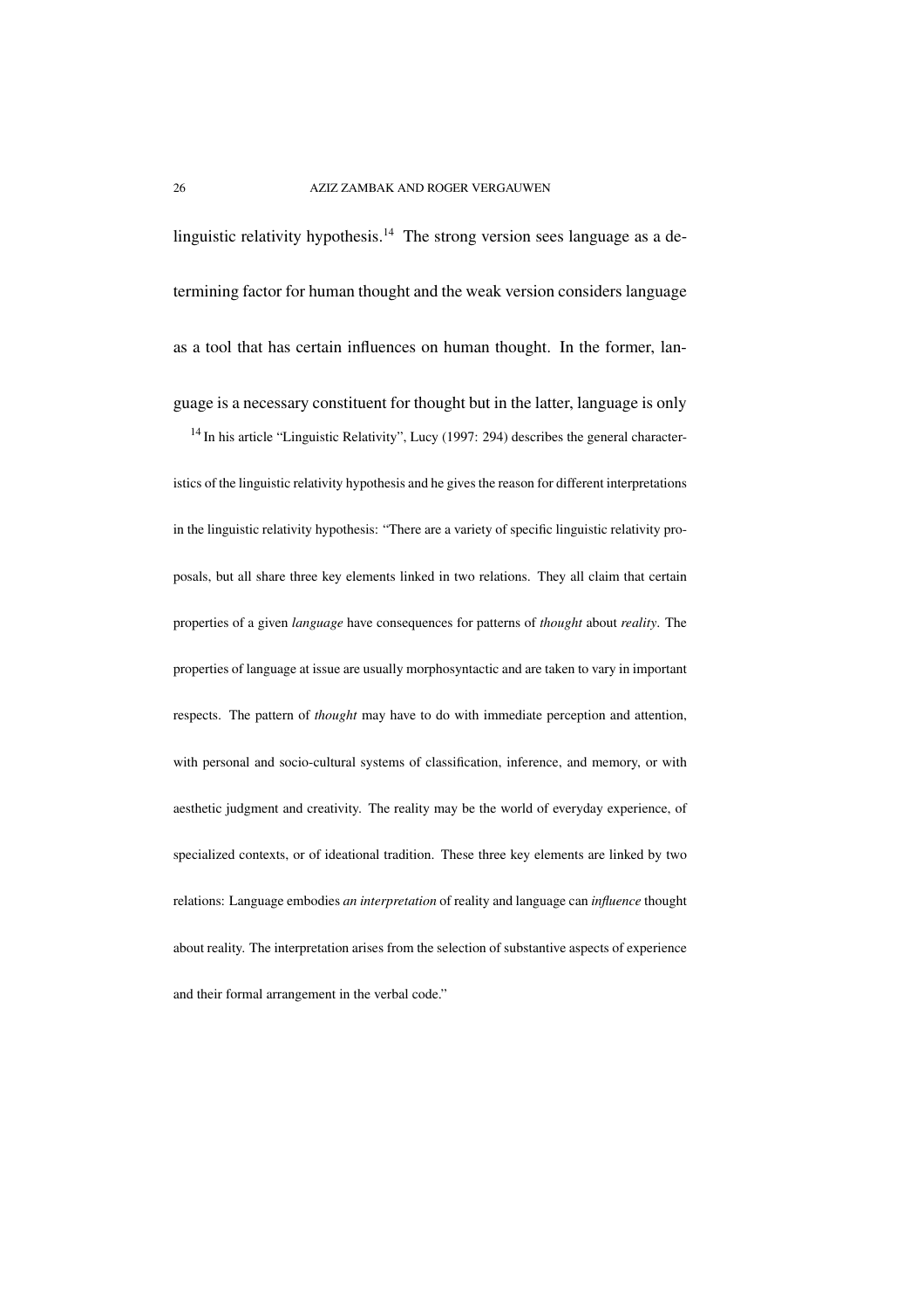linguistic relativity hypothesis.[14] The strong version sees language as a determining factor for human thought and the weak version considers language as a tool that has certain influences on human thought. In the former, language is a necessary constituent for thought but in the latter, language is only

[14] In his article "Linguistic Relativity", Lucy (1997: 294) describes the general characteristics of the linguistic relativity hypothesis and he gives the reason for different interpretations in the linguistic relativity hypothesis: "There are a variety of specific linguistic relativity proposals, but all share three key elements linked in two relations. They all claim that certain properties of a given *language* have consequences for patterns of *thought* about *reality*. The properties of language at issue are usually morphosyntactic and are taken to vary in important respects. The pattern of *thought* may have to do with immediate perception and attention, with personal and socio-cultural systems of classification, inference, and memory, or with aesthetic judgment and creativity. The reality may be the world of everyday experience, of specialized contexts, or of ideational tradition. These three key elements are linked by two relations: Language embodies *an interpretation* of reality and language can *influence* thought about reality. The interpretation arises from the selection of substantive aspects of experience and their formal arrangement in the verbal code."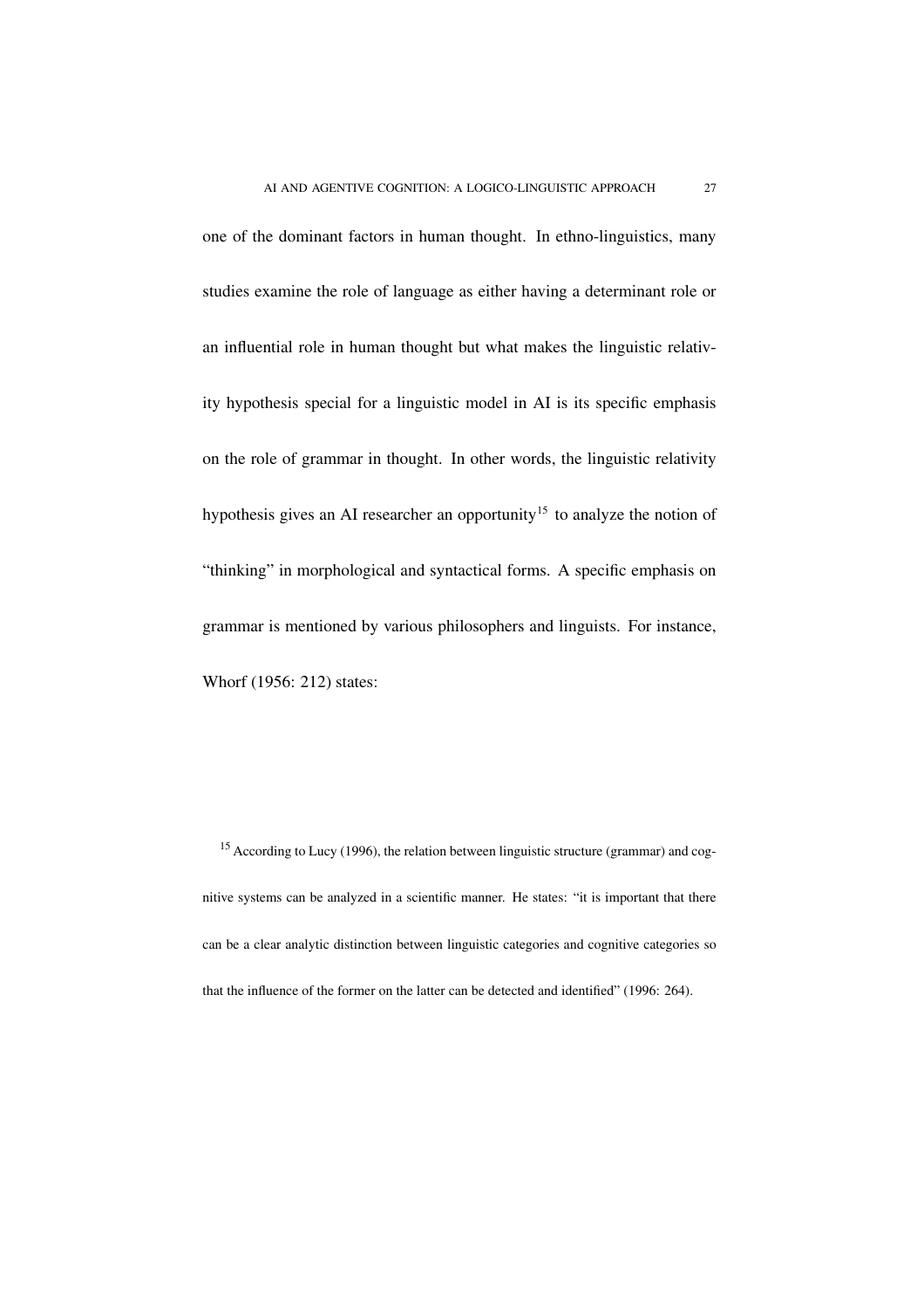one of the dominant factors in human thought. In ethno-linguistics, many studies examine the role of language as either having a determinant role or an influential role in human thought but what makes the linguistic relativity hypothesis special for a linguistic model in AI is its specific emphasis on the role of grammar in thought. In other words, the linguistic relativity hypothesis gives an AI researcher an opportunity[15] to analyze the notion of "thinking" in morphological and syntactical forms. A specific emphasis on grammar is mentioned by various philosophers and linguists. For instance, Whorf (1956: 212) states:

[15] According to Lucy (1996), the relation between linguistic structure (grammar) and cognitive systems can be analyzed in a scientific manner. He states: "it is important that there can be a clear analytic distinction between linguistic categories and cognitive categories so that the influence of the former on the latter can be detected and identified" (1996: 264).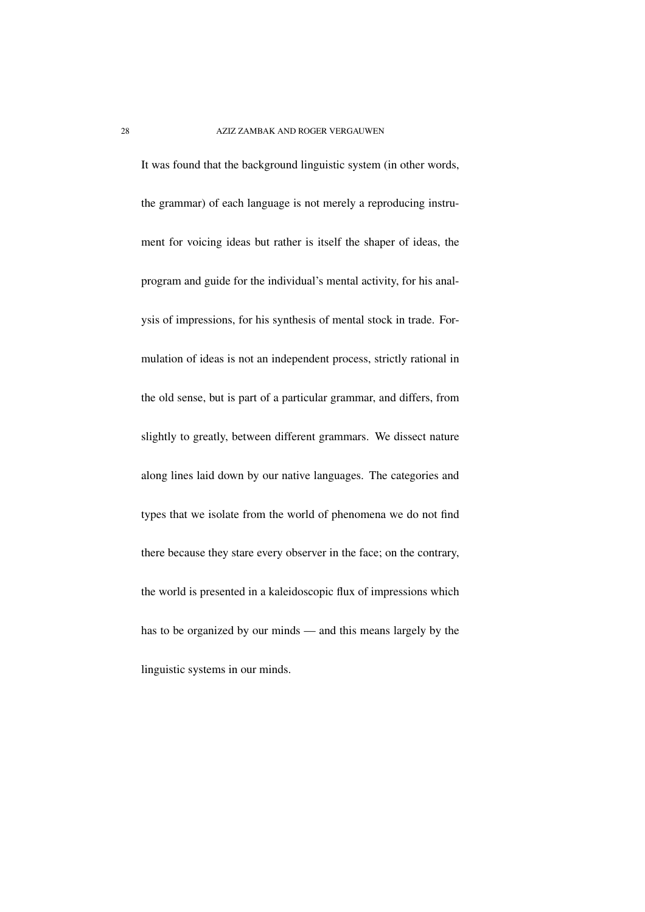It was found that the background linguistic system (in other words, the grammar) of each language is not merely a reproducing instrument for voicing ideas but rather is itself the shaper of ideas, the program and guide for the individual's mental activity, for his analysis of impressions, for his synthesis of mental stock in trade. Formulation of ideas is not an independent process, strictly rational in the old sense, but is part of a particular grammar, and differs, from slightly to greatly, between different grammars. We dissect nature along lines laid down by our native languages. The categories and types that we isolate from the world of phenomena we do not find there because they stare every observer in the face; on the contrary, the world is presented in a kaleidoscopic flux of impressions which has to be organized by our minds — and this means largely by the linguistic systems in our minds.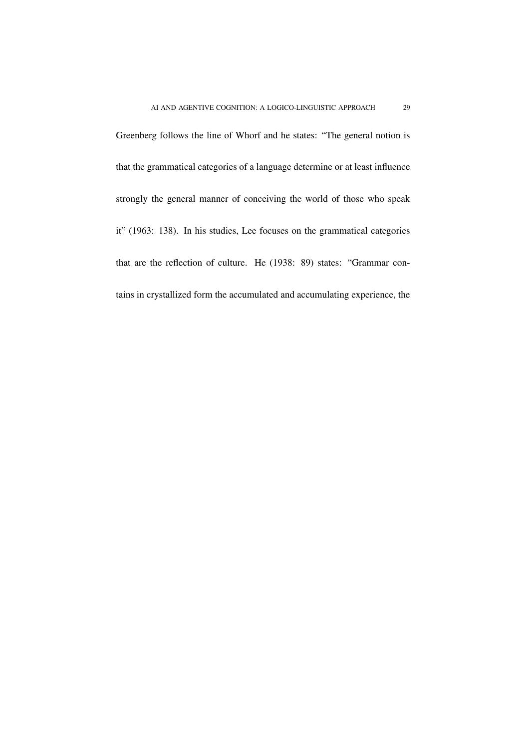Greenberg follows the line of Whorf and he states: "The general notion is that the grammatical categories of a language determine or at least influence strongly the general manner of conceiving the world of those who speak it" (1963: 138). In his studies, Lee focuses on the grammatical categories that are the reflection of culture. He (1938: 89) states: "Grammar contains in crystallized form the accumulated and accumulating experience, the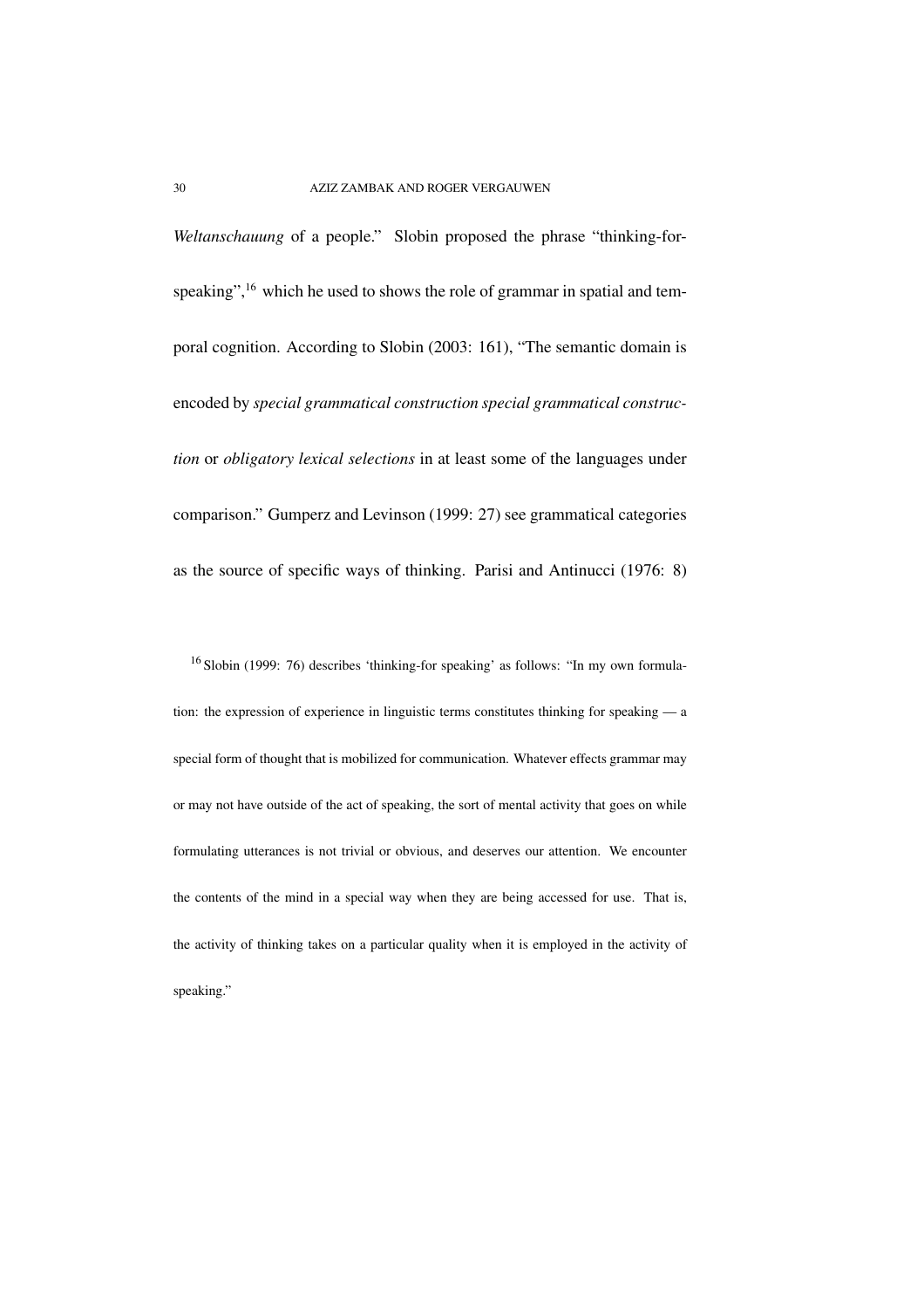*Weltanschauung* of a people." Slobin proposed the phrase "thinking-for-speaking",[16] which he used to shows the role of grammar in spatial and temporal cognition. According to Slobin (2003: 161), "The semantic domain is encoded by *special grammatical construction special grammatical construction* or *obligatory lexical selections* in at least some of the languages under comparison." Gumperz and Levinson (1999: 27) see grammatical categories as the source of specific ways of thinking. Parisi and Antinucci (1976: 8)

[16] Slobin (1999: 76) describes 'thinking-for speaking' as follows: "In my own formulation: the expression of experience in linguistic terms constitutes thinking for speaking — a special form of thought that is mobilized for communication. Whatever effects grammar may or may not have outside of the act of speaking, the sort of mental activity that goes on while formulating utterances is not trivial or obvious, and deserves our attention. We encounter the contents of the mind in a special way when they are being accessed for use. That is, the activity of thinking takes on a particular quality when it is employed in the activity of speaking."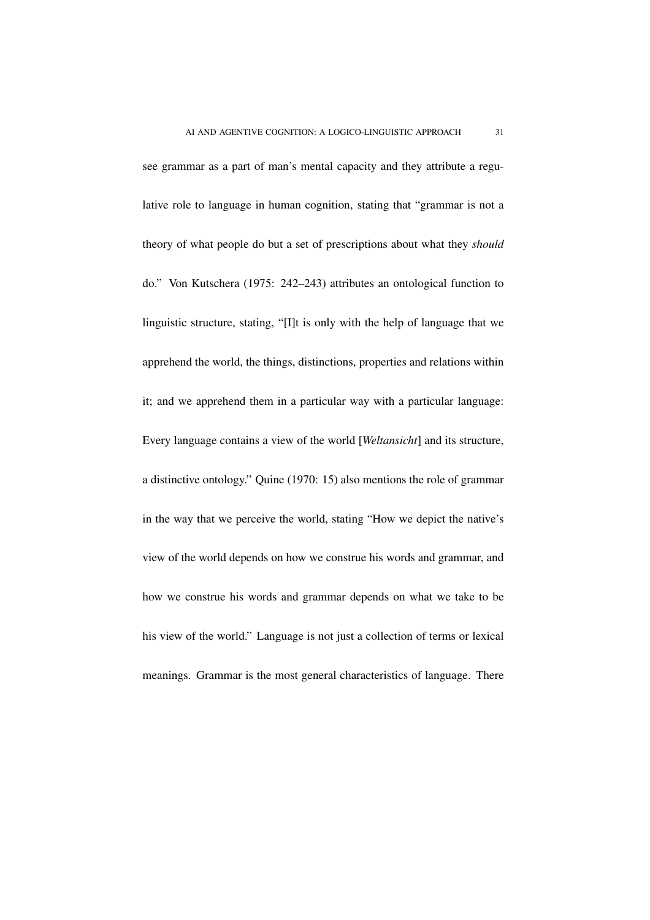see grammar as a part of man's mental capacity and they attribute a regulative role to language in human cognition, stating that "grammar is not a theory of what people do but a set of prescriptions about what they *should* do." Von Kutschera (1975: 242–243) attributes an ontological function to linguistic structure, stating, "[I]t is only with the help of language that we apprehend the world, the things, distinctions, properties and relations within it; and we apprehend them in a particular way with a particular language: Every language contains a view of the world [*Weltansicht*] and its structure, a distinctive ontology." Quine (1970: 15) also mentions the role of grammar in the way that we perceive the world, stating "How we depict the native's view of the world depends on how we construe his words and grammar, and how we construe his words and grammar depends on what we take to be his view of the world." Language is not just a collection of terms or lexical meanings. Grammar is the most general characteristics of language. There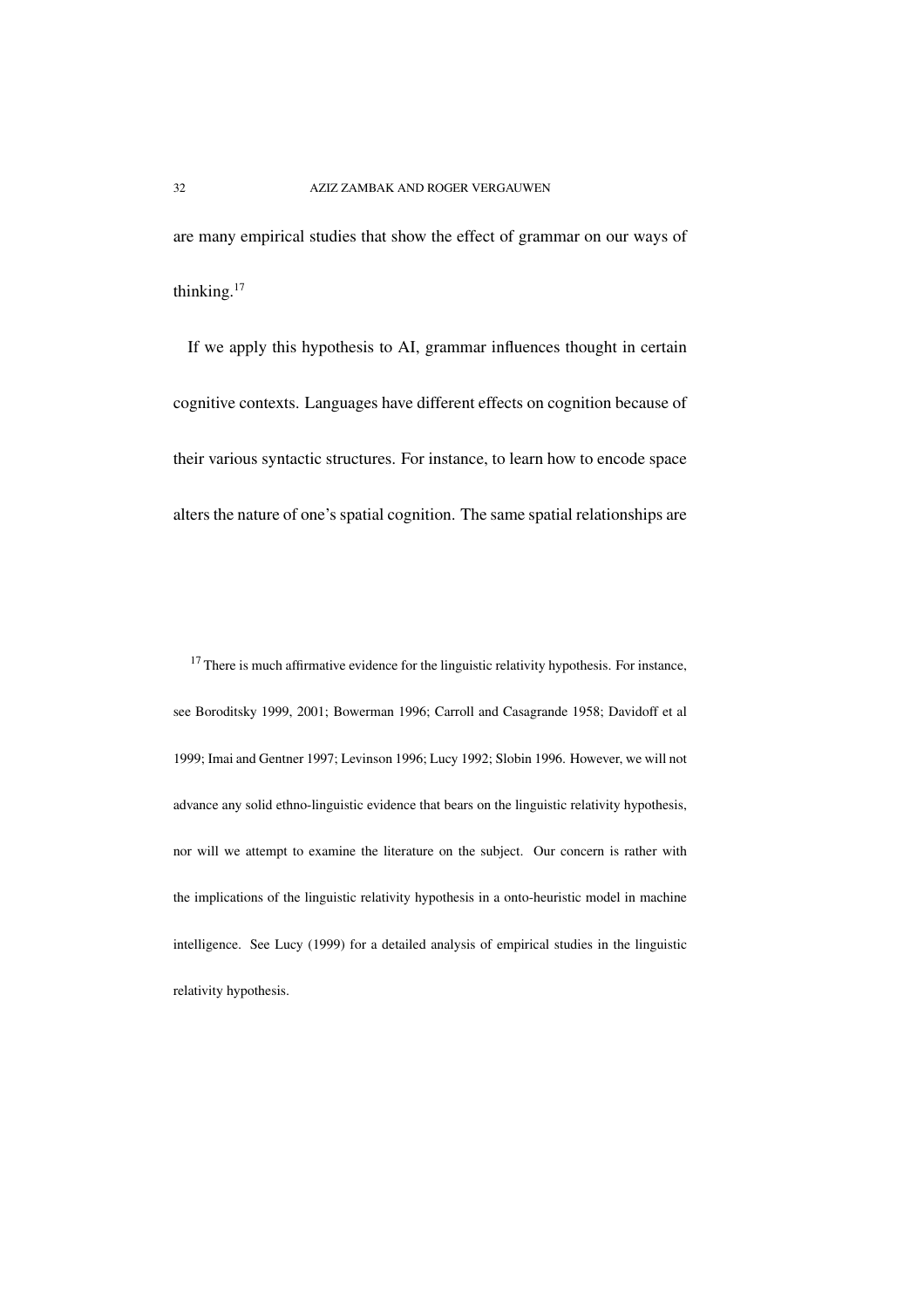are many empirical studies that show the effect of grammar on our ways of thinking.[17]

If we apply this hypothesis to AI, grammar influences thought in certain cognitive contexts. Languages have different effects on cognition because of their various syntactic structures. For instance, to learn how to encode space alters the nature of one's spatial cognition. The same spatial relationships are

[17] There is much affirmative evidence for the linguistic relativity hypothesis. For instance, see Boroditsky 1999, 2001; Bowerman 1996; Carroll and Casagrande 1958; Davidoff et al 1999; Imai and Gentner 1997; Levinson 1996; Lucy 1992; Slobin 1996. However, we will not advance any solid ethno-linguistic evidence that bears on the linguistic relativity hypothesis, nor will we attempt to examine the literature on the subject. Our concern is rather with the implications of the linguistic relativity hypothesis in a onto-heuristic model in machine intelligence. See Lucy (1999) for a detailed analysis of empirical studies in the linguistic relativity hypothesis.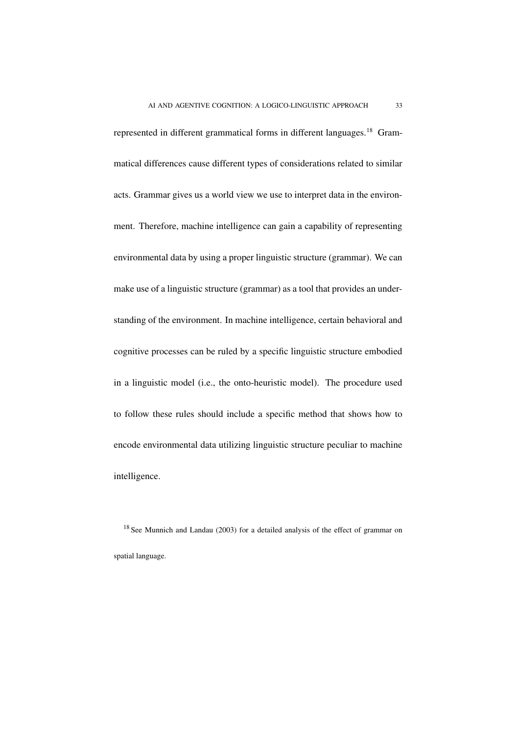represented in different grammatical forms in different languages.[18] Grammatical differences cause different types of considerations related to similar acts. Grammar gives us a world view we use to interpret data in the environment. Therefore, machine intelligence can gain a capability of representing environmental data by using a proper linguistic structure (grammar). We can make use of a linguistic structure (grammar) as a tool that provides an understanding of the environment. In machine intelligence, certain behavioral and cognitive processes can be ruled by a specific linguistic structure embodied in a linguistic model (i.e., the onto-heuristic model). The procedure used to follow these rules should include a specific method that shows how to encode environmental data utilizing linguistic structure peculiar to machine intelligence.

[18] See Munnich and Landau (2003) for a detailed analysis of the effect of grammar on spatial language.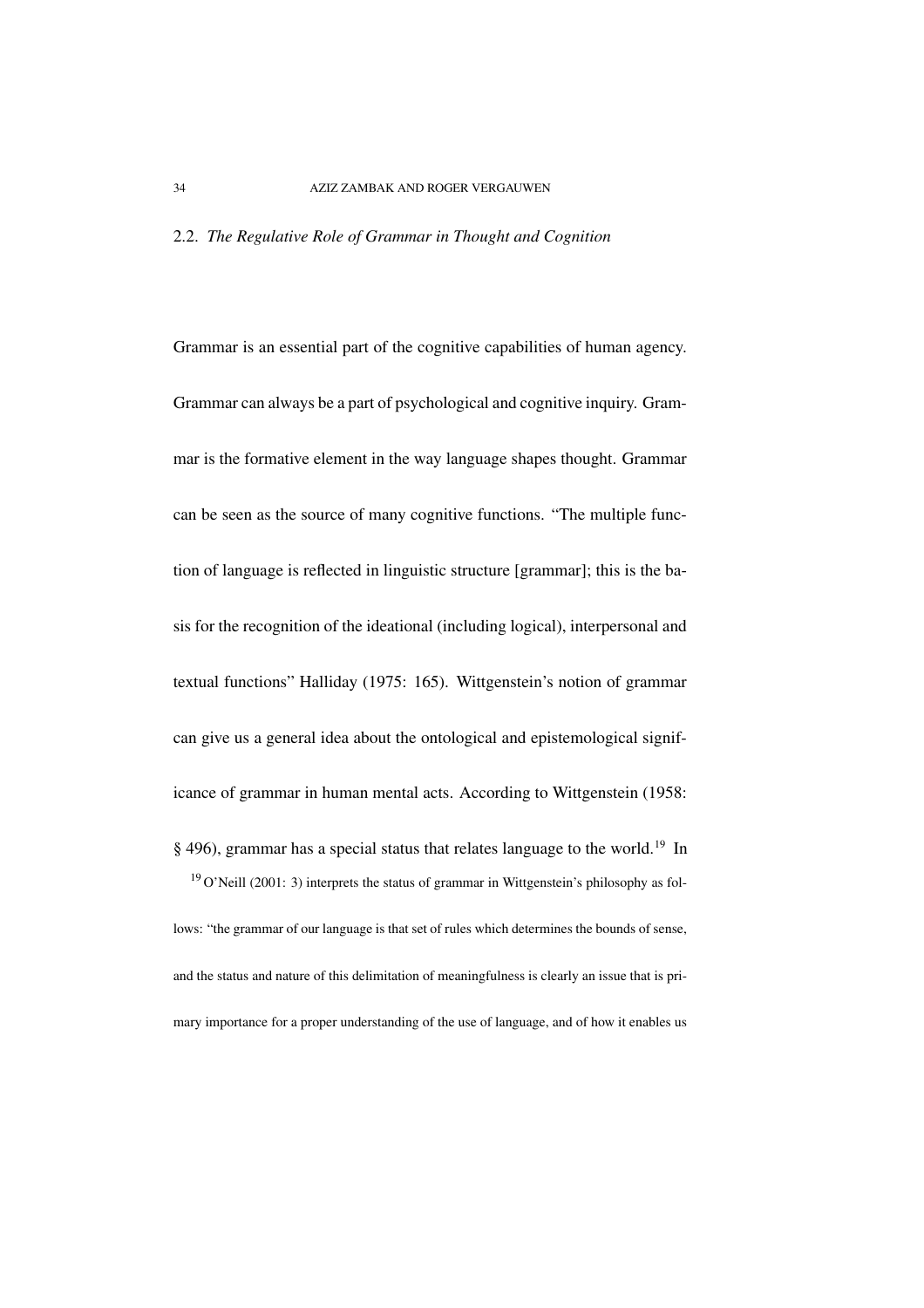### 2.2. *The Regulative Role of Grammar in Thought and Cognition*

Grammar is an essential part of the cognitive capabilities of human agency. Grammar can always be a part of psychological and cognitive inquiry. Grammar is the formative element in the way language shapes thought. Grammar can be seen as the source of many cognitive functions. "The multiple function of language is reflected in linguistic structure [grammar]; this is the basis for the recognition of the ideational (including logical), interpersonal and textual functions" Halliday (1975: 165). Wittgenstein's notion of grammar can give us a general idea about the ontological and epistemological significance of grammar in human mental acts. According to Wittgenstein (1958: § 496), grammar has a special status that relates language to the world.[19] In

[19] O'Neill (2001: 3) interprets the status of grammar in Wittgenstein's philosophy as follows: "the grammar of our language is that set of rules which determines the bounds of sense, and the status and nature of this delimitation of meaningfulness is clearly an issue that is primary importance for a proper understanding of the use of language, and of how it enables us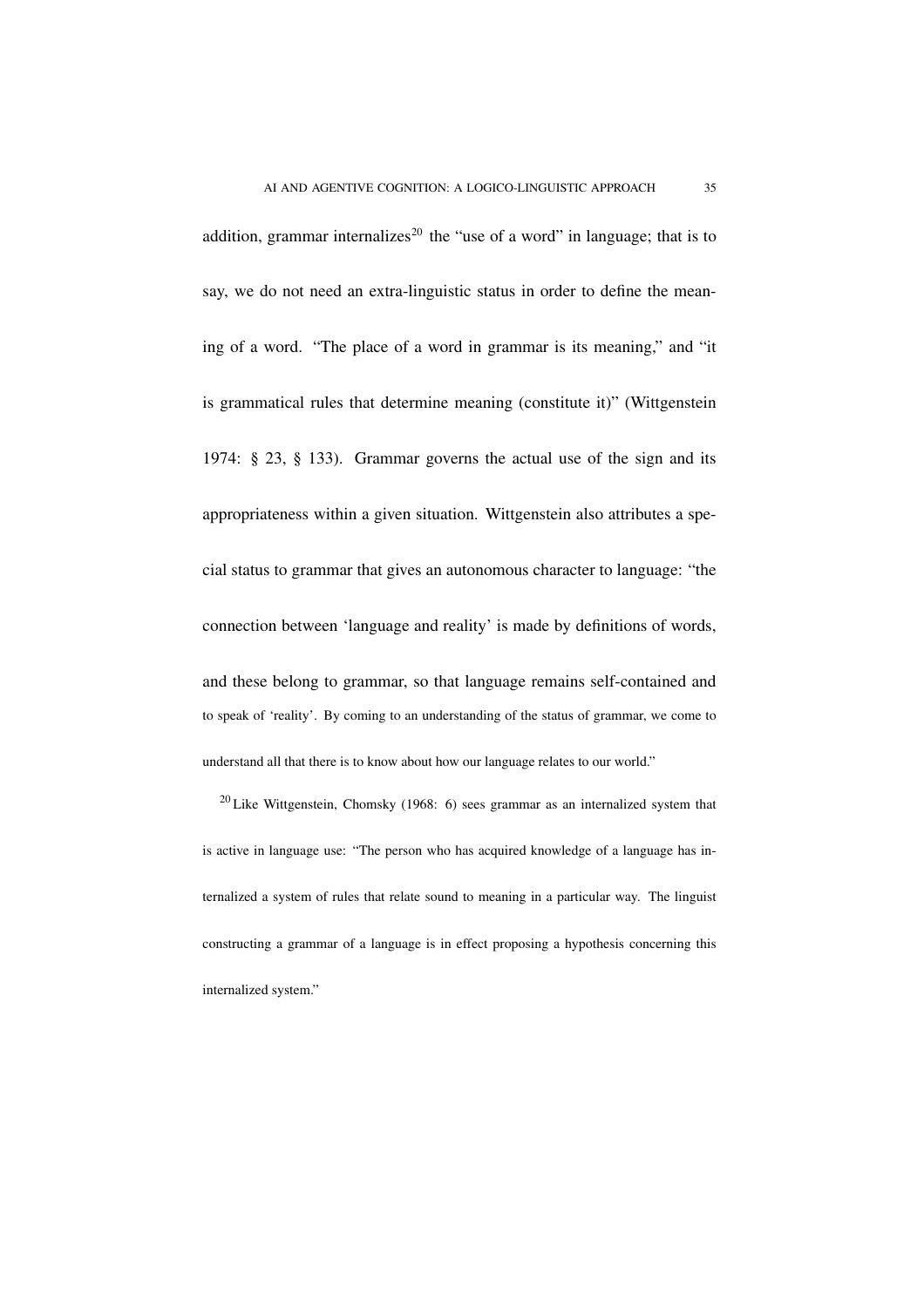addition, grammar internalizes[20] the "use of a word" in language; that is to say, we do not need an extra-linguistic status in order to define the meaning of a word. "The place of a word in grammar is its meaning," and "it is grammatical rules that determine meaning (constitute it)" (Wittgenstein 1974: § 23, § 133). Grammar governs the actual use of the sign and its appropriateness within a given situation. Wittgenstein also attributes a special status to grammar that gives an autonomous character to language: "the connection between 'language and reality' is made by definitions of words, and these belong to grammar, so that language remains self-contained and to speak of 'reality'. By coming to an understanding of the status of grammar, we come to understand all that there is to know about how our language relates to our world."

[20] Like Wittgenstein, Chomsky (1968: 6) sees grammar as an internalized system that is active in language use: "The person who has acquired knowledge of a language has internalized a system of rules that relate sound to meaning in a particular way. The linguist constructing a grammar of a language is in effect proposing a hypothesis concerning this internalized system."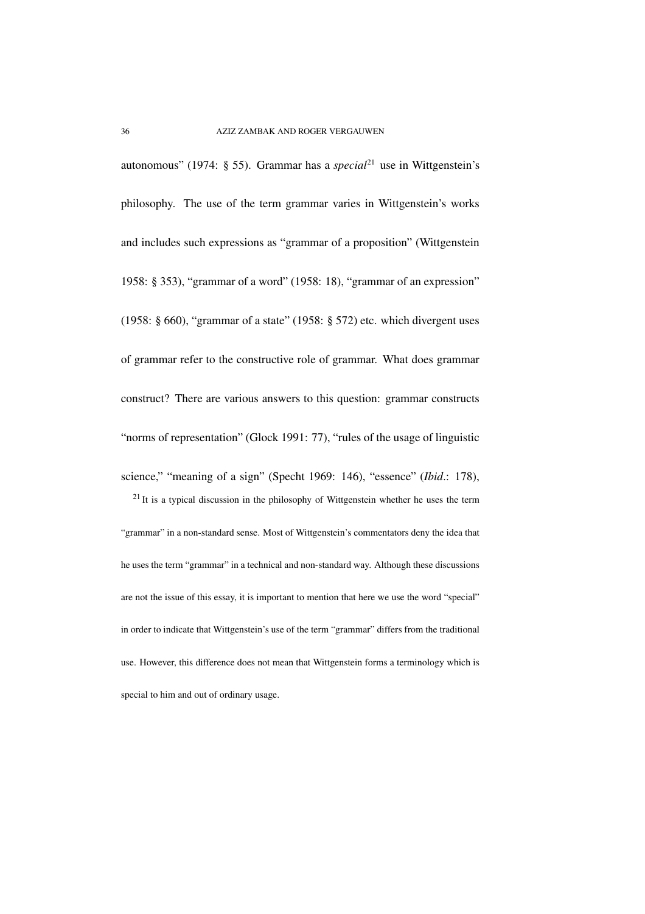autonomous" (1974: § 55). Grammar has a *special*[21] use in Wittgenstein's philosophy. The use of the term grammar varies in Wittgenstein's works and includes such expressions as "grammar of a proposition" (Wittgenstein 1958: § 353), "grammar of a word" (1958: 18), "grammar of an expression" (1958: § 660), "grammar of a state" (1958: § 572) etc. which divergent uses of grammar refer to the constructive role of grammar. What does grammar construct? There are various answers to this question: grammar constructs "norms of representation" (Glock 1991: 77), "rules of the usage of linguistic science," "meaning of a sign" (Specht 1969: 146), "essence" (*Ibid*.: 178),

[21] It is a typical discussion in the philosophy of Wittgenstein whether he uses the term "grammar" in a non-standard sense. Most of Wittgenstein's commentators deny the idea that he uses the term "grammar" in a technical and non-standard way. Although these discussions are not the issue of this essay, it is important to mention that here we use the word "special" in order to indicate that Wittgenstein's use of the term "grammar" differs from the traditional use. However, this difference does not mean that Wittgenstein forms a terminology which is special to him and out of ordinary usage.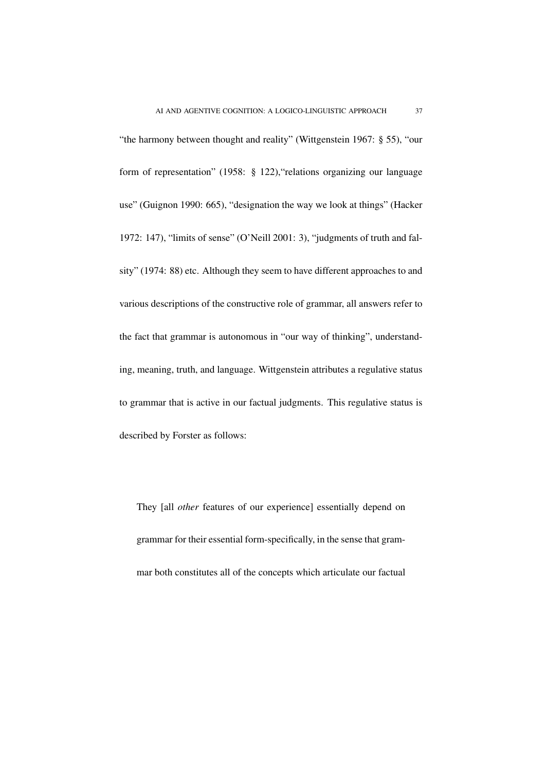"the harmony between thought and reality" (Wittgenstein 1967: § 55), "our form of representation" (1958: § 122),"relations organizing our language use" (Guignon 1990: 665), "designation the way we look at things" (Hacker 1972: 147), "limits of sense" (O'Neill 2001: 3), "judgments of truth and falsity" (1974: 88) etc. Although they seem to have different approaches to and various descriptions of the constructive role of grammar, all answers refer to the fact that grammar is autonomous in "our way of thinking", understanding, meaning, truth, and language. Wittgenstein attributes a regulative status to grammar that is active in our factual judgments. This regulative status is described by Forster as follows:

> They [all *other* features of our experience] essentially depend on grammar for their essential form-specifically, in the sense that grammar both constitutes all of the concepts which articulate our factual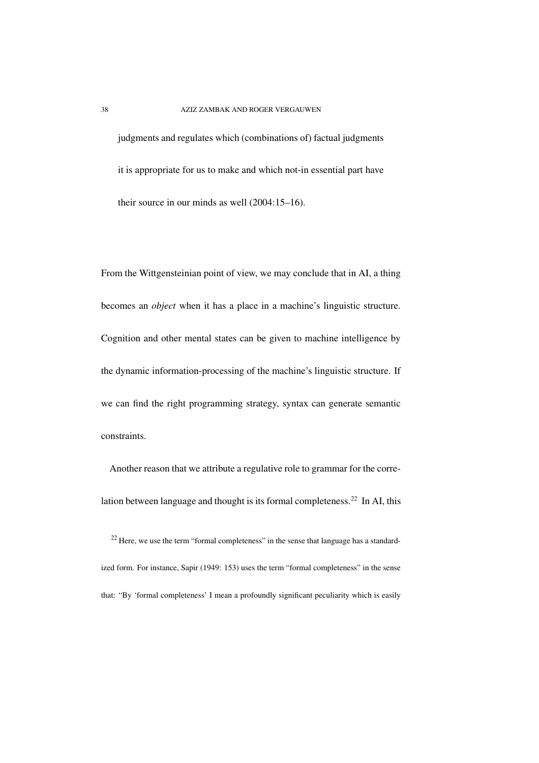> judgments and regulates which (combinations of) factual judgments it is appropriate for us to make and which not-in essential part have their source in our minds as well (2004:15–16).

From the Wittgensteinian point of view, we may conclude that in AI, a thing becomes an *object* when it has a place in a machine's linguistic structure. Cognition and other mental states can be given to machine intelligence by the dynamic information-processing of the machine's linguistic structure. If we can find the right programming strategy, syntax can generate semantic constraints.

Another reason that we attribute a regulative role to grammar for the correlation between language and thought is its formal completeness.[22] In AI, this

[22] Here, we use the term "formal completeness" in the sense that language has a standardized form. For instance, Sapir (1949: 153) uses the term "formal completeness" in the sense that: "By 'formal completeness' I mean a profoundly significant peculiarity which is easily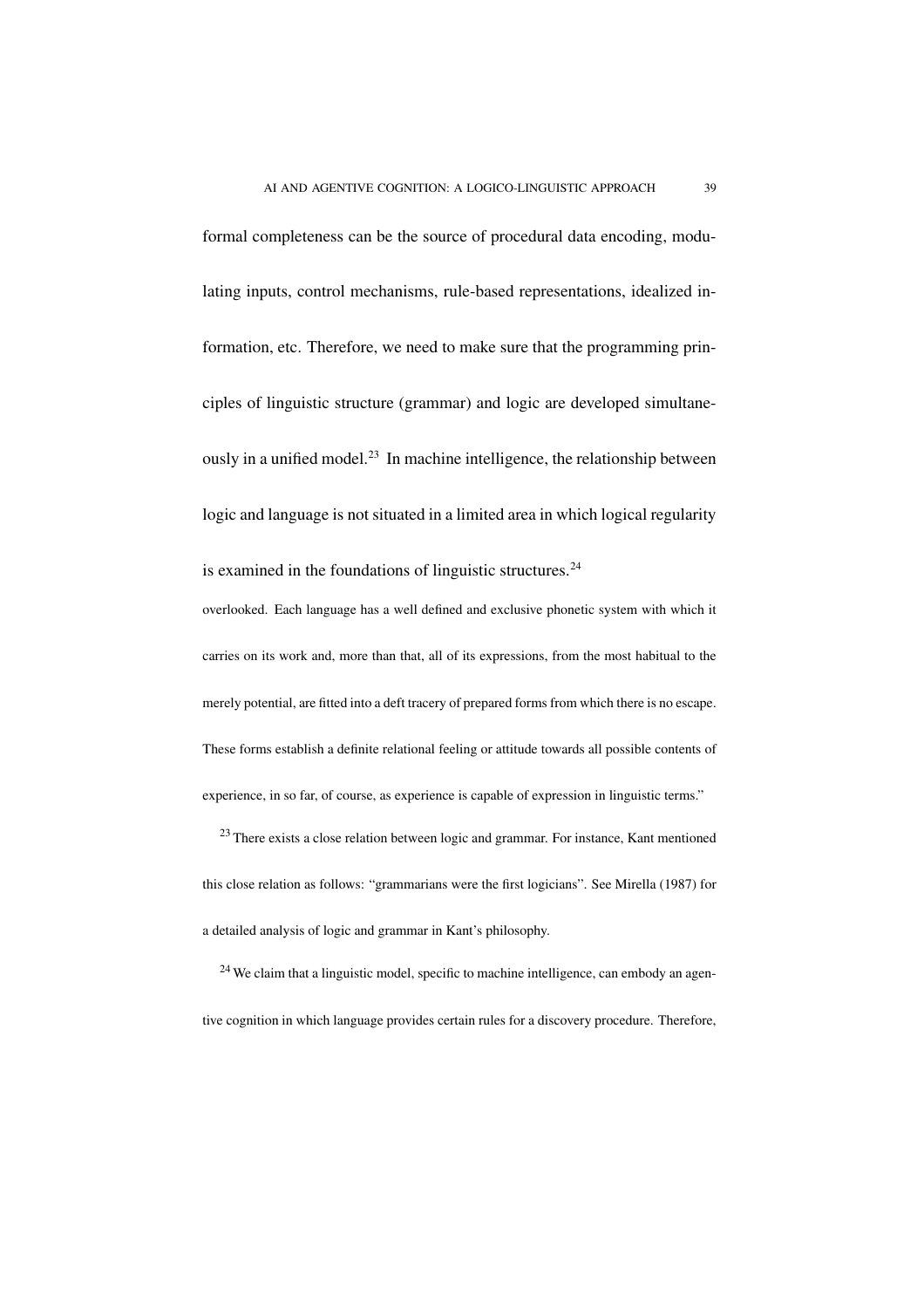formal completeness can be the source of procedural data encoding, modulating inputs, control mechanisms, rule-based representations, idealized information, etc. Therefore, we need to make sure that the programming principles of linguistic structure (grammar) and logic are developed simultaneously in a unified model.[23] In machine intelligence, the relationship between logic and language is not situated in a limited area in which logical regularity is examined in the foundations of linguistic structures.[24]

overlooked. Each language has a well defined and exclusive phonetic system with which it carries on its work and, more than that, all of its expressions, from the most habitual to the merely potential, are fitted into a deft tracery of prepared forms from which there is no escape. These forms establish a definite relational feeling or attitude towards all possible contents of experience, in so far, of course, as experience is capable of expression in linguistic terms."

[23] There exists a close relation between logic and grammar. For instance, Kant mentioned this close relation as follows: "grammarians were the first logicians". See Mirella (1987) for a detailed analysis of logic and grammar in Kant's philosophy.

[24] We claim that a linguistic model, specific to machine intelligence, can embody an agentive cognition in which language provides certain rules for a discovery procedure. Therefore,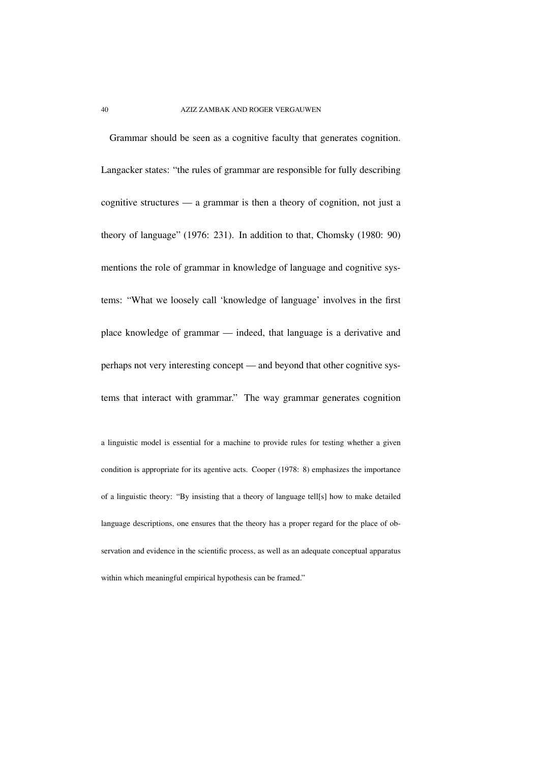Grammar should be seen as a cognitive faculty that generates cognition. Langacker states: "the rules of grammar are responsible for fully describing cognitive structures — a grammar is then a theory of cognition, not just a theory of language" (1976: 231). In addition to that, Chomsky (1980: 90) mentions the role of grammar in knowledge of language and cognitive systems: "What we loosely call 'knowledge of language' involves in the first place knowledge of grammar — indeed, that language is a derivative and perhaps not very interesting concept — and beyond that other cognitive systems that interact with grammar." The way grammar generates cognition

a linguistic model is essential for a machine to provide rules for testing whether a given condition is appropriate for its agentive acts. Cooper (1978: 8) emphasizes the importance of a linguistic theory: "By insisting that a theory of language tell[s] how to make detailed language descriptions, one ensures that the theory has a proper regard for the place of observation and evidence in the scientific process, as well as an adequate conceptual apparatus within which meaningful empirical hypothesis can be framed."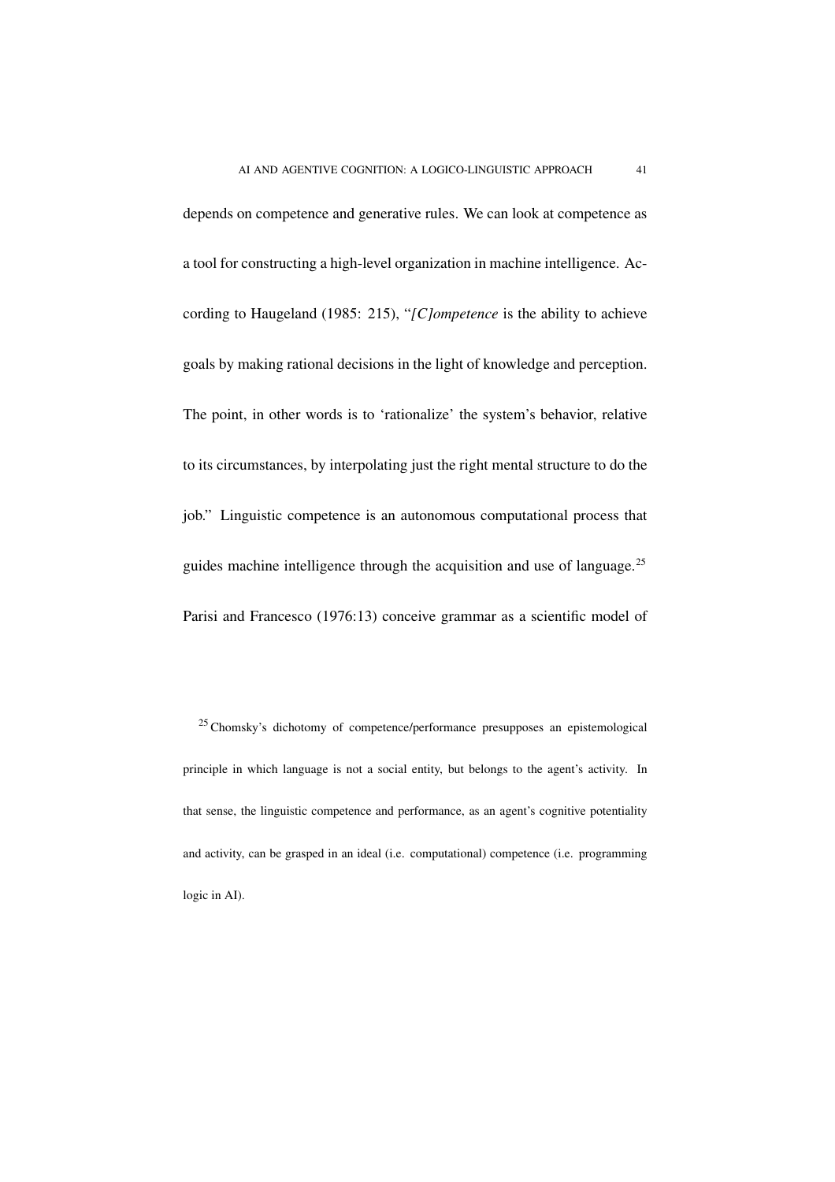depends on competence and generative rules. We can look at competence as a tool for constructing a high-level organization in machine intelligence. According to Haugeland (1985: 215), "*[C]ompetence* is the ability to achieve goals by making rational decisions in the light of knowledge and perception. The point, in other words is to 'rationalize' the system's behavior, relative to its circumstances, by interpolating just the right mental structure to do the job." Linguistic competence is an autonomous computational process that guides machine intelligence through the acquisition and use of language.[25] Parisi and Francesco (1976:13) conceive grammar as a scientific model of

[25] Chomsky's dichotomy of competence/performance presupposes an epistemological principle in which language is not a social entity, but belongs to the agent's activity. In that sense, the linguistic competence and performance, as an agent's cognitive potentiality and activity, can be grasped in an ideal (i.e. computational) competence (i.e. programming logic in AI).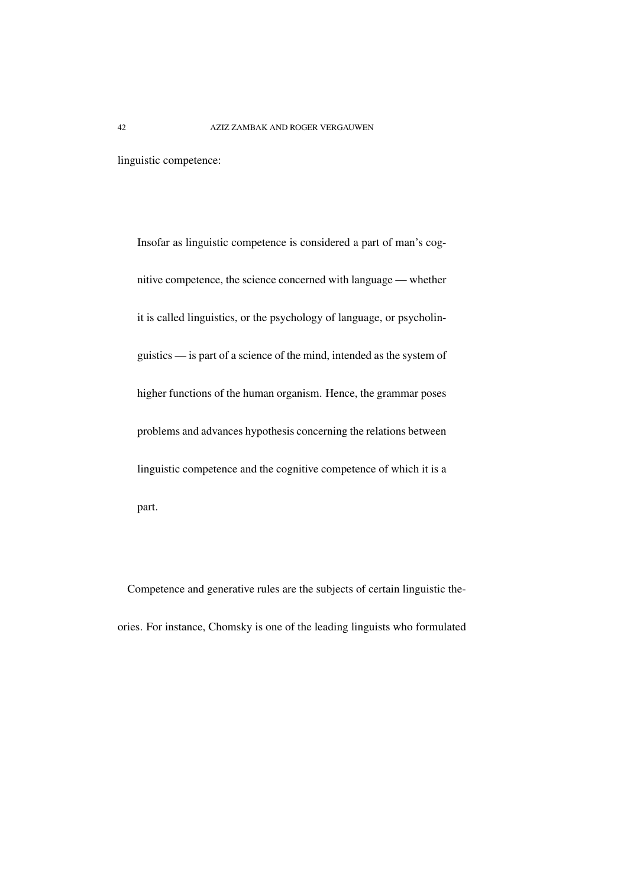linguistic competence:

> Insofar as linguistic competence is considered a part of man's cognitive competence, the science concerned with language — whether it is called linguistics, or the psychology of language, or psycholinguistics — is part of a science of the mind, intended as the system of higher functions of the human organism. Hence, the grammar poses problems and advances hypothesis concerning the relations between linguistic competence and the cognitive competence of which it is a part.

Competence and generative rules are the subjects of certain linguistic theories. For instance, Chomsky is one of the leading linguists who formulated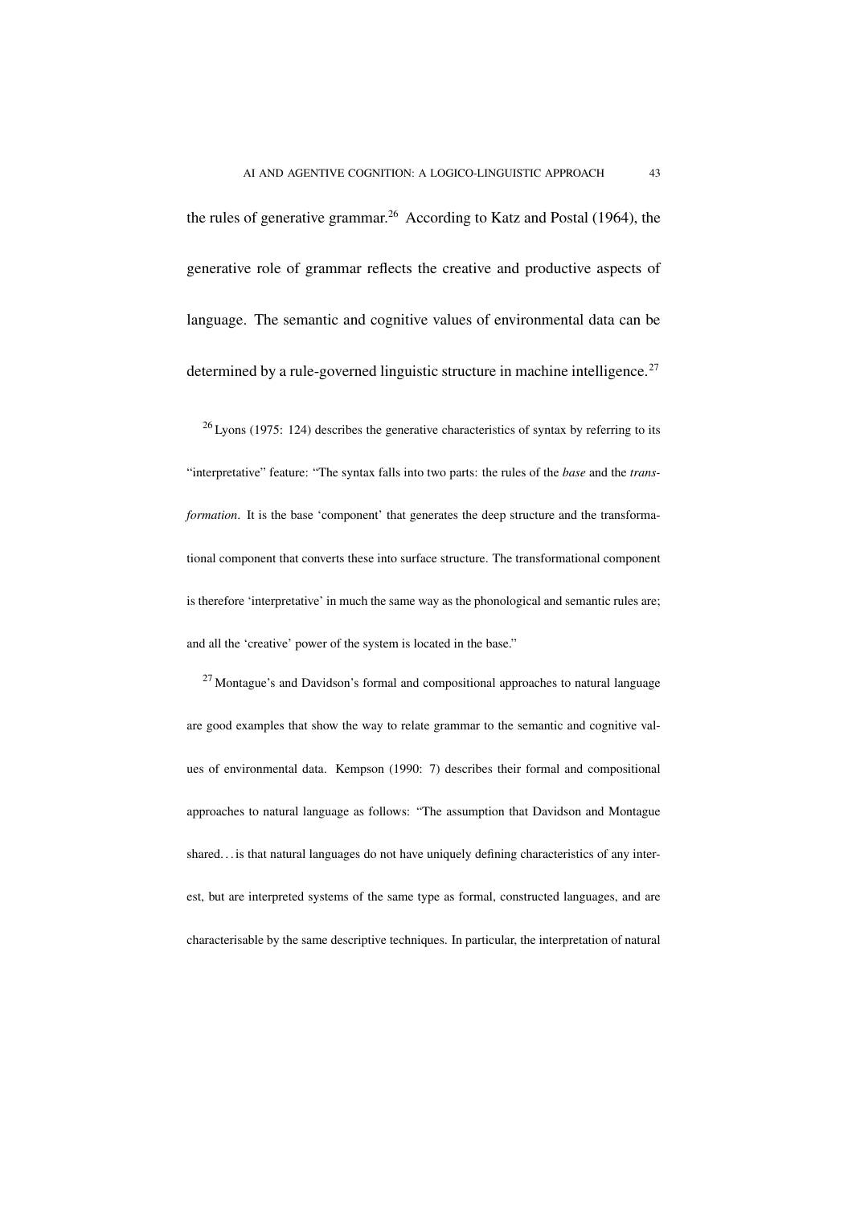the rules of generative grammar.[26] According to Katz and Postal (1964), the generative role of grammar reflects the creative and productive aspects of language. The semantic and cognitive values of environmental data can be determined by a rule-governed linguistic structure in machine intelligence.[27]

[26] Lyons (1975: 124) describes the generative characteristics of syntax by referring to its "interpretative" feature: "The syntax falls into two parts: the rules of the *base* and the *transformation*. It is the base 'component' that generates the deep structure and the transformational component that converts these into surface structure. The transformational component is therefore 'interpretative' in much the same way as the phonological and semantic rules are; and all the 'creative' power of the system is located in the base."

[27] Montague's and Davidson's formal and compositional approaches to natural language are good examples that show the way to relate grammar to the semantic and cognitive values of environmental data. Kempson (1990: 7) describes their formal and compositional approaches to natural language as follows: "The assumption that Davidson and Montague shared…is that natural languages do not have uniquely defining characteristics of any interest, but are interpreted systems of the same type as formal, constructed languages, and are characterisable by the same descriptive techniques. In particular, the interpretation of natural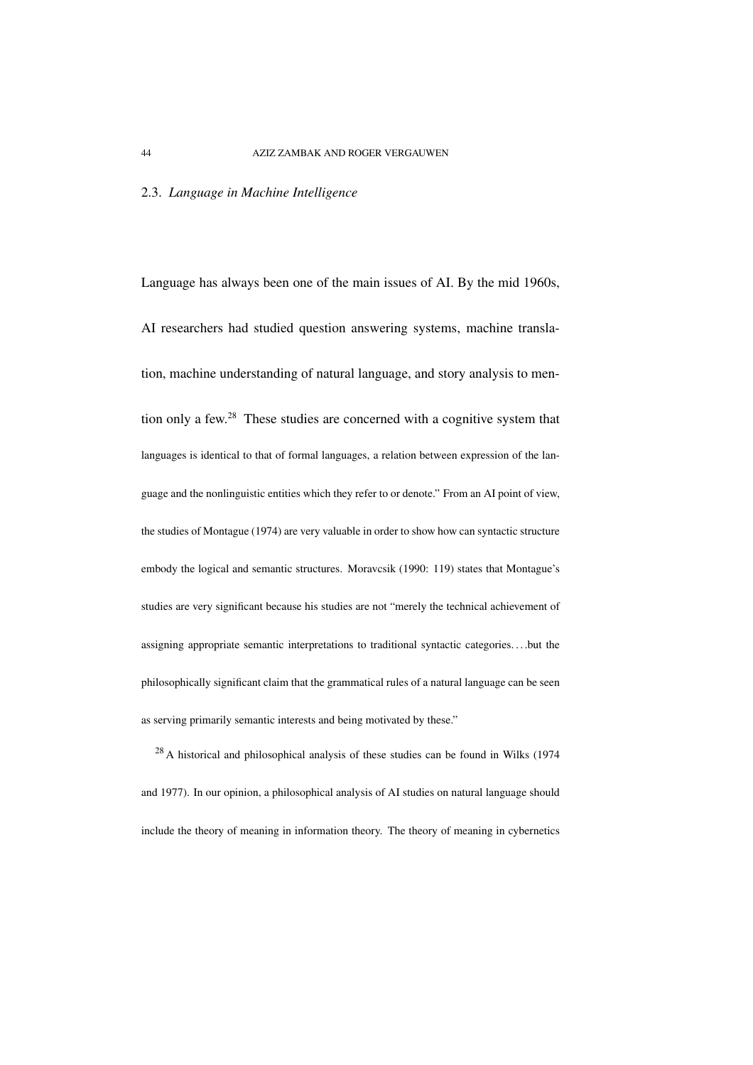## 2.3. *Language in Machine Intelligence*

Language has always been one of the main issues of AI. By the mid 1960s, AI researchers had studied question answering systems, machine translation, machine understanding of natural language, and story analysis to mention only a few.[28] These studies are concerned with a cognitive system that

languages is identical to that of formal languages, a relation between expression of the language and the nonlinguistic entities which they refer to or denote." From an AI point of view, the studies of Montague (1974) are very valuable in order to show how can syntactic structure embody the logical and semantic structures. Moravcsik (1990: 119) states that Montague's studies are very significant because his studies are not "merely the technical achievement of assigning appropriate semantic interpretations to traditional syntactic categories. . . .but the philosophically significant claim that the grammatical rules of a natural language can be seen as serving primarily semantic interests and being motivated by these."

[28] A historical and philosophical analysis of these studies can be found in Wilks (1974 and 1977). In our opinion, a philosophical analysis of AI studies on natural language should include the theory of meaning in information theory. The theory of meaning in cybernetics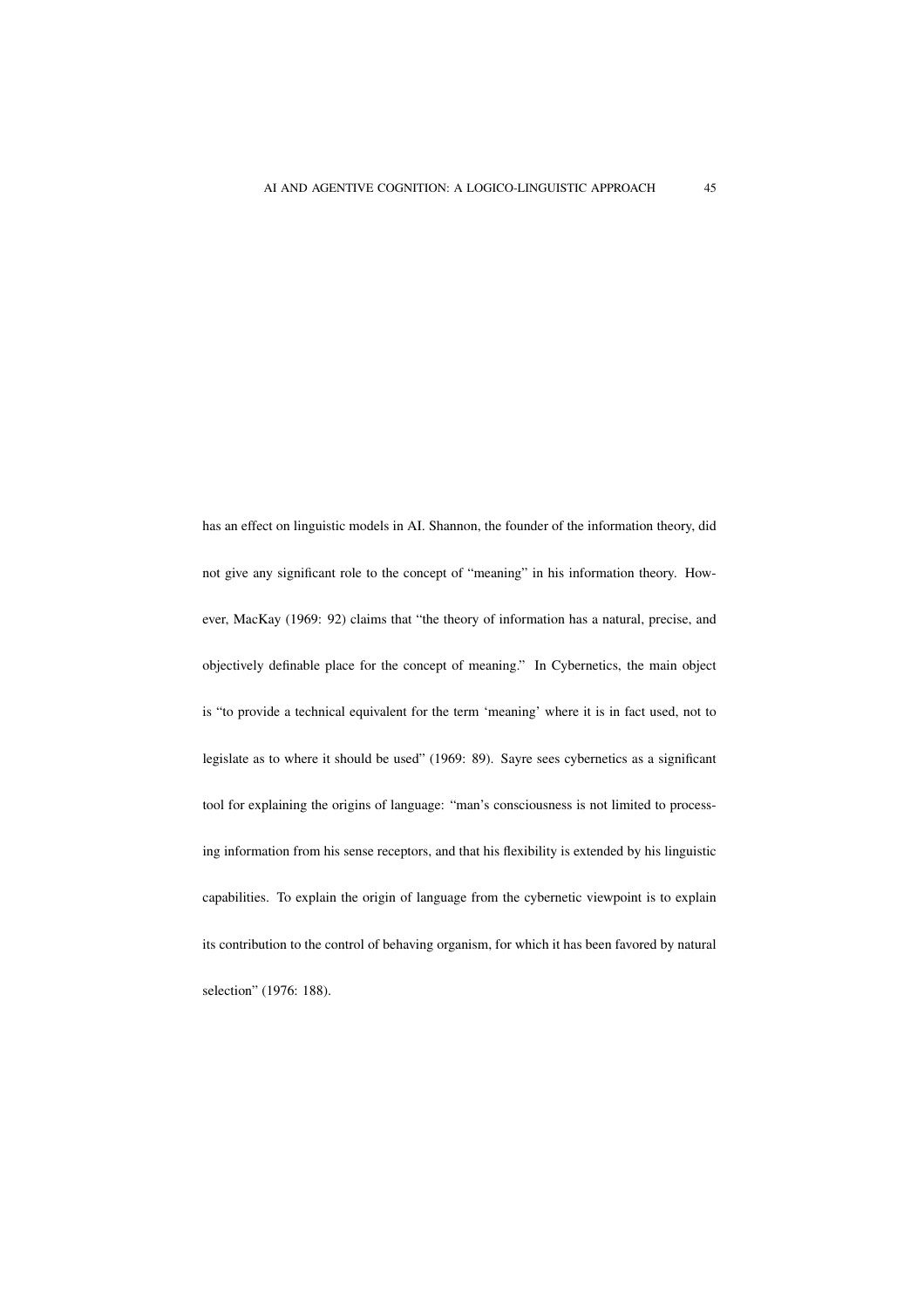has an effect on linguistic models in AI. Shannon, the founder of the information theory, did not give any significant role to the concept of "meaning" in his information theory. However, MacKay (1969: 92) claims that "the theory of information has a natural, precise, and objectively definable place for the concept of meaning." In Cybernetics, the main object is "to provide a technical equivalent for the term 'meaning' where it is in fact used, not to legislate as to where it should be used" (1969: 89). Sayre sees cybernetics as a significant tool for explaining the origins of language: "man's consciousness is not limited to processing information from his sense receptors, and that his flexibility is extended by his linguistic capabilities. To explain the origin of language from the cybernetic viewpoint is to explain its contribution to the control of behaving organism, for which it has been favored by natural selection" (1976: 188).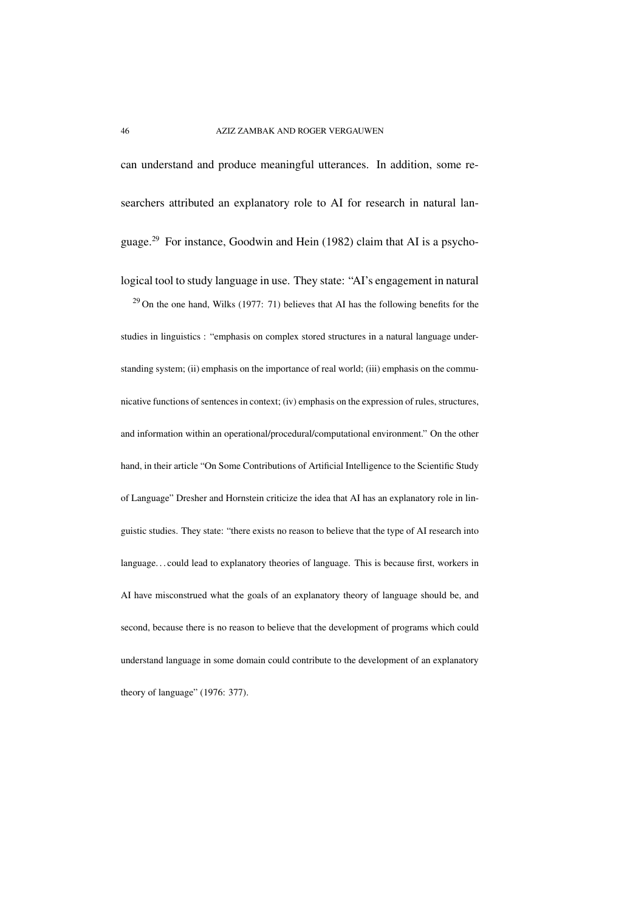can understand and produce meaningful utterances. In addition, some researchers attributed an explanatory role to AI for research in natural language.[29] For instance, Goodwin and Hein (1982) claim that AI is a psychological tool to study language in use. They state: "AI's engagement in natural

[29] On the one hand, Wilks (1977: 71) believes that AI has the following benefits for the studies in linguistics : "emphasis on complex stored structures in a natural language understanding system; (ii) emphasis on the importance of real world; (iii) emphasis on the communicative functions of sentences in context; (iv) emphasis on the expression of rules, structures, and information within an operational/procedural/computational environment." On the other hand, in their article "On Some Contributions of Artificial Intelligence to the Scientific Study of Language" Dresher and Hornstein criticize the idea that AI has an explanatory role in linguistic studies. They state: "there exists no reason to believe that the type of AI research into language. . . could lead to explanatory theories of language. This is because first, workers in AI have misconstrued what the goals of an explanatory theory of language should be, and second, because there is no reason to believe that the development of programs which could understand language in some domain could contribute to the development of an explanatory theory of language" (1976: 377).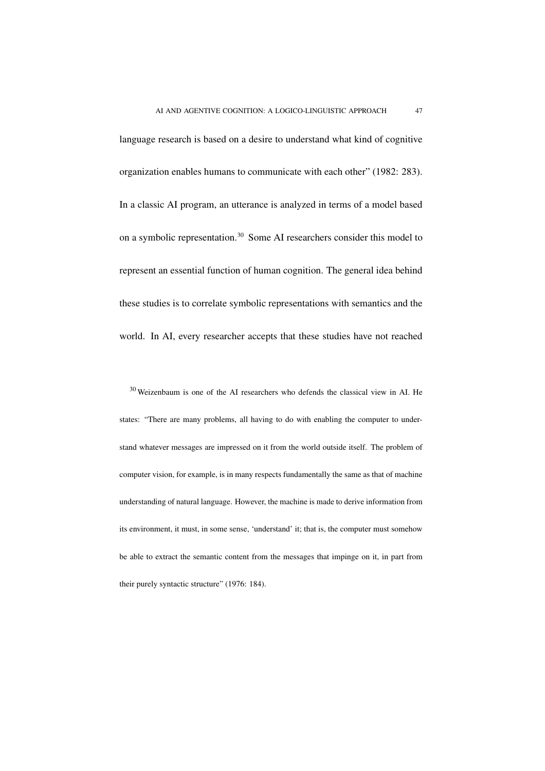language research is based on a desire to understand what kind of cognitive organization enables humans to communicate with each other" (1982: 283). In a classic AI program, an utterance is analyzed in terms of a model based on a symbolic representation.[30] Some AI researchers consider this model to represent an essential function of human cognition. The general idea behind these studies is to correlate symbolic representations with semantics and the world. In AI, every researcher accepts that these studies have not reached

[30] Weizenbaum is one of the AI researchers who defends the classical view in AI. He states: "There are many problems, all having to do with enabling the computer to understand whatever messages are impressed on it from the world outside itself. The problem of computer vision, for example, is in many respects fundamentally the same as that of machine understanding of natural language. However, the machine is made to derive information from its environment, it must, in some sense, 'understand' it; that is, the computer must somehow be able to extract the semantic content from the messages that impinge on it, in part from their purely syntactic structure" (1976: 184).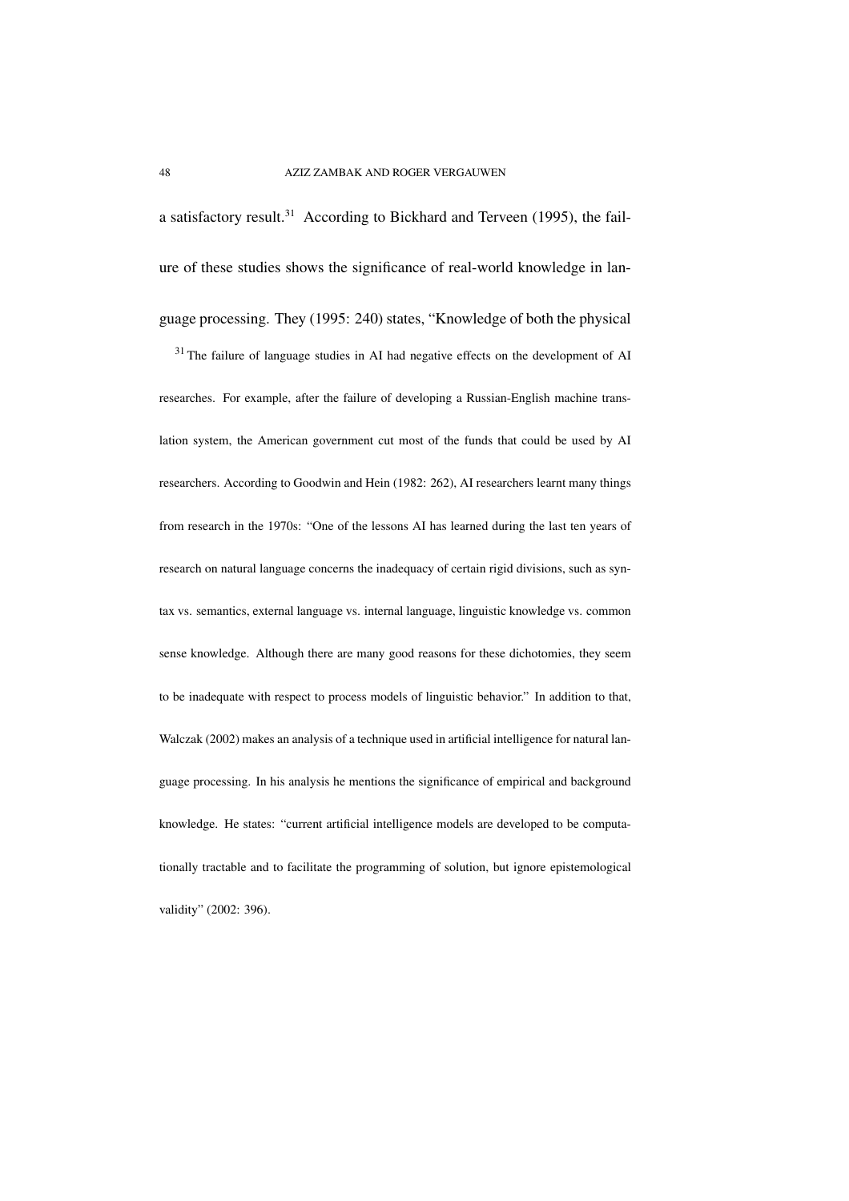a satisfactory result.[31] According to Bickhard and Terveen (1995), the failure of these studies shows the significance of real-world knowledge in language processing. They (1995: 240) states, "Knowledge of both the physical

[31] The failure of language studies in AI had negative effects on the development of AI researches. For example, after the failure of developing a Russian-English machine translation system, the American government cut most of the funds that could be used by AI researchers. According to Goodwin and Hein (1982: 262), AI researchers learnt many things from research in the 1970s: "One of the lessons AI has learned during the last ten years of research on natural language concerns the inadequacy of certain rigid divisions, such as syntax vs. semantics, external language vs. internal language, linguistic knowledge vs. common sense knowledge. Although there are many good reasons for these dichotomies, they seem to be inadequate with respect to process models of linguistic behavior." In addition to that, Walczak (2002) makes an analysis of a technique used in artificial intelligence for natural language processing. In his analysis he mentions the significance of empirical and background knowledge. He states: "current artificial intelligence models are developed to be computationally tractable and to facilitate the programming of solution, but ignore epistemological validity" (2002: 396).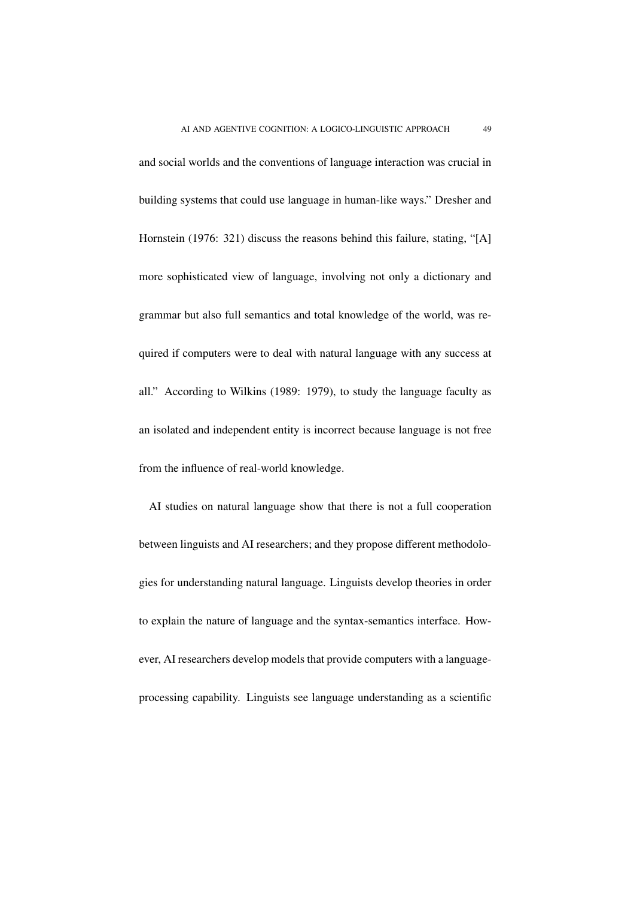and social worlds and the conventions of language interaction was crucial in building systems that could use language in human-like ways." Dresher and Hornstein (1976: 321) discuss the reasons behind this failure, stating, "[A] more sophisticated view of language, involving not only a dictionary and grammar but also full semantics and total knowledge of the world, was required if computers were to deal with natural language with any success at all." According to Wilkins (1989: 1979), to study the language faculty as an isolated and independent entity is incorrect because language is not free from the influence of real-world knowledge.

AI studies on natural language show that there is not a full cooperation between linguists and AI researchers; and they propose different methodologies for understanding natural language. Linguists develop theories in order to explain the nature of language and the syntax-semantics interface. However, AI researchers develop models that provide computers with a language-processing capability. Linguists see language understanding as a scientific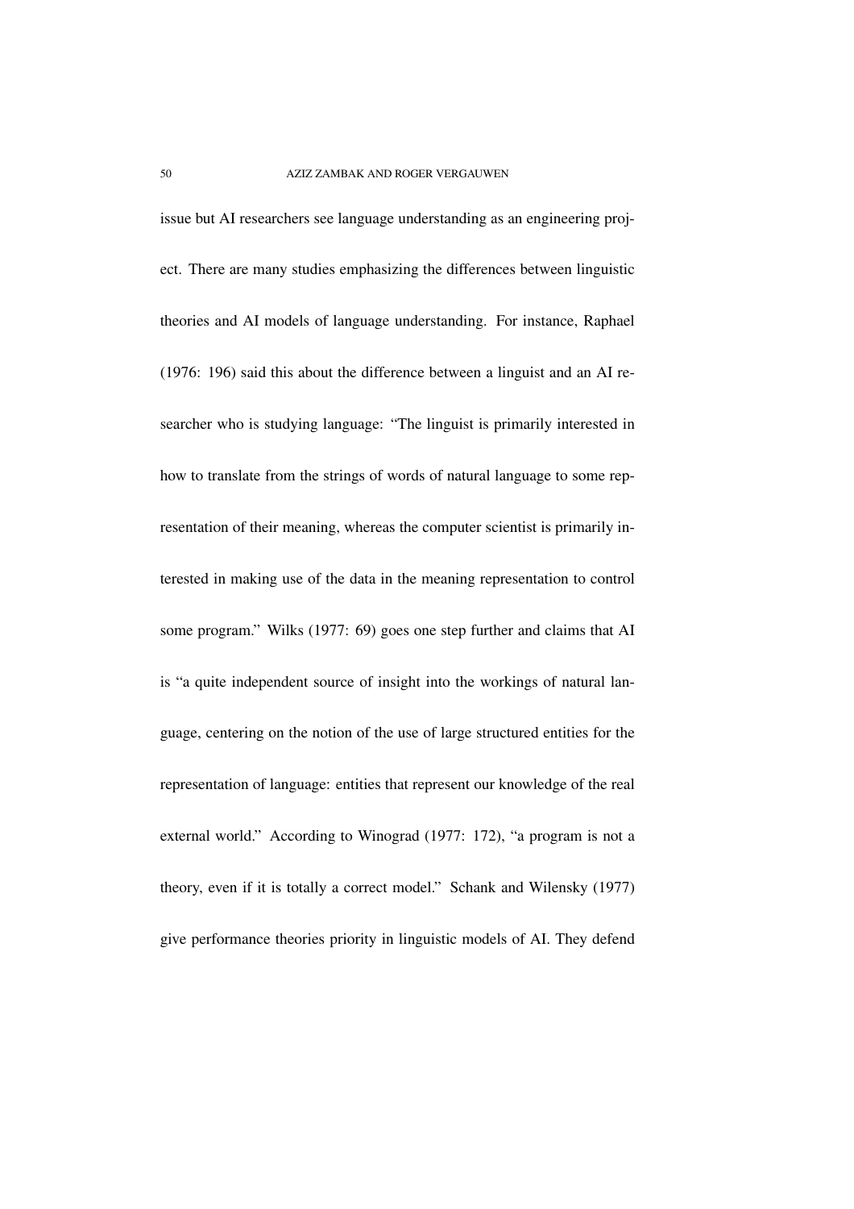issue but AI researchers see language understanding as an engineering project. There are many studies emphasizing the differences between linguistic theories and AI models of language understanding. For instance, Raphael (1976: 196) said this about the difference between a linguist and an AI researcher who is studying language: "The linguist is primarily interested in how to translate from the strings of words of natural language to some representation of their meaning, whereas the computer scientist is primarily interested in making use of the data in the meaning representation to control some program." Wilks (1977: 69) goes one step further and claims that AI is "a quite independent source of insight into the workings of natural language, centering on the notion of the use of large structured entities for the representation of language: entities that represent our knowledge of the real external world." According to Winograd (1977: 172), "a program is not a theory, even if it is totally a correct model." Schank and Wilensky (1977) give performance theories priority in linguistic models of AI. They defend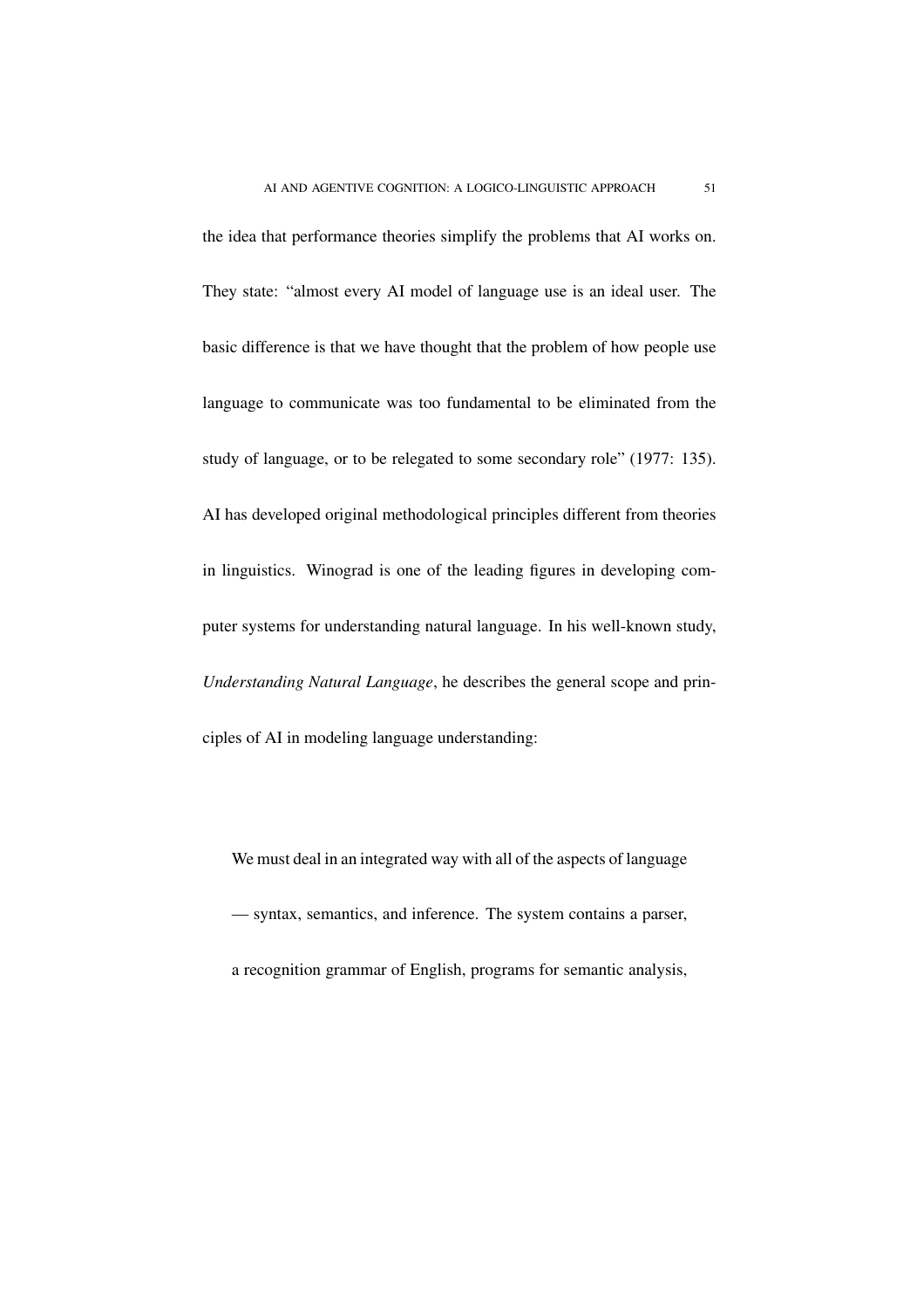the idea that performance theories simplify the problems that AI works on. They state: "almost every AI model of language use is an ideal user. The basic difference is that we have thought that the problem of how people use language to communicate was too fundamental to be eliminated from the study of language, or to be relegated to some secondary role" (1977: 135). AI has developed original methodological principles different from theories in linguistics. Winograd is one of the leading figures in developing computer systems for understanding natural language. In his well-known study, *Understanding Natural Language*, he describes the general scope and principles of AI in modeling language understanding:

> We must deal in an integrated way with all of the aspects of language — syntax, semantics, and inference. The system contains a parser, a recognition grammar of English, programs for semantic analysis,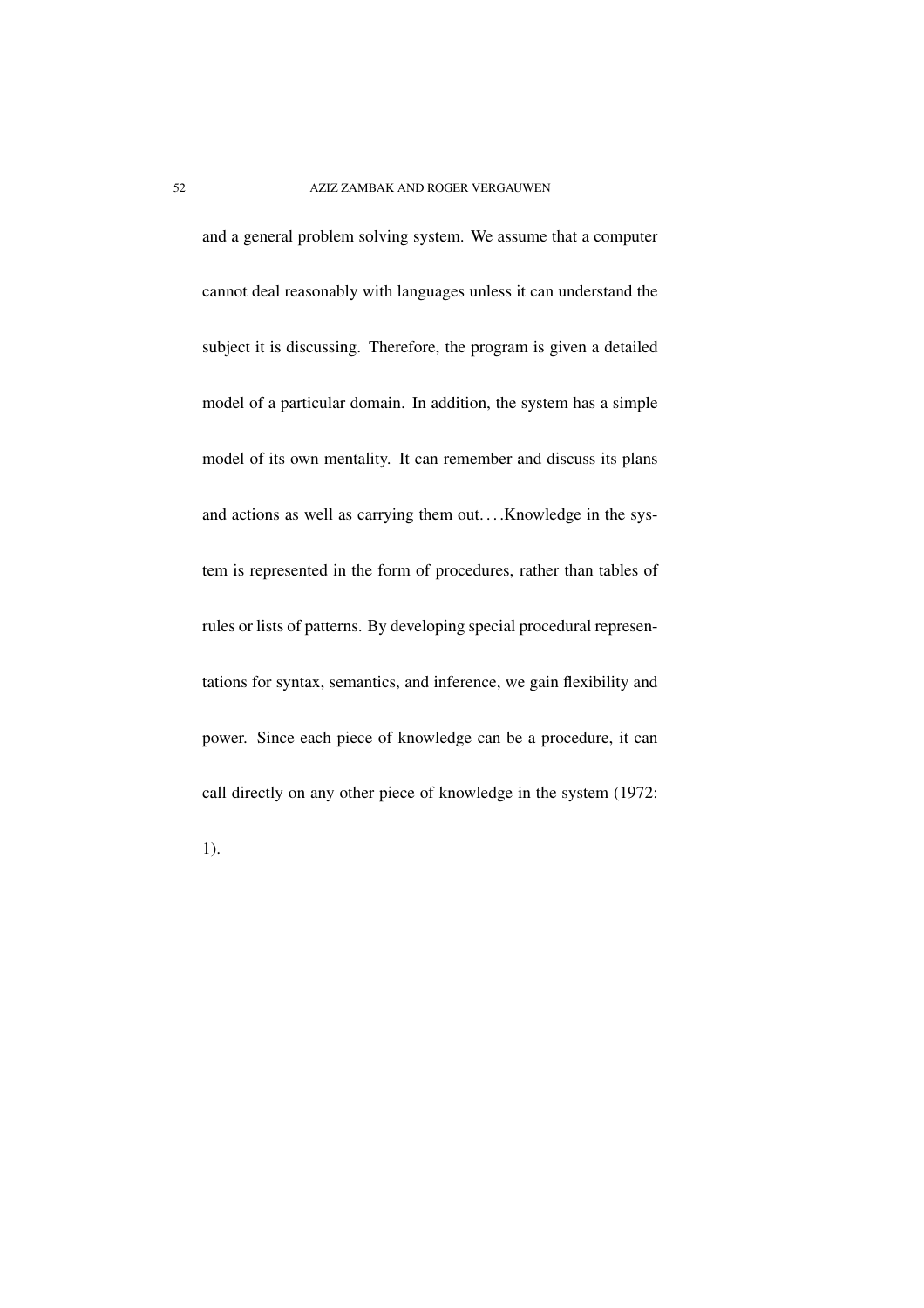and a general problem solving system. We assume that a computer cannot deal reasonably with languages unless it can understand the subject it is discussing. Therefore, the program is given a detailed model of a particular domain. In addition, the system has a simple model of its own mentality. It can remember and discuss its plans and actions as well as carrying them out. . . .Knowledge in the system is represented in the form of procedures, rather than tables of rules or lists of patterns. By developing special procedural representations for syntax, semantics, and inference, we gain flexibility and power. Since each piece of knowledge can be a procedure, it can call directly on any other piece of knowledge in the system (1972: 1).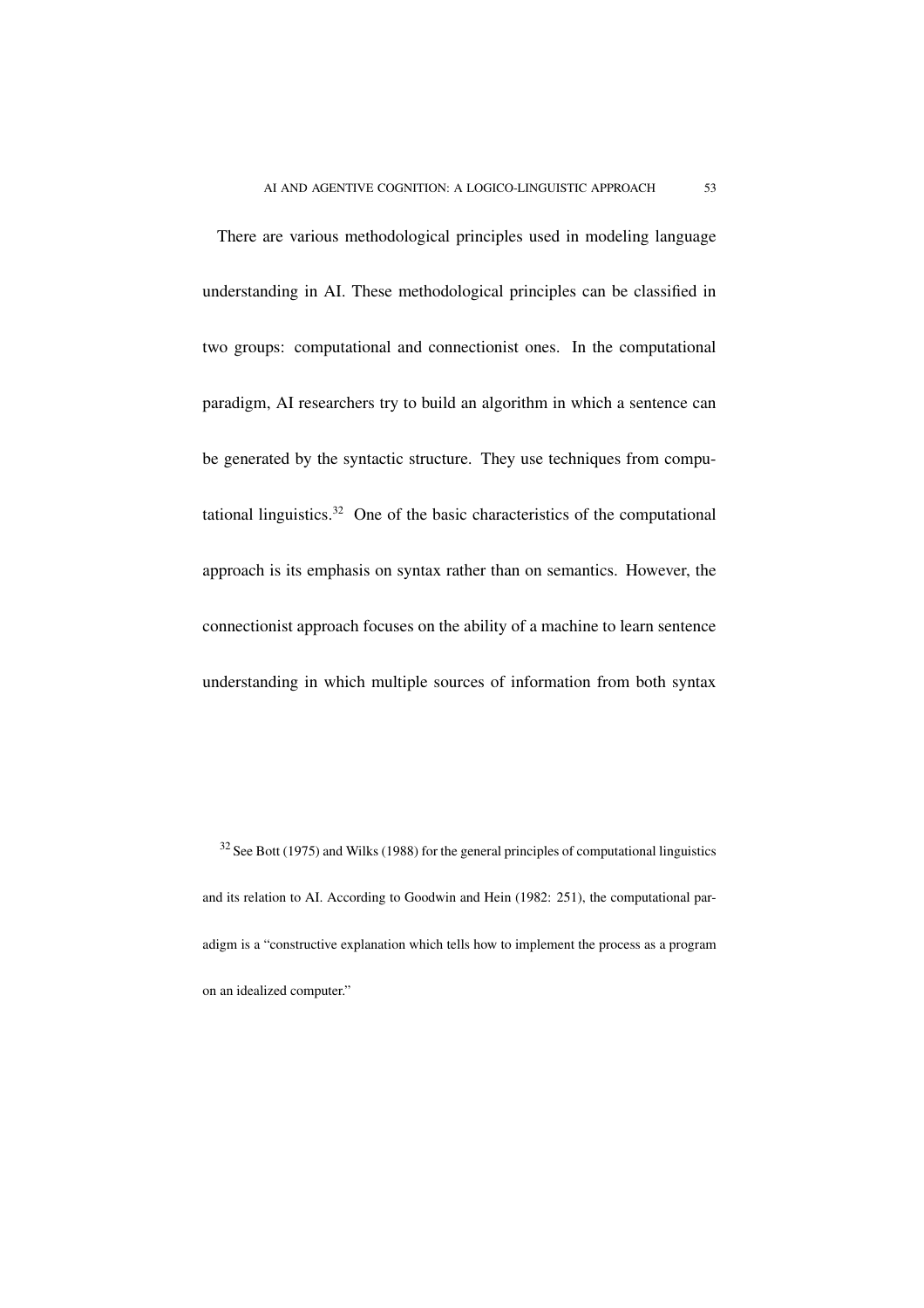There are various methodological principles used in modeling language understanding in AI. These methodological principles can be classified in two groups: computational and connectionist ones. In the computational paradigm, AI researchers try to build an algorithm in which a sentence can be generated by the syntactic structure. They use techniques from computational linguistics.[32] One of the basic characteristics of the computational approach is its emphasis on syntax rather than on semantics. However, the connectionist approach focuses on the ability of a machine to learn sentence understanding in which multiple sources of information from both syntax

[32] See Bott (1975) and Wilks (1988) for the general principles of computational linguistics and its relation to AI. According to Goodwin and Hein (1982: 251), the computational paradigm is a "constructive explanation which tells how to implement the process as a program on an idealized computer."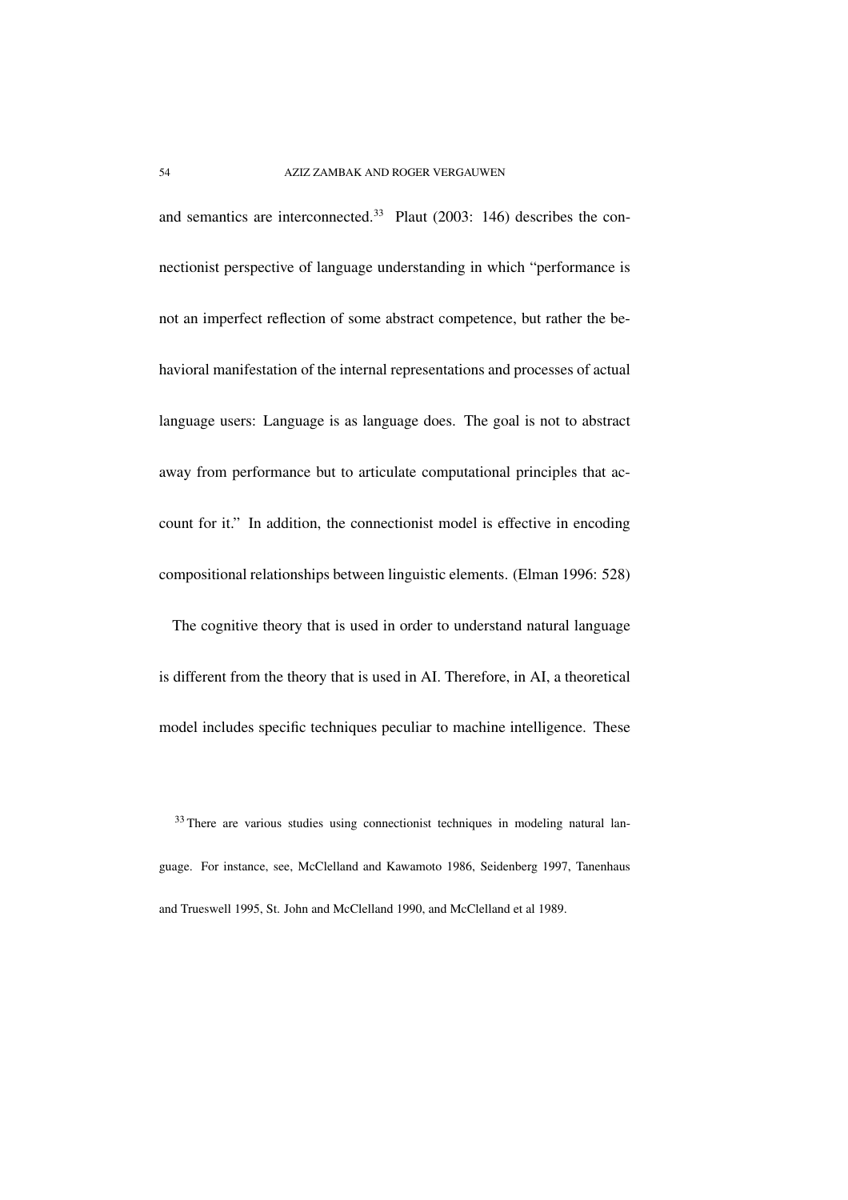and semantics are interconnected.[33] Plaut (2003: 146) describes the connectionist perspective of language understanding in which "performance is not an imperfect reflection of some abstract competence, but rather the behavioral manifestation of the internal representations and processes of actual language users: Language is as language does. The goal is not to abstract away from performance but to articulate computational principles that account for it." In addition, the connectionist model is effective in encoding compositional relationships between linguistic elements. (Elman 1996: 528)

The cognitive theory that is used in order to understand natural language is different from the theory that is used in AI. Therefore, in AI, a theoretical model includes specific techniques peculiar to machine intelligence. These

[33] There are various studies using connectionist techniques in modeling natural language. For instance, see, McClelland and Kawamoto 1986, Seidenberg 1997, Tanenhaus and Trueswell 1995, St. John and McClelland 1990, and McClelland et al 1989.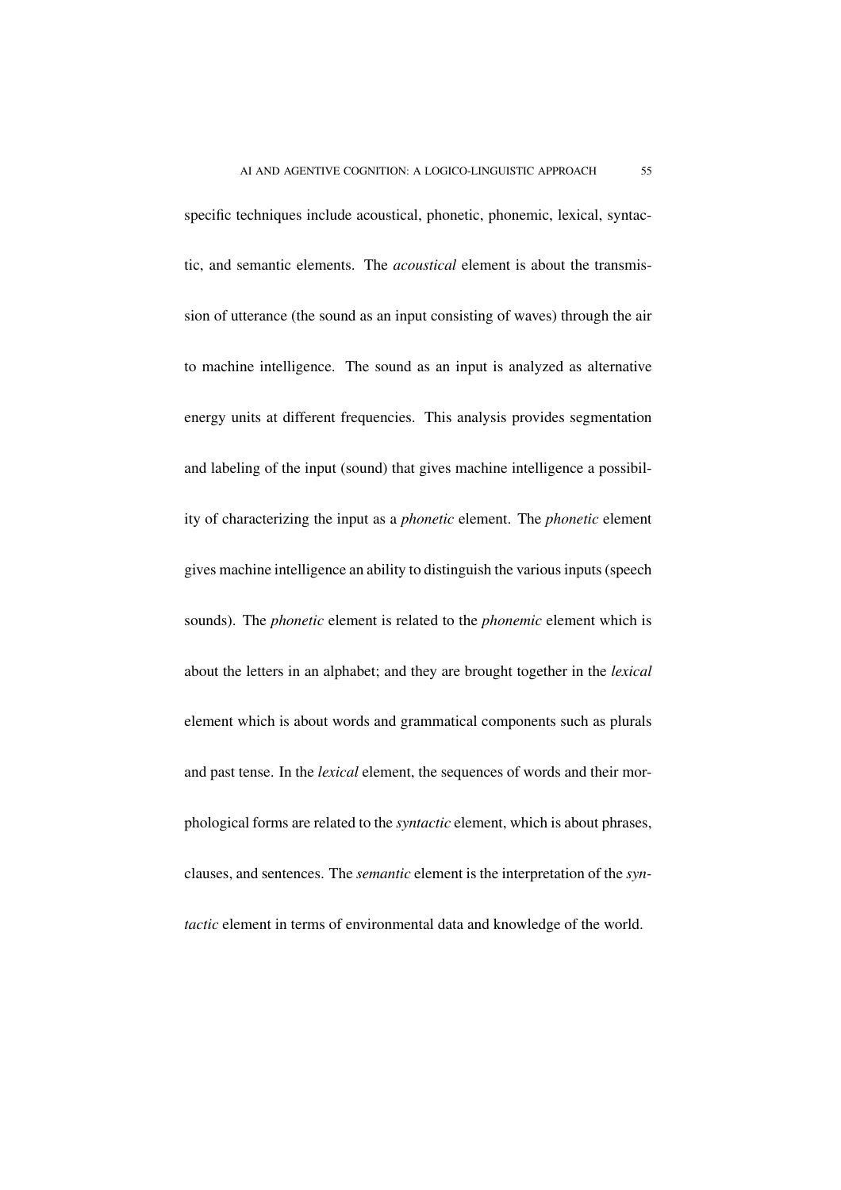specific techniques include acoustical, phonetic, phonemic, lexical, syntactic, and semantic elements. The *acoustical* element is about the transmission of utterance (the sound as an input consisting of waves) through the air to machine intelligence. The sound as an input is analyzed as alternative energy units at different frequencies. This analysis provides segmentation and labeling of the input (sound) that gives machine intelligence a possibility of characterizing the input as a *phonetic* element. The *phonetic* element gives machine intelligence an ability to distinguish the various inputs (speech sounds). The *phonetic* element is related to the *phonemic* element which is about the letters in an alphabet; and they are brought together in the *lexical* element which is about words and grammatical components such as plurals and past tense. In the *lexical* element, the sequences of words and their morphological forms are related to the *syntactic* element, which is about phrases, clauses, and sentences. The *semantic* element is the interpretation of the *syntactic* element in terms of environmental data and knowledge of the world.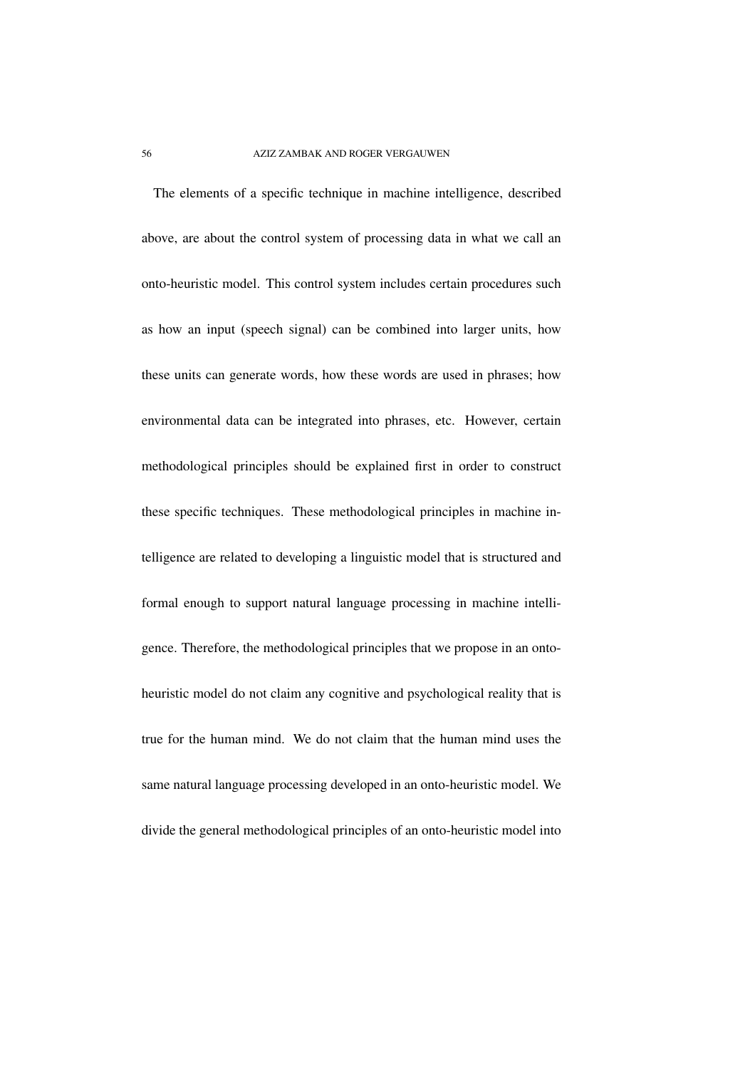The elements of a specific technique in machine intelligence, described above, are about the control system of processing data in what we call an onto-heuristic model. This control system includes certain procedures such as how an input (speech signal) can be combined into larger units, how these units can generate words, how these words are used in phrases; how environmental data can be integrated into phrases, etc. However, certain methodological principles should be explained first in order to construct these specific techniques. These methodological principles in machine intelligence are related to developing a linguistic model that is structured and formal enough to support natural language processing in machine intelligence. Therefore, the methodological principles that we propose in an onto-heuristic model do not claim any cognitive and psychological reality that is true for the human mind. We do not claim that the human mind uses the same natural language processing developed in an onto-heuristic model. We divide the general methodological principles of an onto-heuristic model into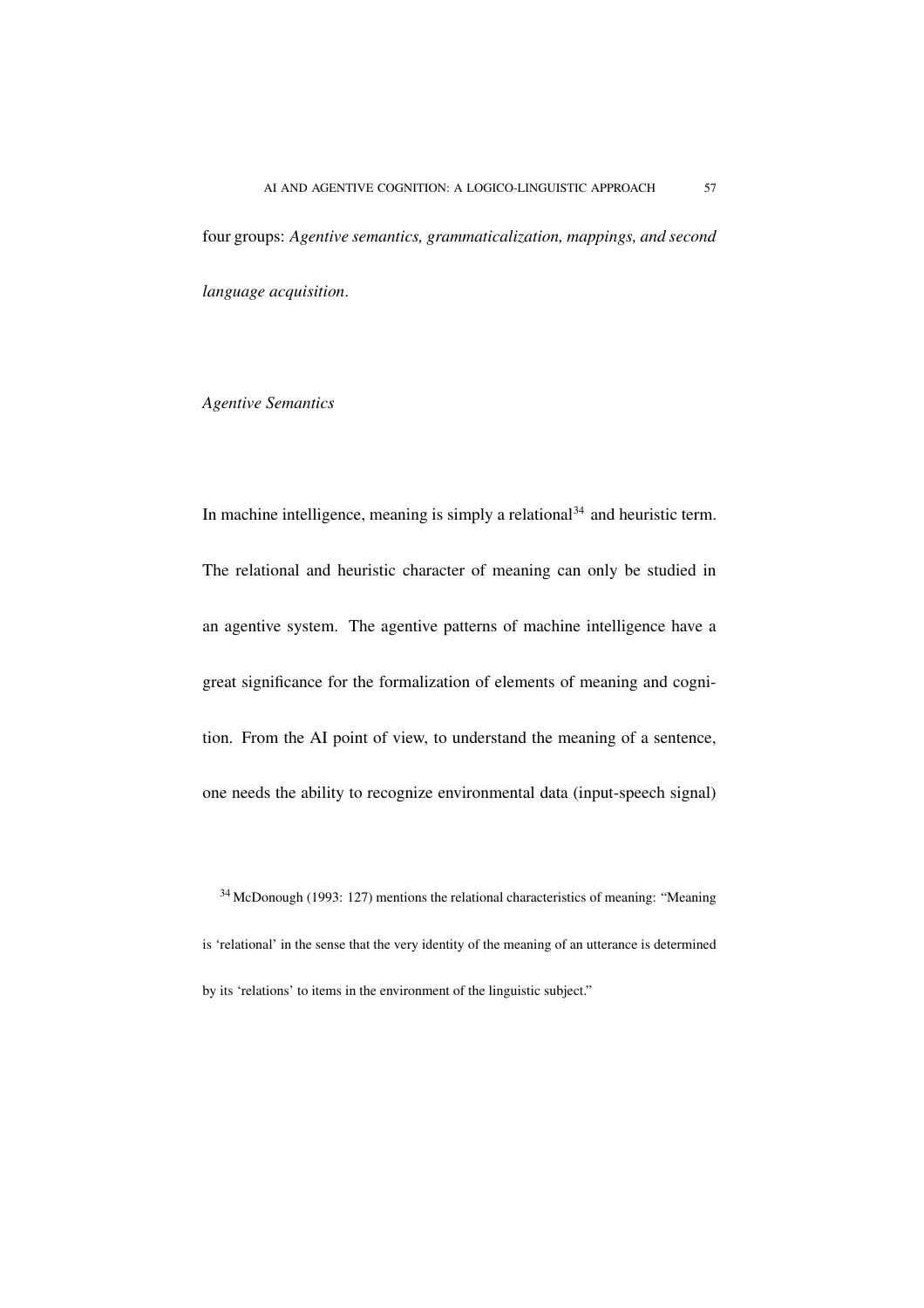four groups: *Agentive semantics, grammaticalization, mappings, and second language acquisition*.

### *Agentive Semantics*

In machine intelligence, meaning is simply a relational[34] and heuristic term. The relational and heuristic character of meaning can only be studied in an agentive system. The agentive patterns of machine intelligence have a great significance for the formalization of elements of meaning and cognition. From the AI point of view, to understand the meaning of a sentence, one needs the ability to recognize environmental data (input-speech signal)

[34] McDonough (1993: 127) mentions the relational characteristics of meaning: "Meaning is 'relational' in the sense that the very identity of the meaning of an utterance is determined by its 'relations' to items in the environment of the linguistic subject."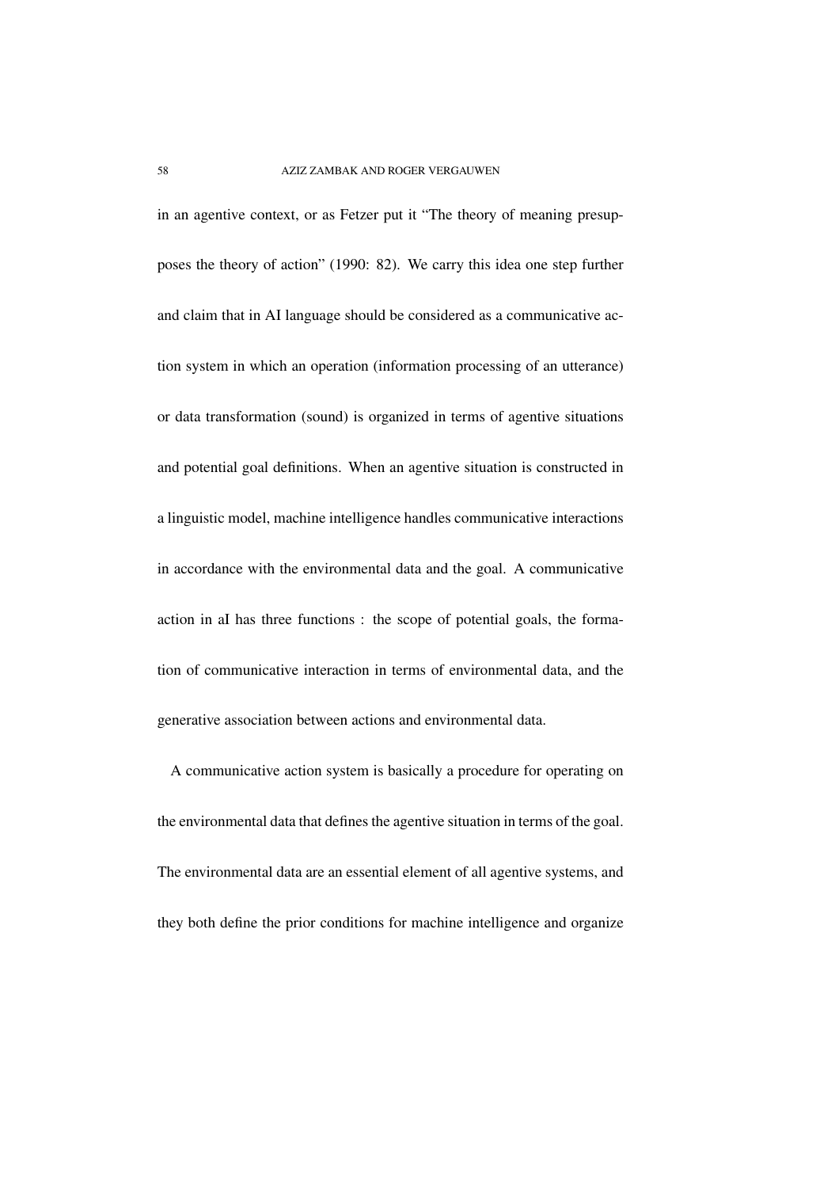in an agentive context, or as Fetzer put it "The theory of meaning presupposes the theory of action" (1990: 82). We carry this idea one step further and claim that in AI language should be considered as a communicative action system in which an operation (information processing of an utterance) or data transformation (sound) is organized in terms of agentive situations and potential goal definitions. When an agentive situation is constructed in a linguistic model, machine intelligence handles communicative interactions in accordance with the environmental data and the goal. A communicative action in aI has three functions : the scope of potential goals, the formation of communicative interaction in terms of environmental data, and the generative association between actions and environmental data.

A communicative action system is basically a procedure for operating on the environmental data that defines the agentive situation in terms of the goal. The environmental data are an essential element of all agentive systems, and they both define the prior conditions for machine intelligence and organize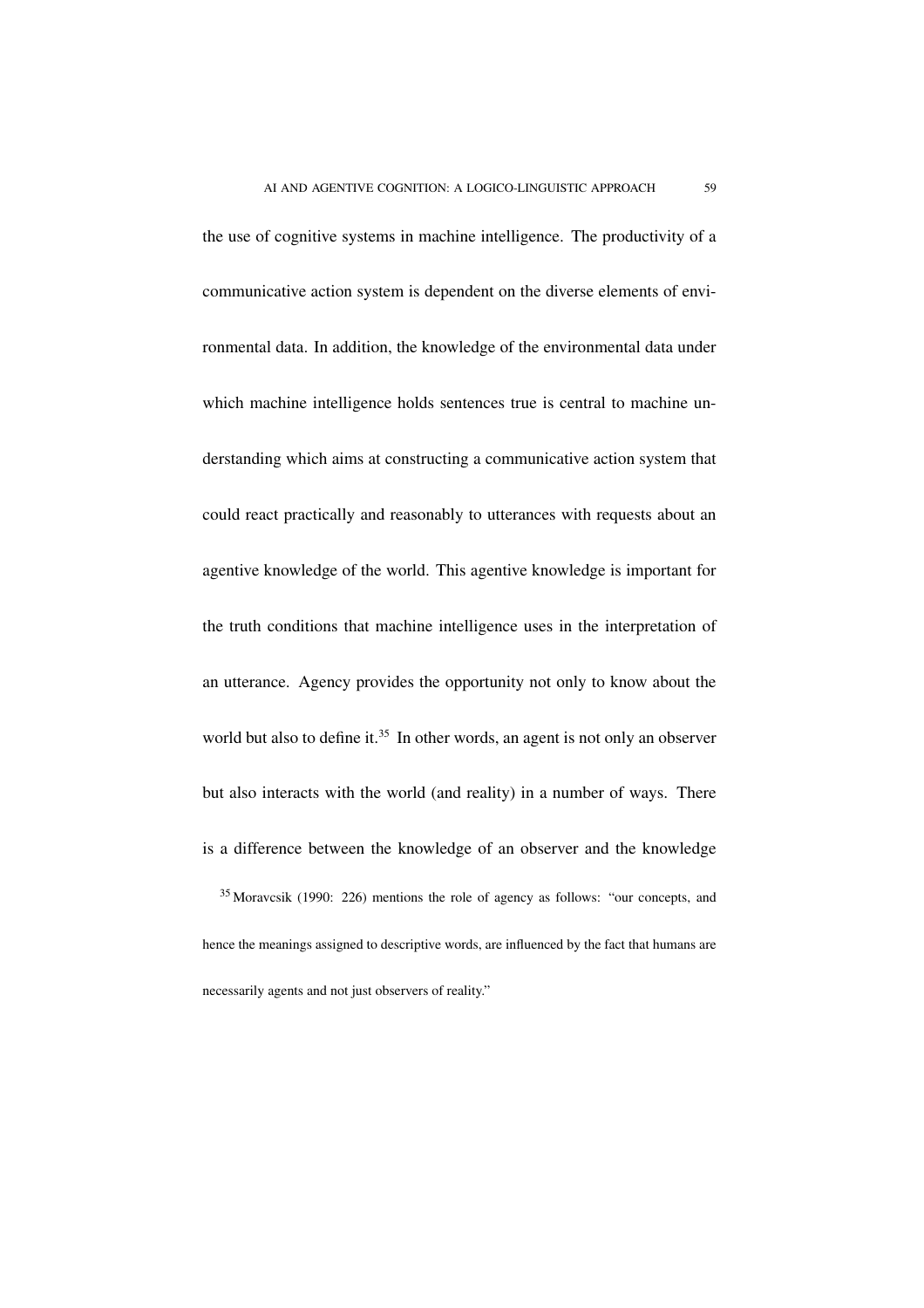the use of cognitive systems in machine intelligence. The productivity of a communicative action system is dependent on the diverse elements of environmental data. In addition, the knowledge of the environmental data under which machine intelligence holds sentences true is central to machine understanding which aims at constructing a communicative action system that could react practically and reasonably to utterances with requests about an agentive knowledge of the world. This agentive knowledge is important for the truth conditions that machine intelligence uses in the interpretation of an utterance. Agency provides the opportunity not only to know about the world but also to define it.[35] In other words, an agent is not only an observer but also interacts with the world (and reality) in a number of ways. There is a difference between the knowledge of an observer and the knowledge

[35] Moravcsik (1990: 226) mentions the role of agency as follows: "our concepts, and hence the meanings assigned to descriptive words, are influenced by the fact that humans are necessarily agents and not just observers of reality."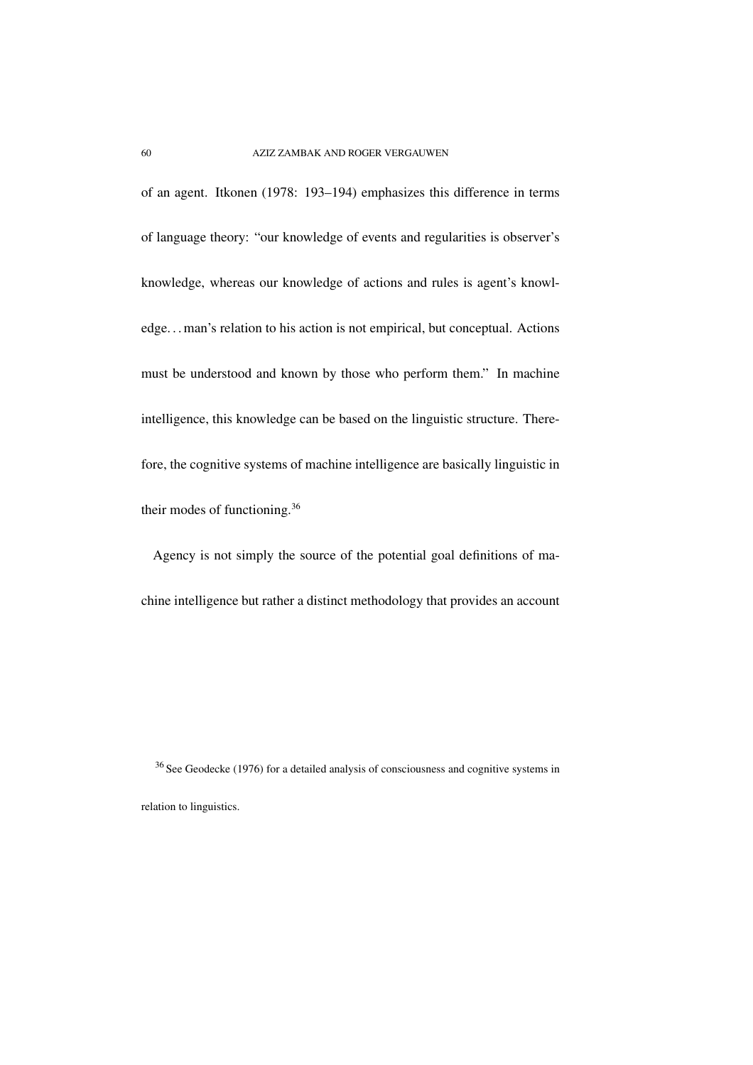of an agent. Itkonen (1978: 193–194) emphasizes this difference in terms of language theory: "our knowledge of events and regularities is observer's knowledge, whereas our knowledge of actions and rules is agent's knowledge. . . man's relation to his action is not empirical, but conceptual. Actions must be understood and known by those who perform them." In machine intelligence, this knowledge can be based on the linguistic structure. Therefore, the cognitive systems of machine intelligence are basically linguistic in their modes of functioning.[36]

Agency is not simply the source of the potential goal definitions of machine intelligence but rather a distinct methodology that provides an account

[36] See Geodecke (1976) for a detailed analysis of consciousness and cognitive systems in relation to linguistics.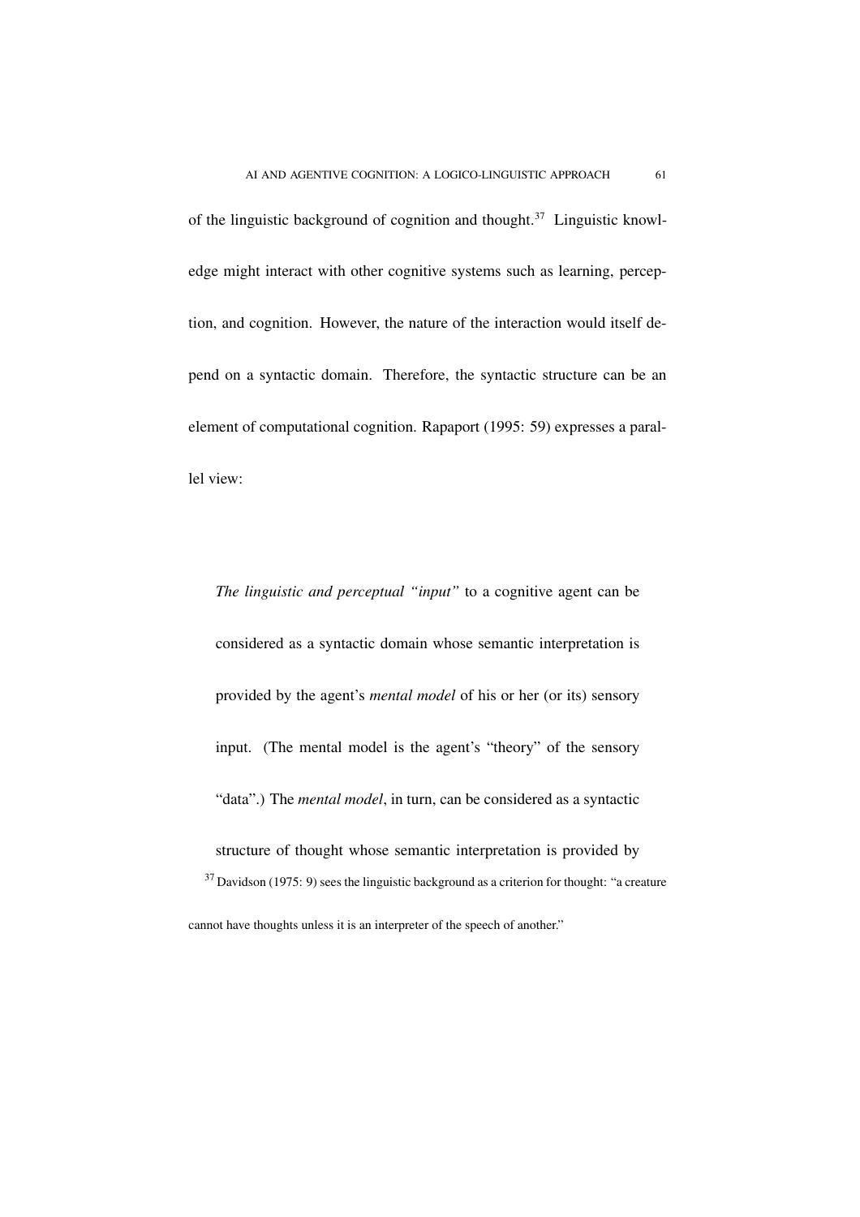of the linguistic background of cognition and thought.[37] Linguistic knowledge might interact with other cognitive systems such as learning, perception, and cognition. However, the nature of the interaction would itself depend on a syntactic domain. Therefore, the syntactic structure can be an element of computational cognition. Rapaport (1995: 59) expresses a parallel view:

> *The linguistic and perceptual "input"* to a cognitive agent can be considered as a syntactic domain whose semantic interpretation is provided by the agent's *mental model* of his or her (or its) sensory input. (The mental model is the agent's "theory" of the sensory "data".) The *mental model*, in turn, can be considered as a syntactic structure of thought whose semantic interpretation is provided by

[37] Davidson (1975: 9) sees the linguistic background as a criterion for thought: "a creature cannot have thoughts unless it is an interpreter of the speech of another."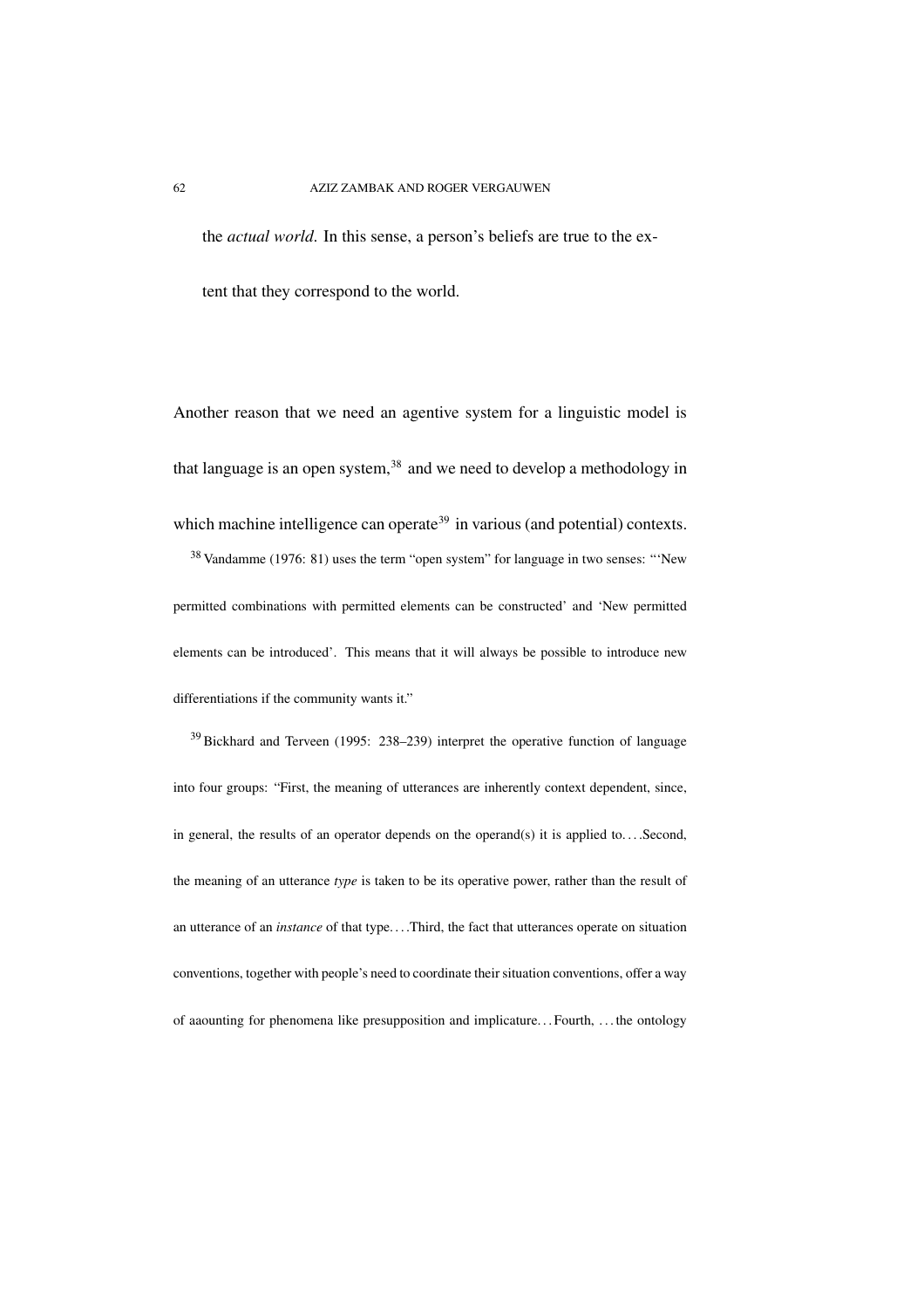the *actual world*. In this sense, a person's beliefs are true to the extent that they correspond to the world.

Another reason that we need an agentive system for a linguistic model is that language is an open system,[38] and we need to develop a methodology in which machine intelligence can operate[39] in various (and potential) contexts.

[38] Vandamme (1976: 81) uses the term "open system" for language in two senses: "'New permitted combinations with permitted elements can be constructed' and 'New permitted elements can be introduced'. This means that it will always be possible to introduce new differentiations if the community wants it."

[39] Bickhard and Terveen (1995: 238–239) interpret the operative function of language into four groups: "First, the meaning of utterances are inherently context dependent, since, in general, the results of an operator depends on the operand(s) it is applied to. . . .Second, the meaning of an utterance *type* is taken to be its operative power, rather than the result of an utterance of an *instance* of that type. . . .Third, the fact that utterances operate on situation conventions, together with people's need to coordinate their situation conventions, offer a way of aaounting for phenomena like presupposition and implicature. . . Fourth, . . . the ontology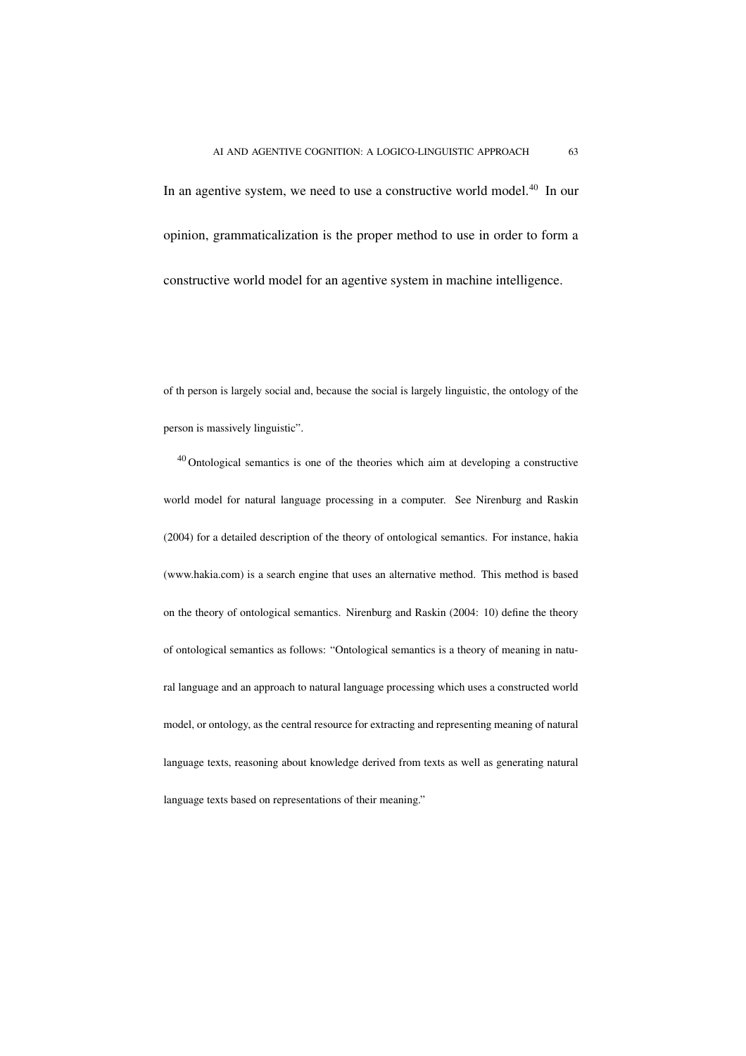In an agentive system, we need to use a constructive world model.[40] In our opinion, grammaticalization is the proper method to use in order to form a constructive world model for an agentive system in machine intelligence.

of th person is largely social and, because the social is largely linguistic, the ontology of the person is massively linguistic".

[40] Ontological semantics is one of the theories which aim at developing a constructive world model for natural language processing in a computer. See Nirenburg and Raskin (2004) for a detailed description of the theory of ontological semantics. For instance, hakia (www.hakia.com) is a search engine that uses an alternative method. This method is based on the theory of ontological semantics. Nirenburg and Raskin (2004: 10) define the theory of ontological semantics as follows: "Ontological semantics is a theory of meaning in natural language and an approach to natural language processing which uses a constructed world model, or ontology, as the central resource for extracting and representing meaning of natural language texts, reasoning about knowledge derived from texts as well as generating natural language texts based on representations of their meaning."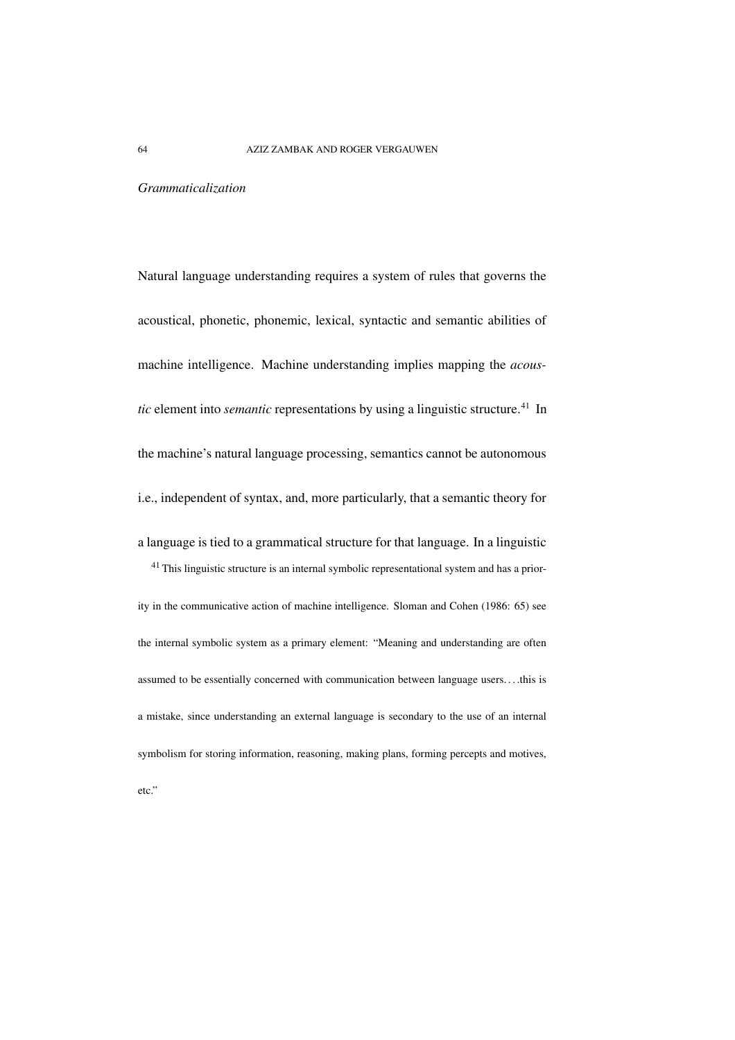*Grammaticalization*

Natural language understanding requires a system of rules that governs the acoustical, phonetic, phonemic, lexical, syntactic and semantic abilities of machine intelligence. Machine understanding implies mapping the *acoustic* element into *semantic* representations by using a linguistic structure.[41] In the machine's natural language processing, semantics cannot be autonomous i.e., independent of syntax, and, more particularly, that a semantic theory for a language is tied to a grammatical structure for that language. In a linguistic

[41] This linguistic structure is an internal symbolic representational system and has a priority in the communicative action of machine intelligence. Sloman and Cohen (1986: 65) see the internal symbolic system as a primary element: "Meaning and understanding are often assumed to be essentially concerned with communication between language users. . . .this is a mistake, since understanding an external language is secondary to the use of an internal symbolism for storing information, reasoning, making plans, forming percepts and motives, etc."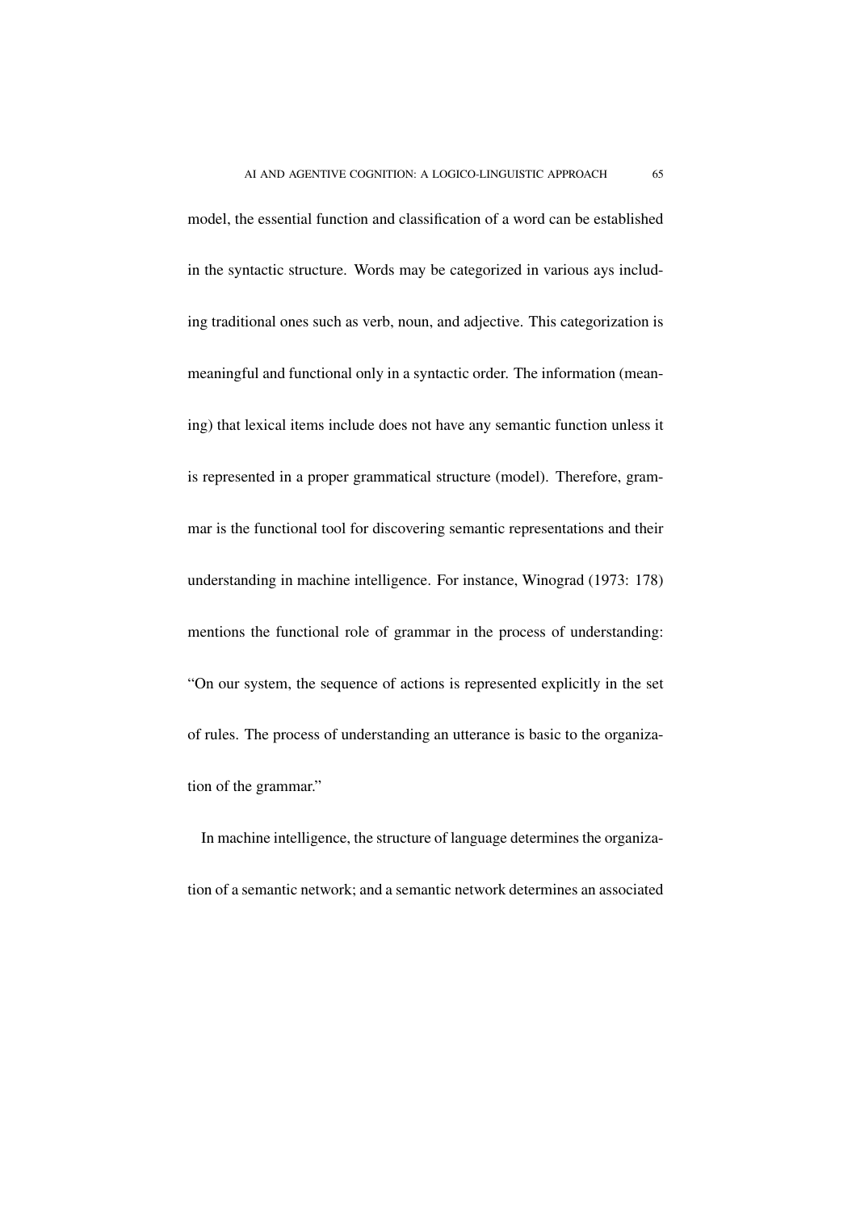model, the essential function and classification of a word can be established in the syntactic structure. Words may be categorized in various ays including traditional ones such as verb, noun, and adjective. This categorization is meaningful and functional only in a syntactic order. The information (meaning) that lexical items include does not have any semantic function unless it is represented in a proper grammatical structure (model). Therefore, grammar is the functional tool for discovering semantic representations and their understanding in machine intelligence. For instance, Winograd (1973: 178) mentions the functional role of grammar in the process of understanding: "On our system, the sequence of actions is represented explicitly in the set of rules. The process of understanding an utterance is basic to the organization of the grammar."

In machine intelligence, the structure of language determines the organization of a semantic network; and a semantic network determines an associated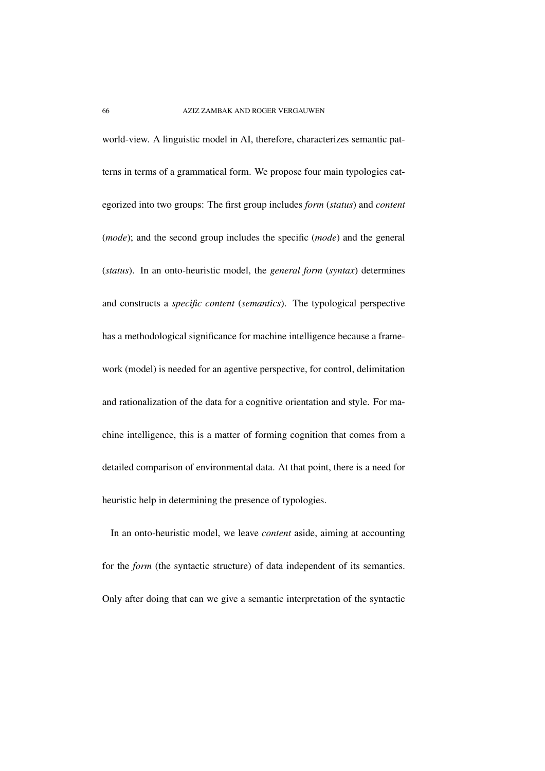world-view. A linguistic model in AI, therefore, characterizes semantic patterns in terms of a grammatical form. We propose four main typologies categorized into two groups: The first group includes *form* (*status*) and *content* (*mode*); and the second group includes the specific (*mode*) and the general (*status*). In an onto-heuristic model, the *general form* (*syntax*) determines and constructs a *specific content* (*semantics*). The typological perspective has a methodological significance for machine intelligence because a framework (model) is needed for an agentive perspective, for control, delimitation and rationalization of the data for a cognitive orientation and style. For machine intelligence, this is a matter of forming cognition that comes from a detailed comparison of environmental data. At that point, there is a need for heuristic help in determining the presence of typologies.

In an onto-heuristic model, we leave *content* aside, aiming at accounting for the *form* (the syntactic structure) of data independent of its semantics. Only after doing that can we give a semantic interpretation of the syntactic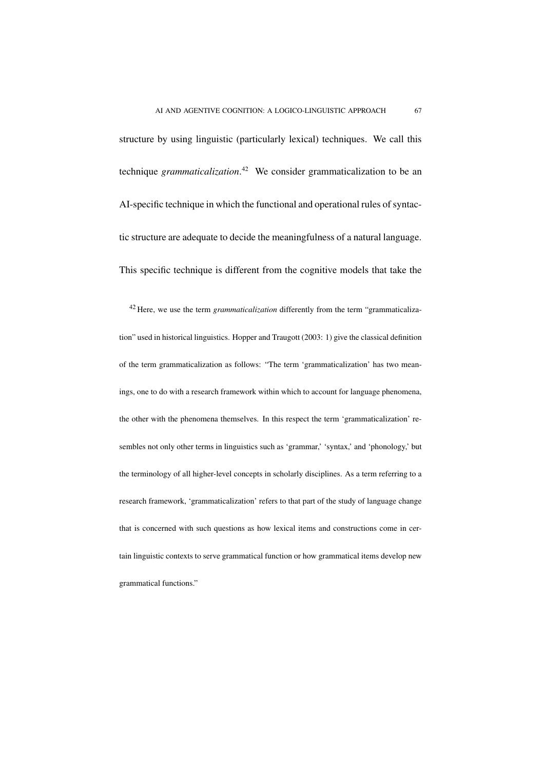structure by using linguistic (particularly lexical) techniques. We call this technique *grammaticalization*.[42] We consider grammaticalization to be an AI-specific technique in which the functional and operational rules of syntactic structure are adequate to decide the meaningfulness of a natural language. This specific technique is different from the cognitive models that take the

[42] Here, we use the term *grammaticalization* differently from the term "grammaticalization" used in historical linguistics. Hopper and Traugott (2003: 1) give the classical definition of the term grammaticalization as follows: "The term 'grammaticalization' has two meanings, one to do with a research framework within which to account for language phenomena, the other with the phenomena themselves. In this respect the term 'grammaticalization' resembles not only other terms in linguistics such as 'grammar,' 'syntax,' and 'phonology,' but the terminology of all higher-level concepts in scholarly disciplines. As a term referring to a research framework, 'grammaticalization' refers to that part of the study of language change that is concerned with such questions as how lexical items and constructions come in certain linguistic contexts to serve grammatical function or how grammatical items develop new grammatical functions."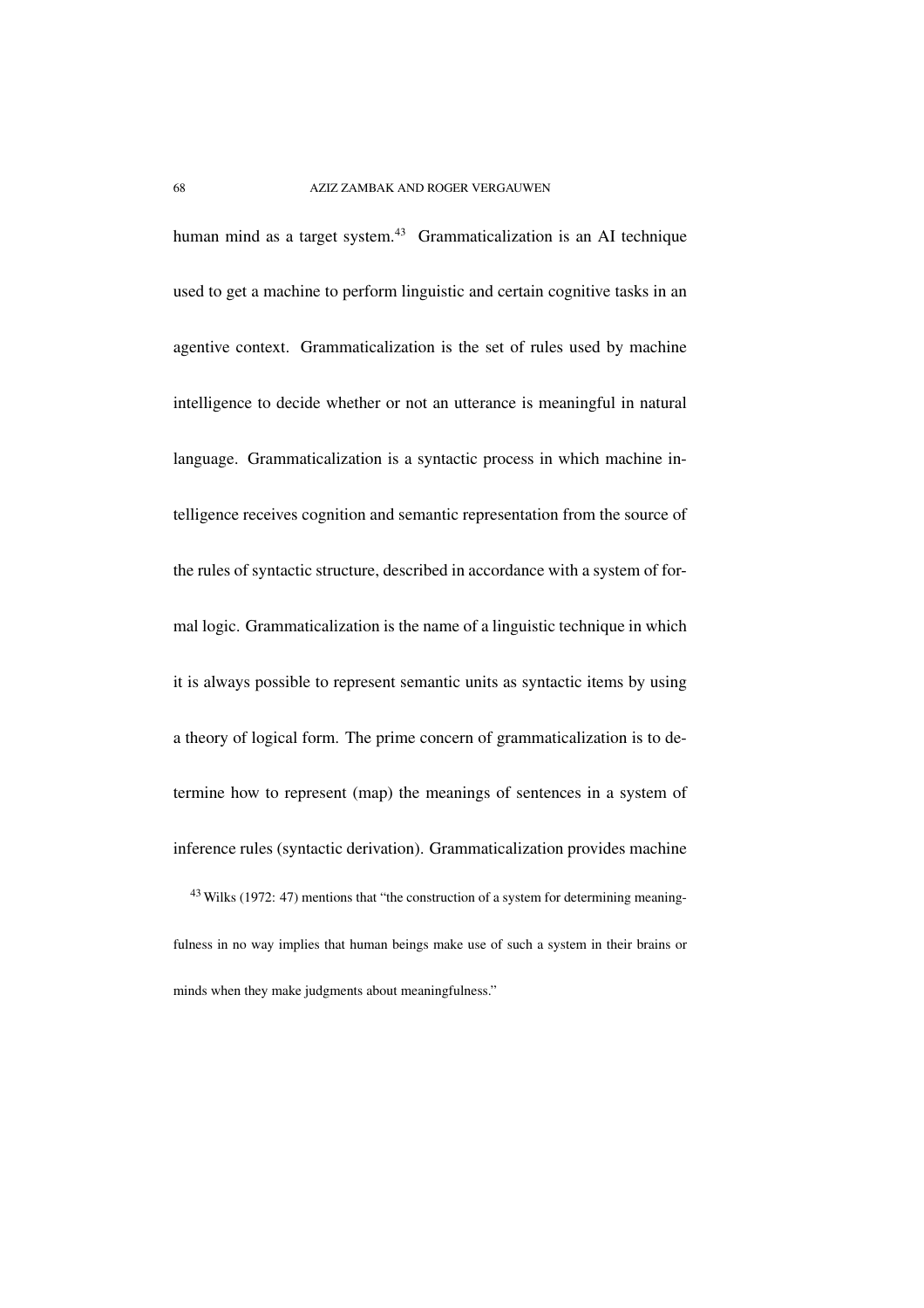human mind as a target system.[43] Grammaticalization is an AI technique used to get a machine to perform linguistic and certain cognitive tasks in an agentive context. Grammaticalization is the set of rules used by machine intelligence to decide whether or not an utterance is meaningful in natural language. Grammaticalization is a syntactic process in which machine intelligence receives cognition and semantic representation from the source of the rules of syntactic structure, described in accordance with a system of formal logic. Grammaticalization is the name of a linguistic technique in which it is always possible to represent semantic units as syntactic items by using a theory of logical form. The prime concern of grammaticalization is to determine how to represent (map) the meanings of sentences in a system of inference rules (syntactic derivation). Grammaticalization provides machine

[43] Wilks (1972: 47) mentions that "the construction of a system for determining meaningfulness in no way implies that human beings make use of such a system in their brains or minds when they make judgments about meaningfulness."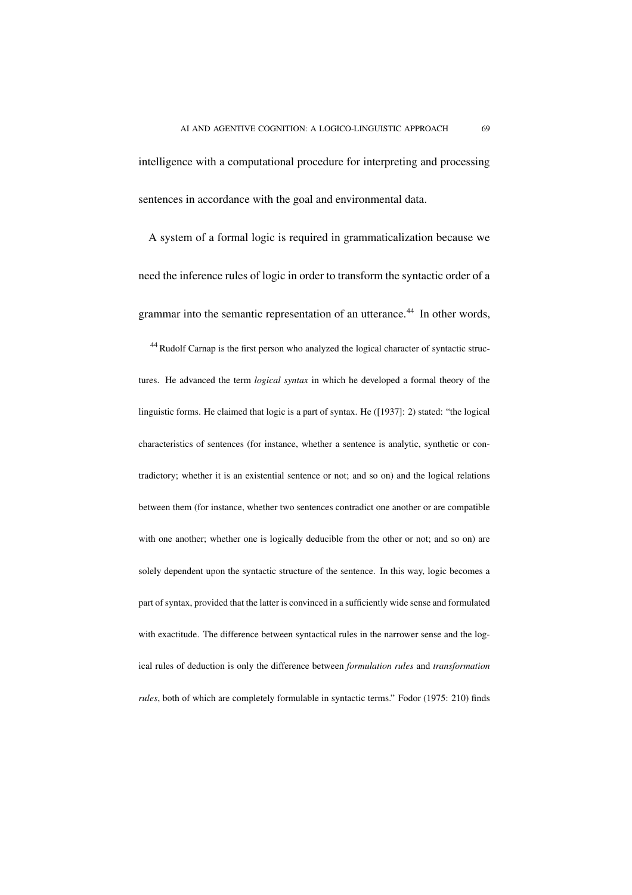intelligence with a computational procedure for interpreting and processing sentences in accordance with the goal and environmental data.

A system of a formal logic is required in grammaticalization because we need the inference rules of logic in order to transform the syntactic order of a grammar into the semantic representation of an utterance.[44] In other words,

[44] Rudolf Carnap is the first person who analyzed the logical character of syntactic structures. He advanced the term *logical syntax* in which he developed a formal theory of the linguistic forms. He claimed that logic is a part of syntax. He ([1937]: 2) stated: "the logical characteristics of sentences (for instance, whether a sentence is analytic, synthetic or contradictory; whether it is an existential sentence or not; and so on) and the logical relations between them (for instance, whether two sentences contradict one another or are compatible with one another; whether one is logically deducible from the other or not; and so on) are solely dependent upon the syntactic structure of the sentence. In this way, logic becomes a part of syntax, provided that the latter is convinced in a sufficiently wide sense and formulated with exactitude. The difference between syntactical rules in the narrower sense and the logical rules of deduction is only the difference between *formulation rules* and *transformation rules*, both of which are completely formulable in syntactic terms." Fodor (1975: 210) finds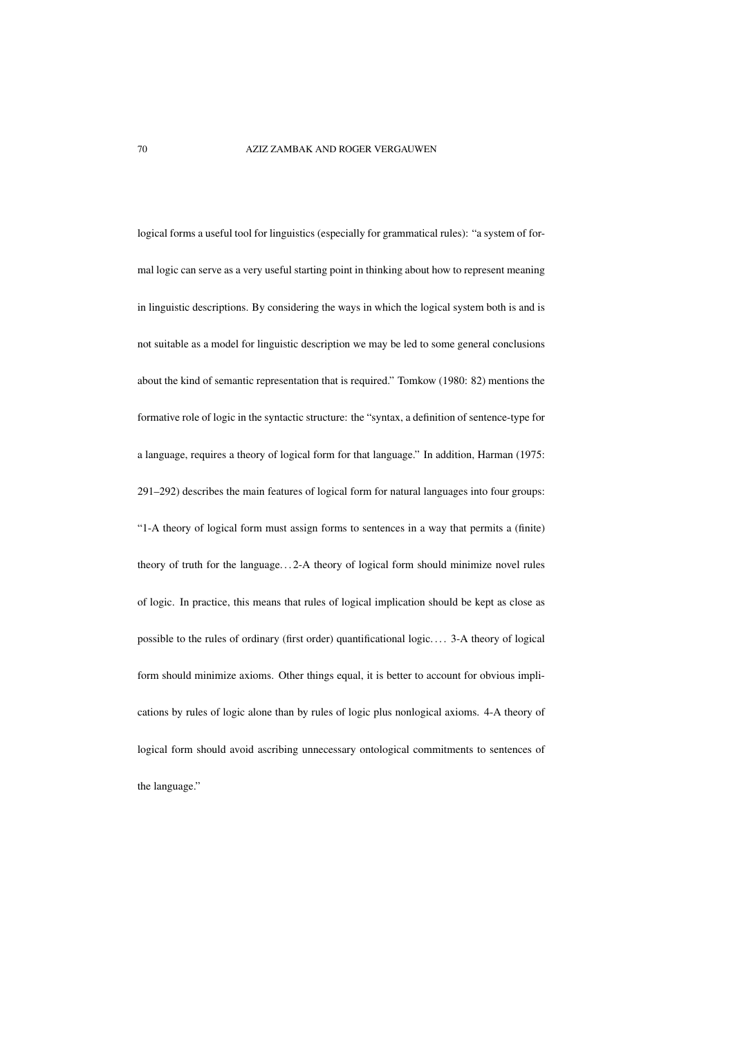logical forms a useful tool for linguistics (especially for grammatical rules): "a system of formal logic can serve as a very useful starting point in thinking about how to represent meaning in linguistic descriptions. By considering the ways in which the logical system both is and is not suitable as a model for linguistic description we may be led to some general conclusions about the kind of semantic representation that is required." Tomkow (1980: 82) mentions the formative role of logic in the syntactic structure: the "syntax, a definition of sentence-type for a language, requires a theory of logical form for that language." In addition, Harman (1975: 291–292) describes the main features of logical form for natural languages into four groups: "1-A theory of logical form must assign forms to sentences in a way that permits a (finite) theory of truth for the language… 2-A theory of logical form should minimize novel rules of logic. In practice, this means that rules of logical implication should be kept as close as possible to the rules of ordinary (first order) quantificational logic…. 3-A theory of logical form should minimize axioms. Other things equal, it is better to account for obvious implications by rules of logic alone than by rules of logic plus nonlogical axioms. 4-A theory of logical form should avoid ascribing unnecessary ontological commitments to sentences of the language."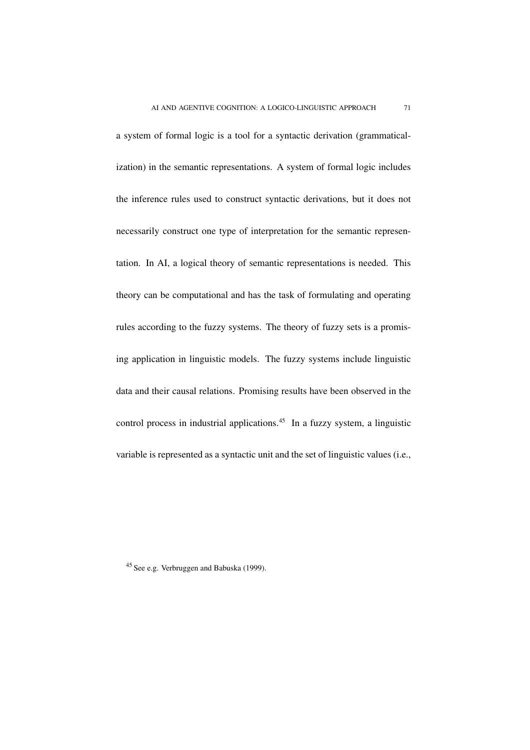a system of formal logic is a tool for a syntactic derivation (grammaticalization) in the semantic representations. A system of formal logic includes the inference rules used to construct syntactic derivations, but it does not necessarily construct one type of interpretation for the semantic representation. In AI, a logical theory of semantic representations is needed. This theory can be computational and has the task of formulating and operating rules according to the fuzzy systems. The theory of fuzzy sets is a promising application in linguistic models. The fuzzy systems include linguistic data and their causal relations. Promising results have been observed in the control process in industrial applications.[45] In a fuzzy system, a linguistic variable is represented as a syntactic unit and the set of linguistic values (i.e.,

[45] See e.g. Verbruggen and Babuska (1999).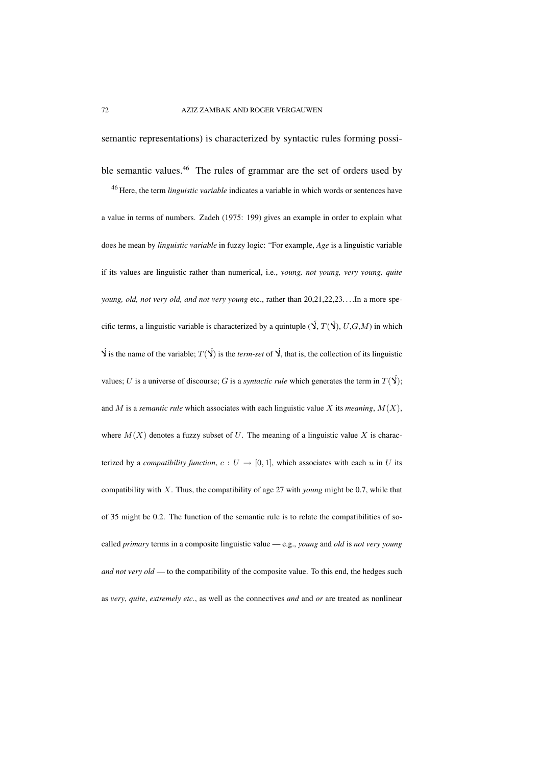semantic representations) is characterized by syntactic rules forming possible semantic values.[46] The rules of grammar are the set of orders used by

[46] Here, the term *linguistic variable* indicates a variable in which words or sentences have a value in terms of numbers. Zadeh (1975: 199) gives an example in order to explain what does he mean by *linguistic variable* in fuzzy logic: "For example, *Age* is a linguistic variable if its values are linguistic rather than numerical, i.e., *young, not young, very young, quite young, old, not very old, and not very young* etc., rather than 20,21,22,23….In a more specific terms, a linguistic variable is characterized by a quintuple (Ɣ́, $T$(Ɣ́), $U$,$G$,$M$) in which Ɣ́ is the name of the variable; $T$(Ɣ́) is the *term-set* of Ɣ́, that is, the collection of its linguistic values; $U$ is a universe of discourse; $G$ is a *syntactic rule* which generates the term in $T$(Ɣ́); and $M$ is a *semantic rule* which associates with each linguistic value $X$ its *meaning*, $M(X)$, where $M(X)$ denotes a fuzzy subset of $U$. The meaning of a linguistic value $X$ is characterized by a *compatibility function*, $c : U \rightarrow [0, 1]$, which associates with each $u$ in $U$ its compatibility with $X$. Thus, the compatibility of age 27 with *young* might be 0.7, while that of 35 might be 0.2. The function of the semantic rule is to relate the compatibilities of so-called *primary* terms in a composite linguistic value — e.g., *young* and *old* is *not very young and not very old* — to the compatibility of the composite value. To this end, the hedges such as *very*, *quite*, *extremely etc.*, as well as the connectives *and* and *or* are treated as nonlinear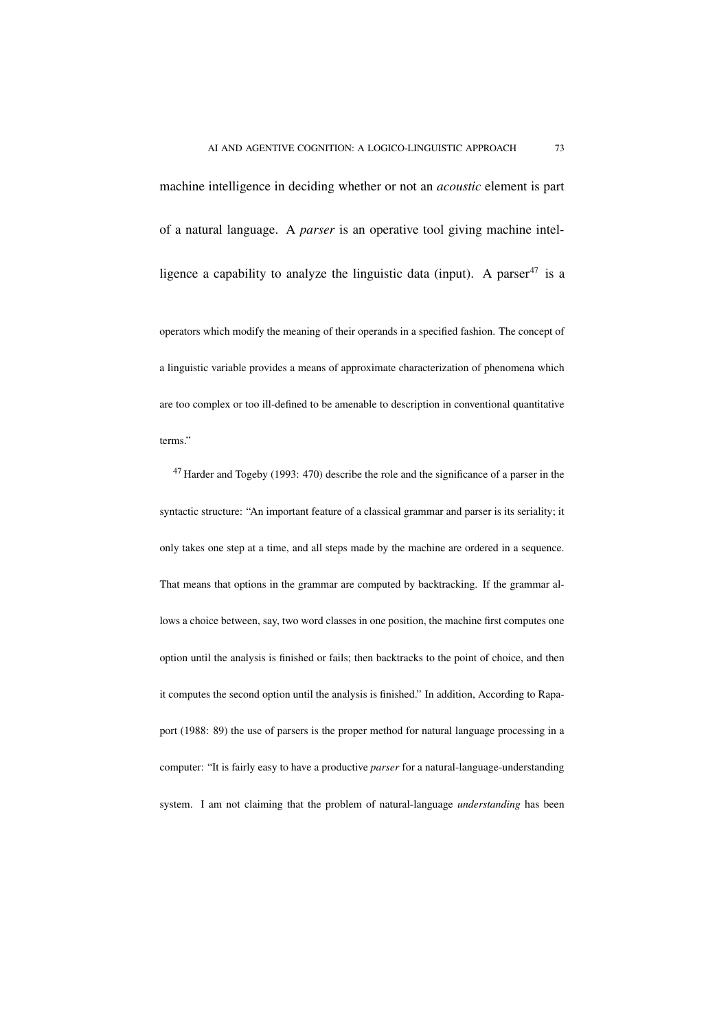machine intelligence in deciding whether or not an *acoustic* element is part of a natural language. A *parser* is an operative tool giving machine intelligence a capability to analyze the linguistic data (input). A parser[47] is a

operators which modify the meaning of their operands in a specified fashion. The concept of a linguistic variable provides a means of approximate characterization of phenomena which are too complex or too ill-defined to be amenable to description in conventional quantitative terms."

[47] Harder and Togeby (1993: 470) describe the role and the significance of a parser in the syntactic structure: "An important feature of a classical grammar and parser is its seriality; it only takes one step at a time, and all steps made by the machine are ordered in a sequence. That means that options in the grammar are computed by backtracking. If the grammar allows a choice between, say, two word classes in one position, the machine first computes one option until the analysis is finished or fails; then backtracks to the point of choice, and then it computes the second option until the analysis is finished." In addition, According to Rapaport (1988: 89) the use of parsers is the proper method for natural language processing in a computer: "It is fairly easy to have a productive *parser* for a natural-language-understanding system. I am not claiming that the problem of natural-language *understanding* has been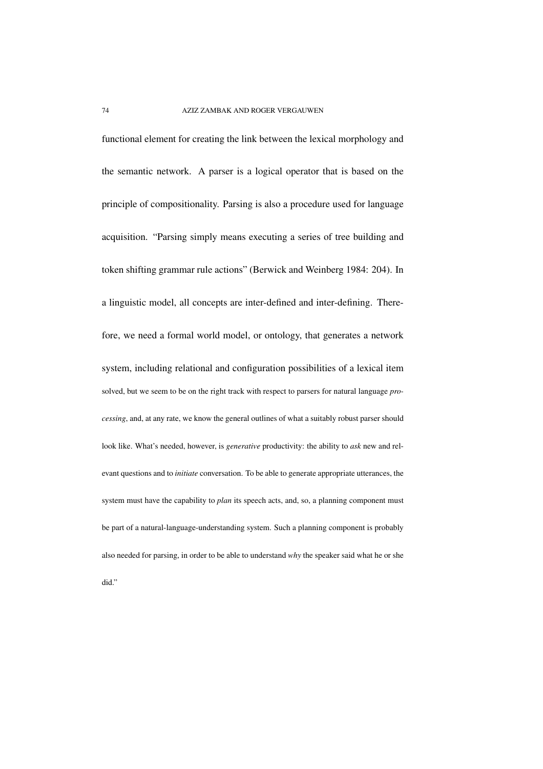functional element for creating the link between the lexical morphology and the semantic network. A parser is a logical operator that is based on the principle of compositionality. Parsing is also a procedure used for language acquisition. "Parsing simply means executing a series of tree building and token shifting grammar rule actions" (Berwick and Weinberg 1984: 204). In a linguistic model, all concepts are inter-defined and inter-defining. Therefore, we need a formal world model, or ontology, that generates a network system, including relational and configuration possibilities of a lexical item

solved, but we seem to be on the right track with respect to parsers for natural language *processing*, and, at any rate, we know the general outlines of what a suitably robust parser should look like. What's needed, however, is *generative* productivity: the ability to *ask* new and relevant questions and to *initiate* conversation. To be able to generate appropriate utterances, the system must have the capability to *plan* its speech acts, and, so, a planning component must be part of a natural-language-understanding system. Such a planning component is probably also needed for parsing, in order to be able to understand *why* the speaker said what he or she did."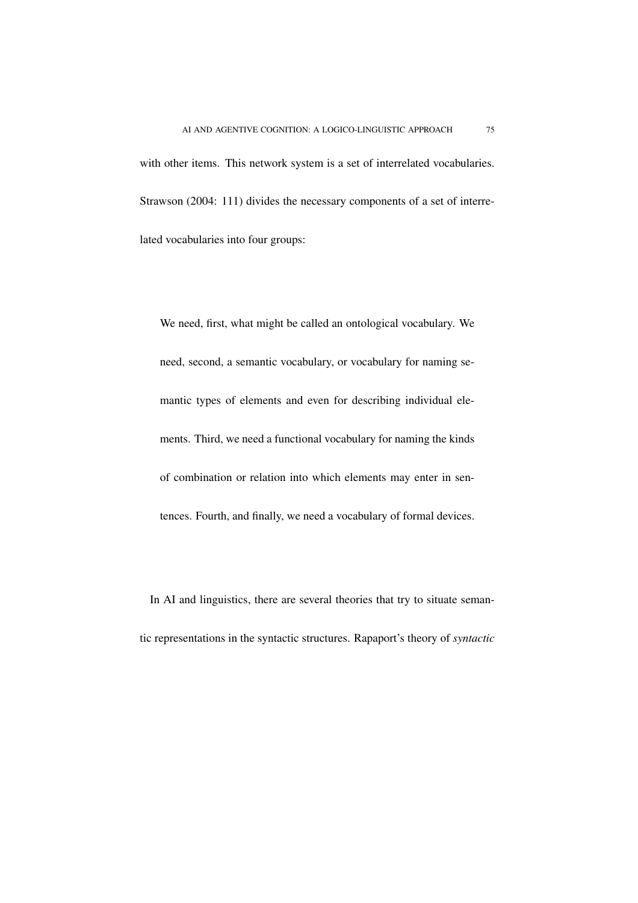with other items. This network system is a set of interrelated vocabularies. Strawson (2004: 111) divides the necessary components of a set of interrelated vocabularies into four groups:

> We need, first, what might be called an ontological vocabulary. We need, second, a semantic vocabulary, or vocabulary for naming semantic types of elements and even for describing individual elements. Third, we need a functional vocabulary for naming the kinds of combination or relation into which elements may enter in sentences. Fourth, and finally, we need a vocabulary of formal devices.

In AI and linguistics, there are several theories that try to situate semantic representations in the syntactic structures. Rapaport's theory of *syntactic*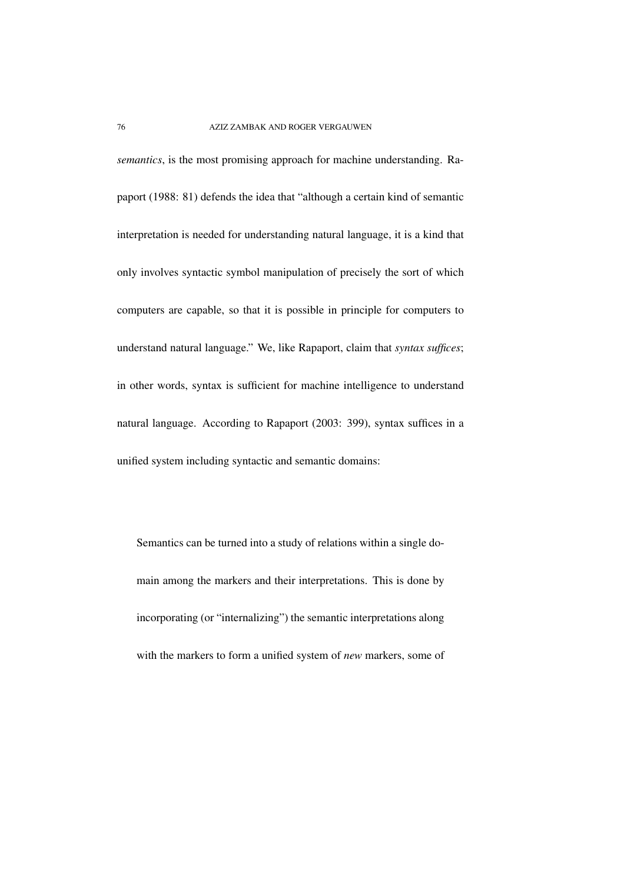*semantics*, is the most promising approach for machine understanding. Rapaport (1988: 81) defends the idea that "although a certain kind of semantic interpretation is needed for understanding natural language, it is a kind that only involves syntactic symbol manipulation of precisely the sort of which computers are capable, so that it is possible in principle for computers to understand natural language." We, like Rapaport, claim that *syntax suffices*; in other words, syntax is sufficient for machine intelligence to understand natural language. According to Rapaport (2003: 399), syntax suffices in a unified system including syntactic and semantic domains:

> Semantics can be turned into a study of relations within a single domain among the markers and their interpretations. This is done by incorporating (or "internalizing") the semantic interpretations along with the markers to form a unified system of *new* markers, some of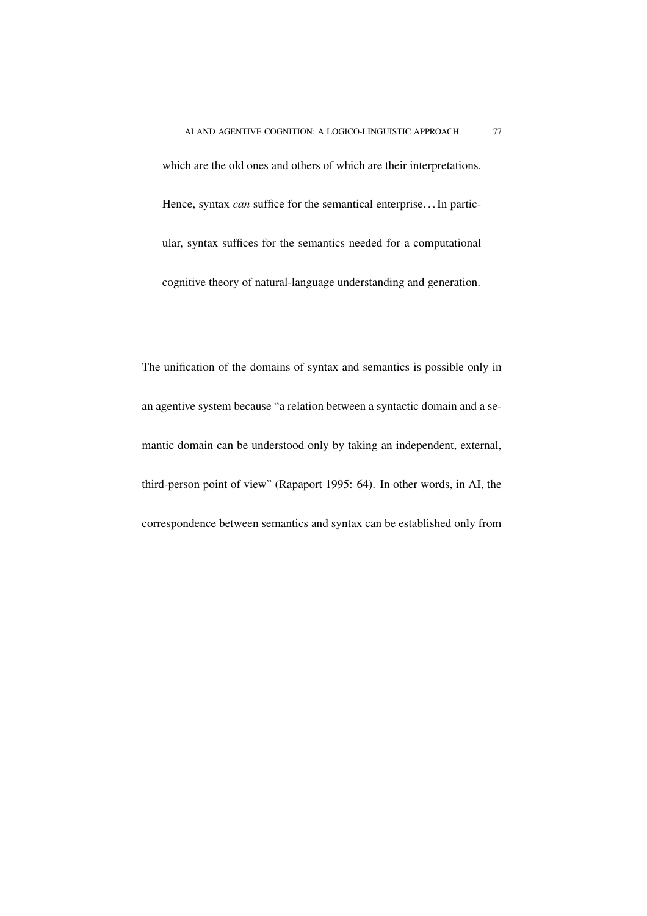> which are the old ones and others of which are their interpretations. Hence, syntax *can* suffice for the semantical enterprise. . . In particular, syntax suffices for the semantics needed for a computational cognitive theory of natural-language understanding and generation.

The unification of the domains of syntax and semantics is possible only in an agentive system because "a relation between a syntactic domain and a semantic domain can be understood only by taking an independent, external, third-person point of view" (Rapaport 1995: 64). In other words, in AI, the correspondence between semantics and syntax can be established only from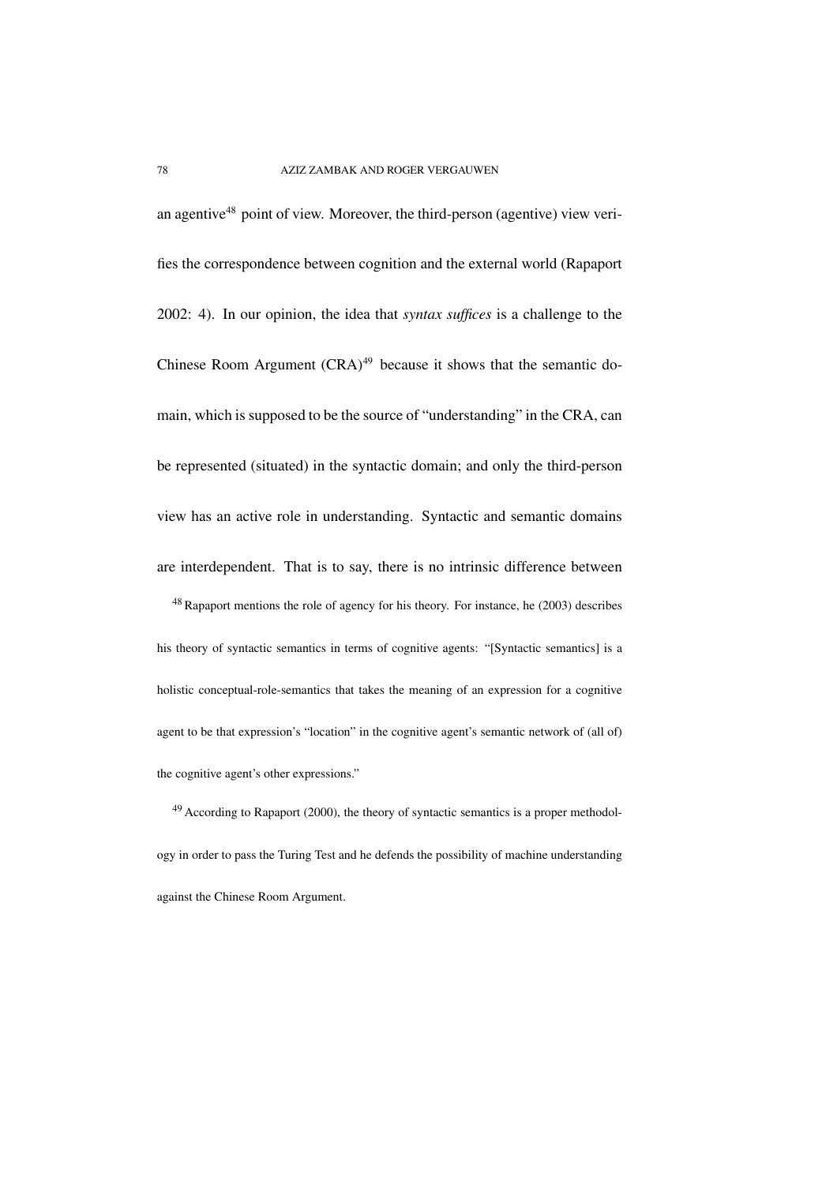an agentive[48] point of view. Moreover, the third-person (agentive) view verifies the correspondence between cognition and the external world (Rapaport 2002: 4). In our opinion, the idea that *syntax suffices* is a challenge to the Chinese Room Argument (CRA)[49] because it shows that the semantic domain, which is supposed to be the source of "understanding" in the CRA, can be represented (situated) in the syntactic domain; and only the third-person view has an active role in understanding. Syntactic and semantic domains are interdependent. That is to say, there is no intrinsic difference between

[48] Rapaport mentions the role of agency for his theory. For instance, he (2003) describes his theory of syntactic semantics in terms of cognitive agents: "[Syntactic semantics] is a holistic conceptual-role-semantics that takes the meaning of an expression for a cognitive agent to be that expression's "location" in the cognitive agent's semantic network of (all of) the cognitive agent's other expressions."

[49] According to Rapaport (2000), the theory of syntactic semantics is a proper methodology in order to pass the Turing Test and he defends the possibility of machine understanding against the Chinese Room Argument.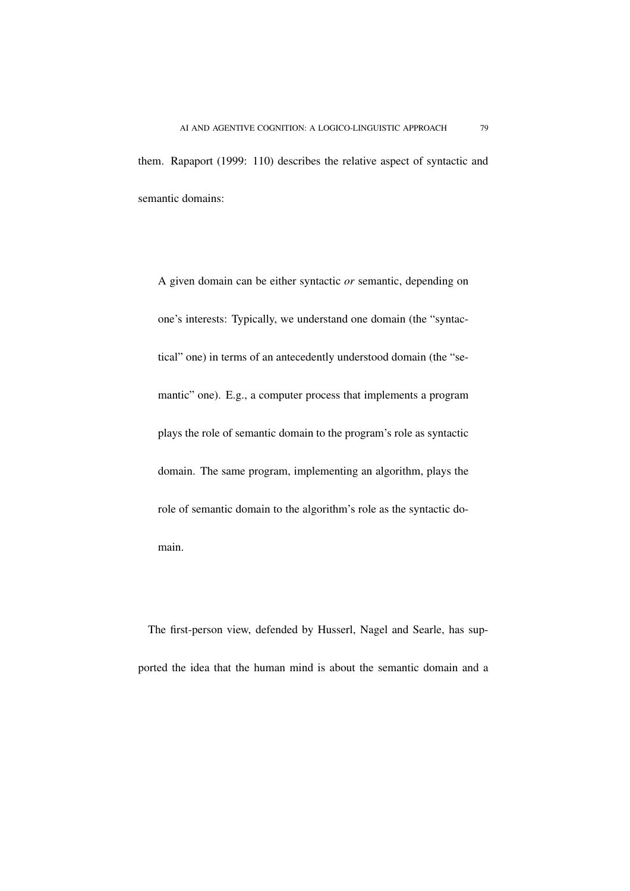them. Rapaport (1999: 110) describes the relative aspect of syntactic and semantic domains:

> A given domain can be either syntactic *or* semantic, depending on one's interests: Typically, we understand one domain (the "syntactical" one) in terms of an antecedently understood domain (the "semantic" one). E.g., a computer process that implements a program plays the role of semantic domain to the program's role as syntactic domain. The same program, implementing an algorithm, plays the role of semantic domain to the algorithm's role as the syntactic domain.

The first-person view, defended by Husserl, Nagel and Searle, has supported the idea that the human mind is about the semantic domain and a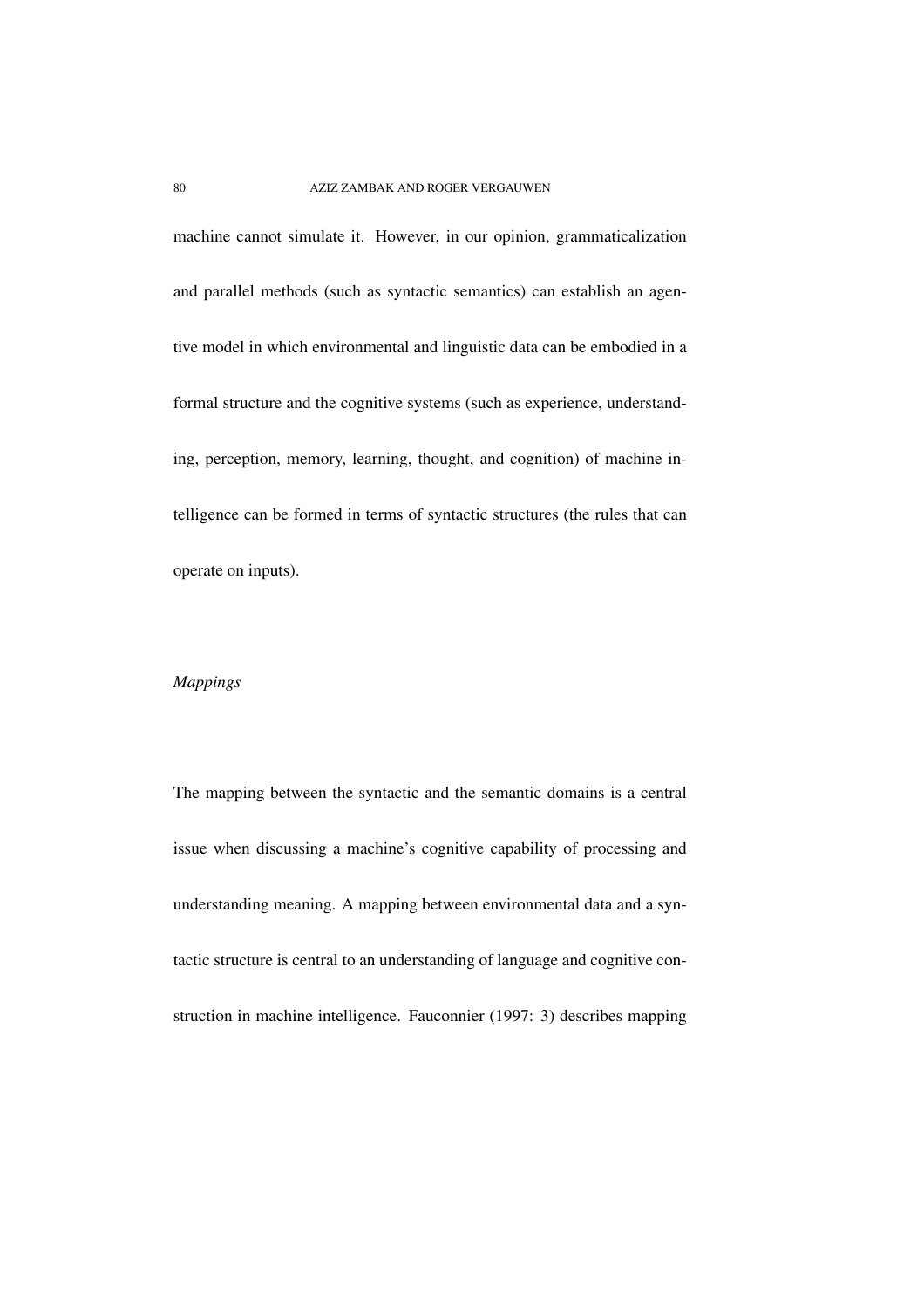machine cannot simulate it. However, in our opinion, grammaticalization and parallel methods (such as syntactic semantics) can establish an agentive model in which environmental and linguistic data can be embodied in a formal structure and the cognitive systems (such as experience, understanding, perception, memory, learning, thought, and cognition) of machine intelligence can be formed in terms of syntactic structures (the rules that can operate on inputs).

### *Mappings*

The mapping between the syntactic and the semantic domains is a central issue when discussing a machine's cognitive capability of processing and understanding meaning. A mapping between environmental data and a syntactic structure is central to an understanding of language and cognitive construction in machine intelligence. Fauconnier (1997: 3) describes mapping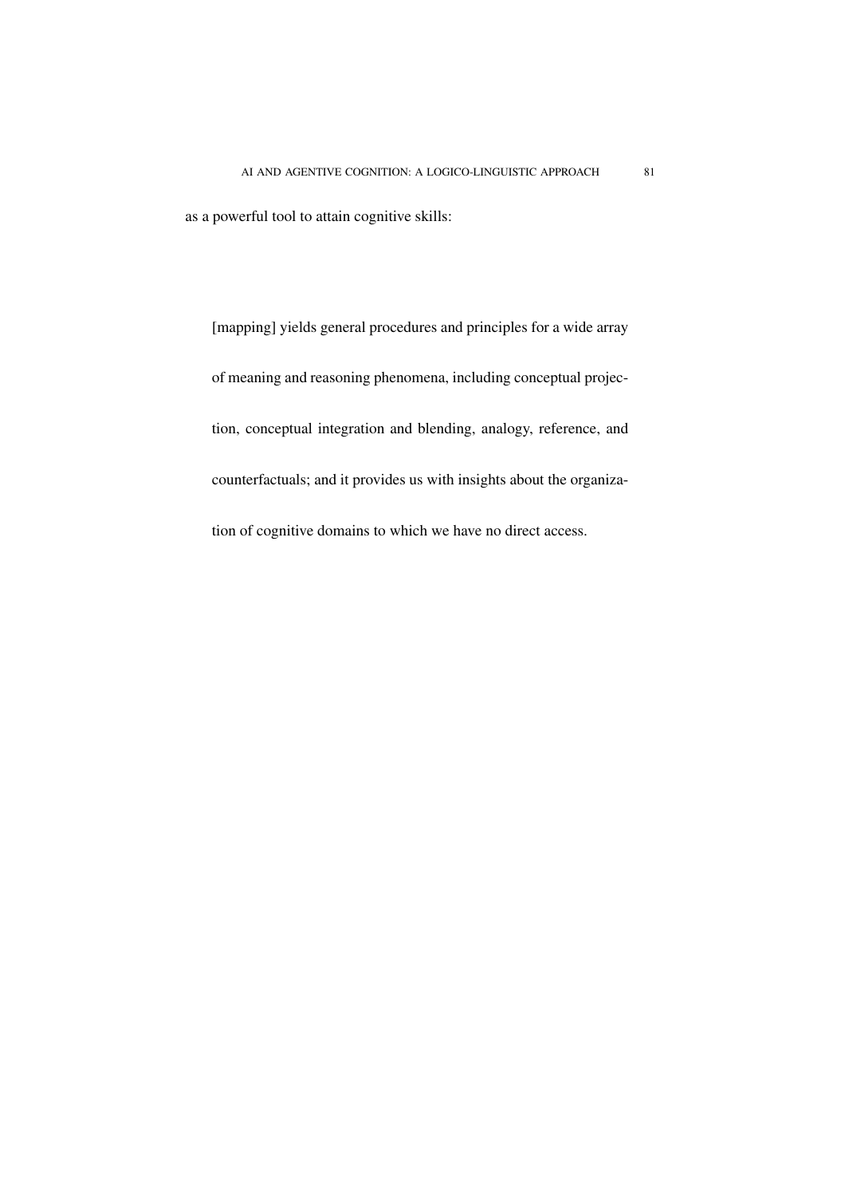as a powerful tool to attain cognitive skills:

> [mapping] yields general procedures and principles for a wide array of meaning and reasoning phenomena, including conceptual projection, conceptual integration and blending, analogy, reference, and counterfactuals; and it provides us with insights about the organization of cognitive domains to which we have no direct access.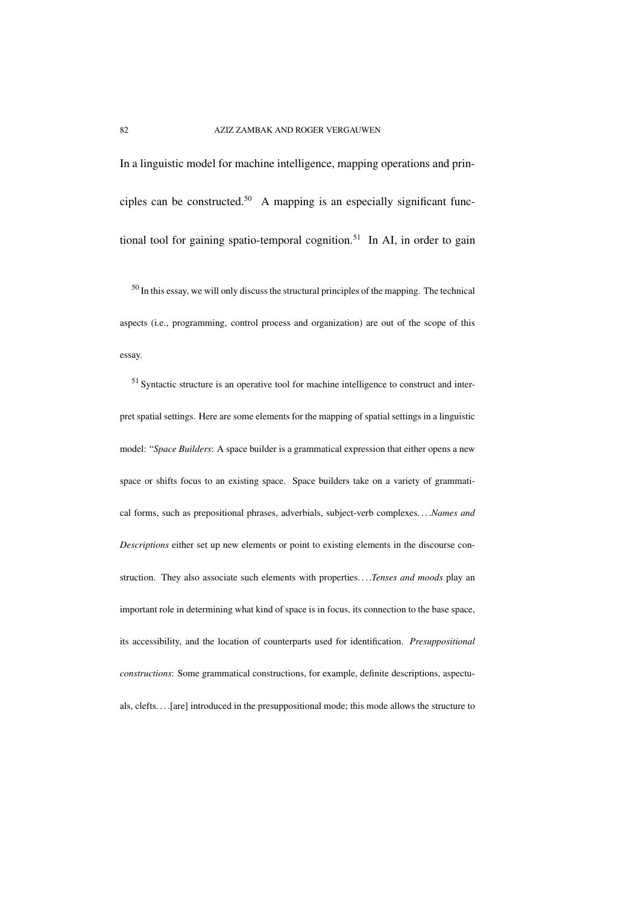In a linguistic model for machine intelligence, mapping operations and principles can be constructed.[50] A mapping is an especially significant functional tool for gaining spatio-temporal cognition.[51] In AI, in order to gain

[50] In this essay, we will only discuss the structural principles of the mapping. The technical aspects (i.e., programming, control process and organization) are out of the scope of this essay.

[51] Syntactic structure is an operative tool for machine intelligence to construct and interpret spatial settings. Here are some elements for the mapping of spatial settings in a linguistic model: "*Space Builders*: A space builder is a grammatical expression that either opens a new space or shifts focus to an existing space. Space builders take on a variety of grammatical forms, such as prepositional phrases, adverbials, subject-verb complexes. . . .*Names and Descriptions* either set up new elements or point to existing elements in the discourse construction. They also associate such elements with properties. . . .*Tenses and moods* play an important role in determining what kind of space is in focus, its connection to the base space, its accessibility, and the location of counterparts used for identification. *Presuppositional constructions*: Some grammatical constructions, for example, definite descriptions, aspectuals, clefts. . . .[are] introduced in the presuppositional mode; this mode allows the structure to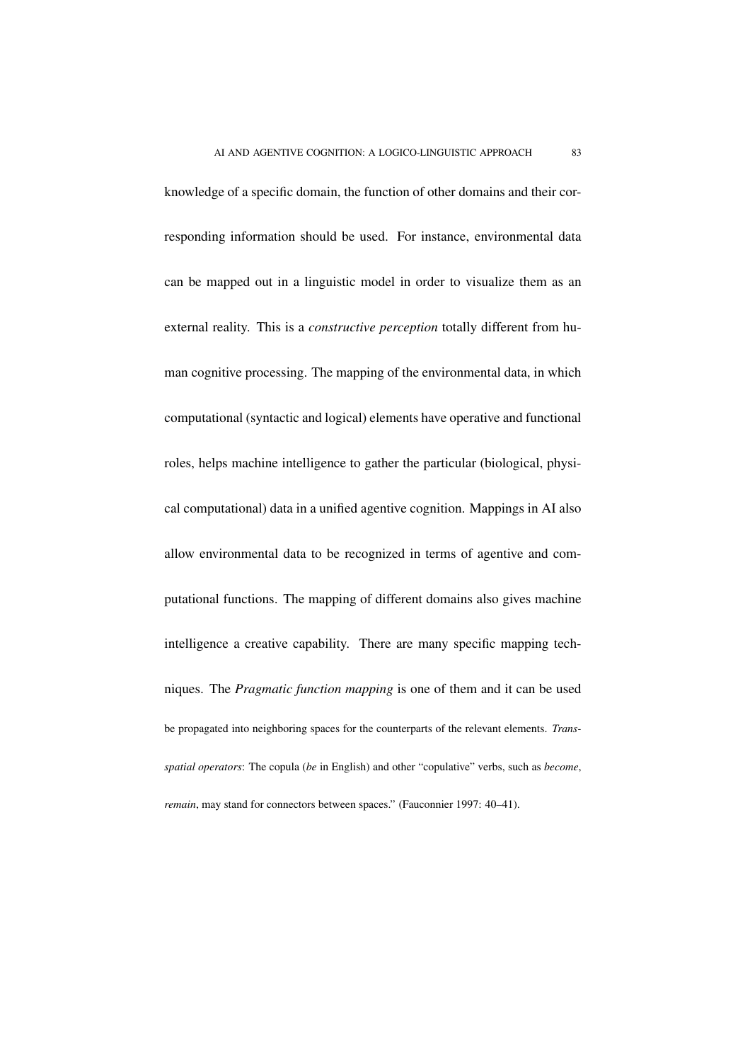knowledge of a specific domain, the function of other domains and their corresponding information should be used. For instance, environmental data can be mapped out in a linguistic model in order to visualize them as an external reality. This is a *constructive perception* totally different from human cognitive processing. The mapping of the environmental data, in which computational (syntactic and logical) elements have operative and functional roles, helps machine intelligence to gather the particular (biological, physical computational) data in a unified agentive cognition. Mappings in AI also allow environmental data to be recognized in terms of agentive and computational functions. The mapping of different domains also gives machine intelligence a creative capability. There are many specific mapping techniques. The *Pragmatic function mapping* is one of them and it can be used

be propagated into neighboring spaces for the counterparts of the relevant elements. *Trans-spatial operators*: The copula (*be* in English) and other "copulative" verbs, such as *become*, *remain*, may stand for connectors between spaces." (Fauconnier 1997: 40–41).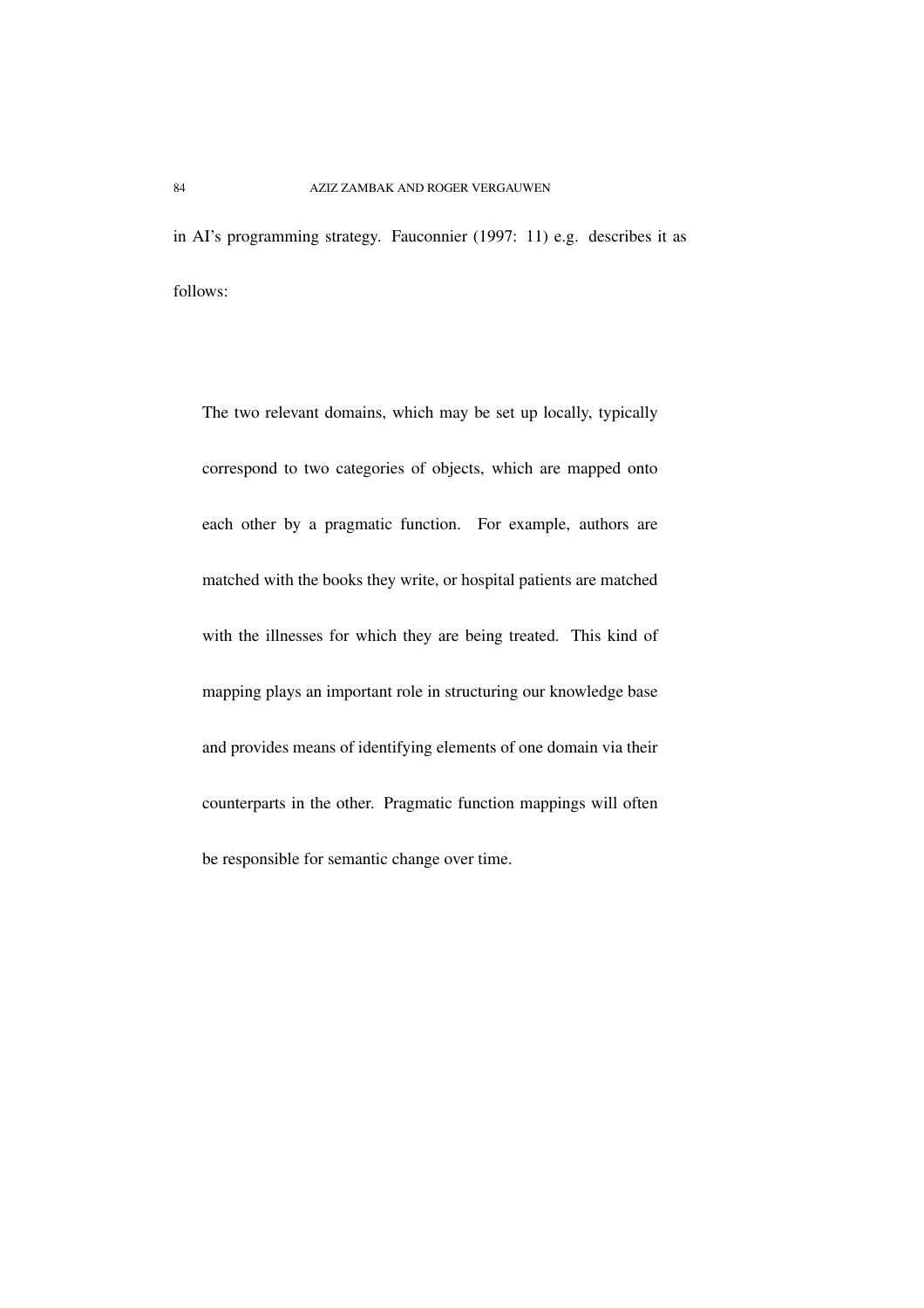in AI's programming strategy. Fauconnier (1997: 11) e.g. describes it as follows:

> The two relevant domains, which may be set up locally, typically correspond to two categories of objects, which are mapped onto each other by a pragmatic function. For example, authors are matched with the books they write, or hospital patients are matched with the illnesses for which they are being treated. This kind of mapping plays an important role in structuring our knowledge base and provides means of identifying elements of one domain via their counterparts in the other. Pragmatic function mappings will often be responsible for semantic change over time.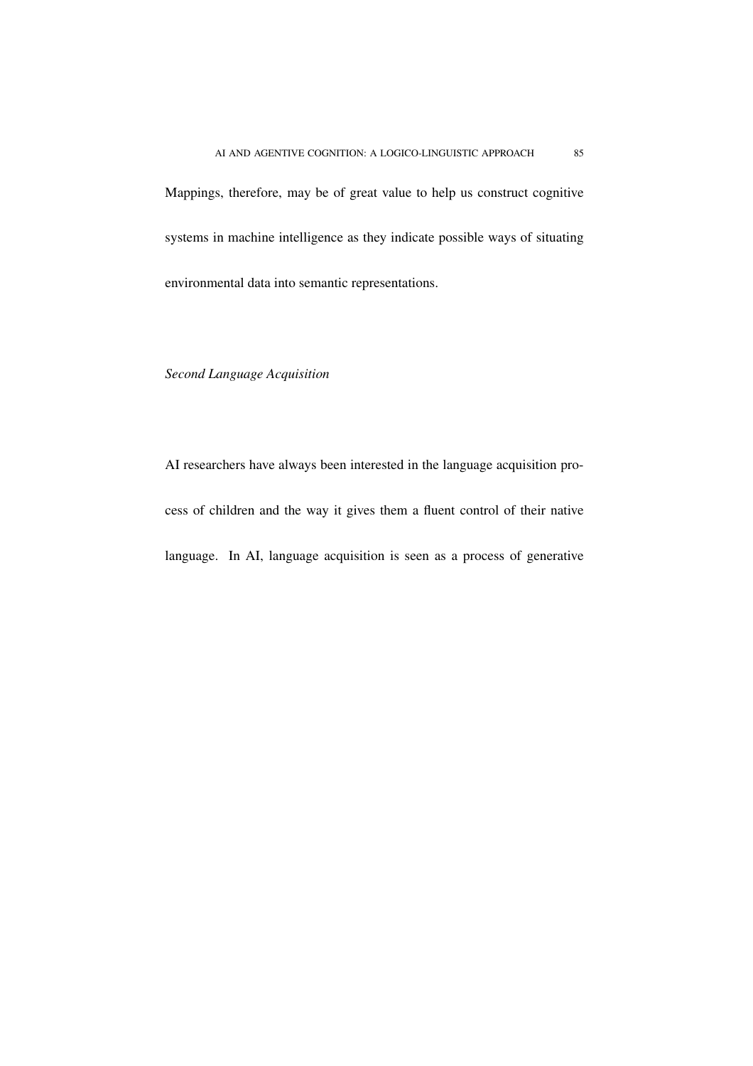Mappings, therefore, may be of great value to help us construct cognitive systems in machine intelligence as they indicate possible ways of situating environmental data into semantic representations.

### *Second Language Acquisition*

AI researchers have always been interested in the language acquisition process of children and the way it gives them a fluent control of their native language. In AI, language acquisition is seen as a process of generative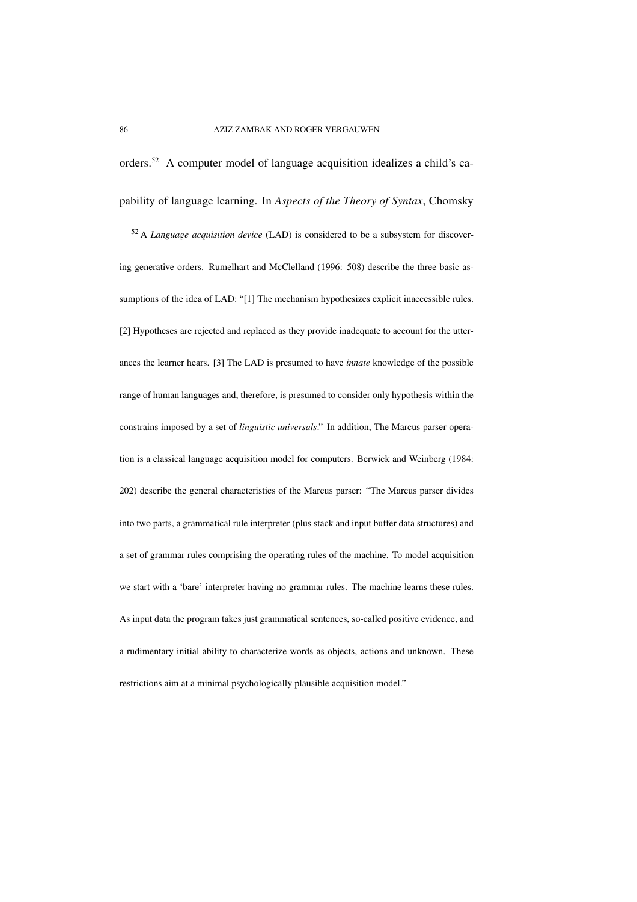orders.[52] A computer model of language acquisition idealizes a child's capability of language learning. In *Aspects of the Theory of Syntax*, Chomsky

[52] A *Language acquisition device* (LAD) is considered to be a subsystem for discovering generative orders. Rumelhart and McClelland (1996: 508) describe the three basic assumptions of the idea of LAD: "[1] The mechanism hypothesizes explicit inaccessible rules. [2] Hypotheses are rejected and replaced as they provide inadequate to account for the utterances the learner hears. [3] The LAD is presumed to have *innate* knowledge of the possible range of human languages and, therefore, is presumed to consider only hypothesis within the constrains imposed by a set of *linguistic universals*." In addition, The Marcus parser operation is a classical language acquisition model for computers. Berwick and Weinberg (1984: 202) describe the general characteristics of the Marcus parser: "The Marcus parser divides into two parts, a grammatical rule interpreter (plus stack and input buffer data structures) and a set of grammar rules comprising the operating rules of the machine. To model acquisition we start with a 'bare' interpreter having no grammar rules. The machine learns these rules. As input data the program takes just grammatical sentences, so-called positive evidence, and a rudimentary initial ability to characterize words as objects, actions and unknown. These restrictions aim at a minimal psychologically plausible acquisition model."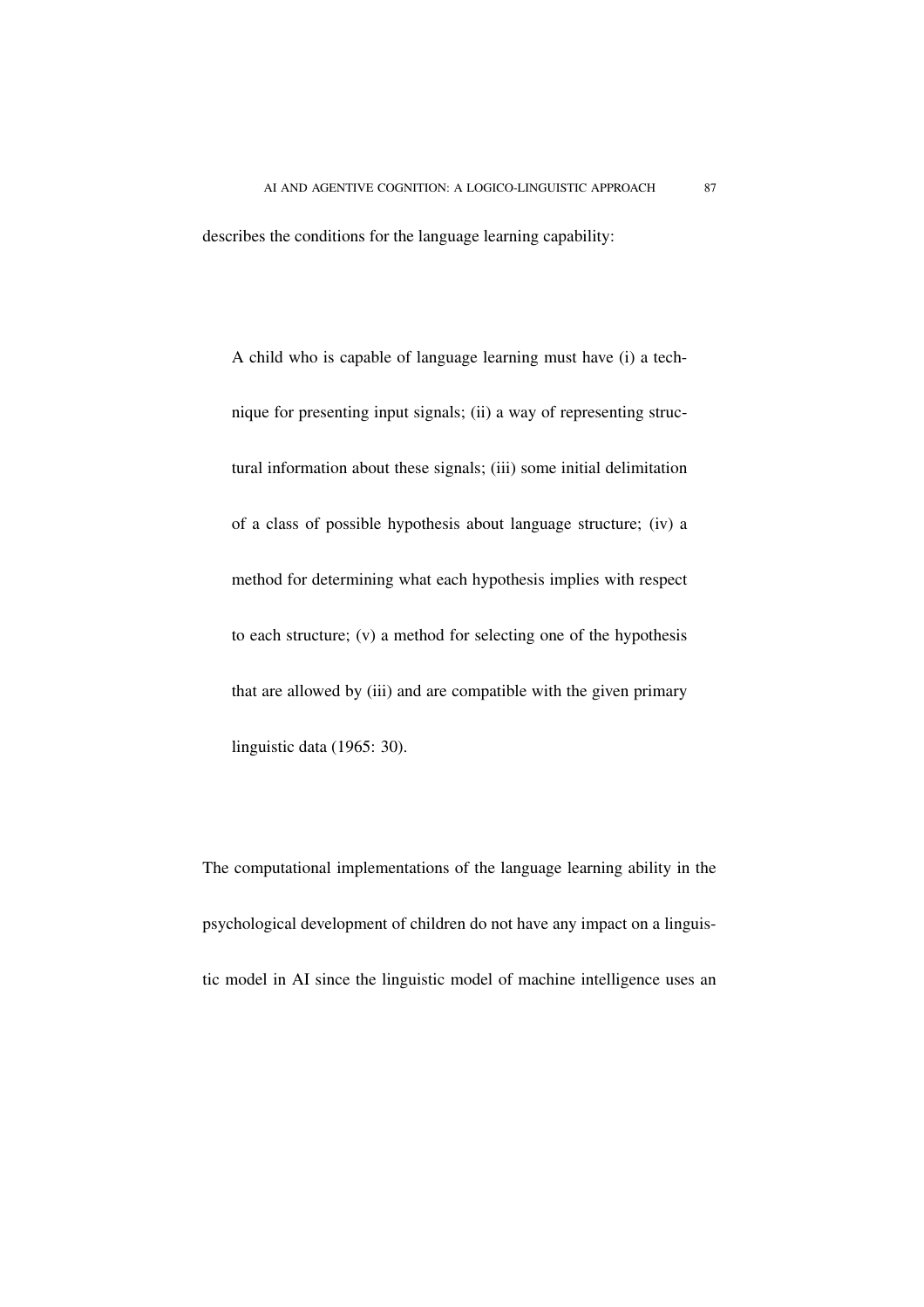describes the conditions for the language learning capability:

> A child who is capable of language learning must have (i) a technique for presenting input signals; (ii) a way of representing structural information about these signals; (iii) some initial delimitation of a class of possible hypothesis about language structure; (iv) a method for determining what each hypothesis implies with respect to each structure; (v) a method for selecting one of the hypothesis that are allowed by (iii) and are compatible with the given primary linguistic data (1965: 30).

The computational implementations of the language learning ability in the psychological development of children do not have any impact on a linguistic model in AI since the linguistic model of machine intelligence uses an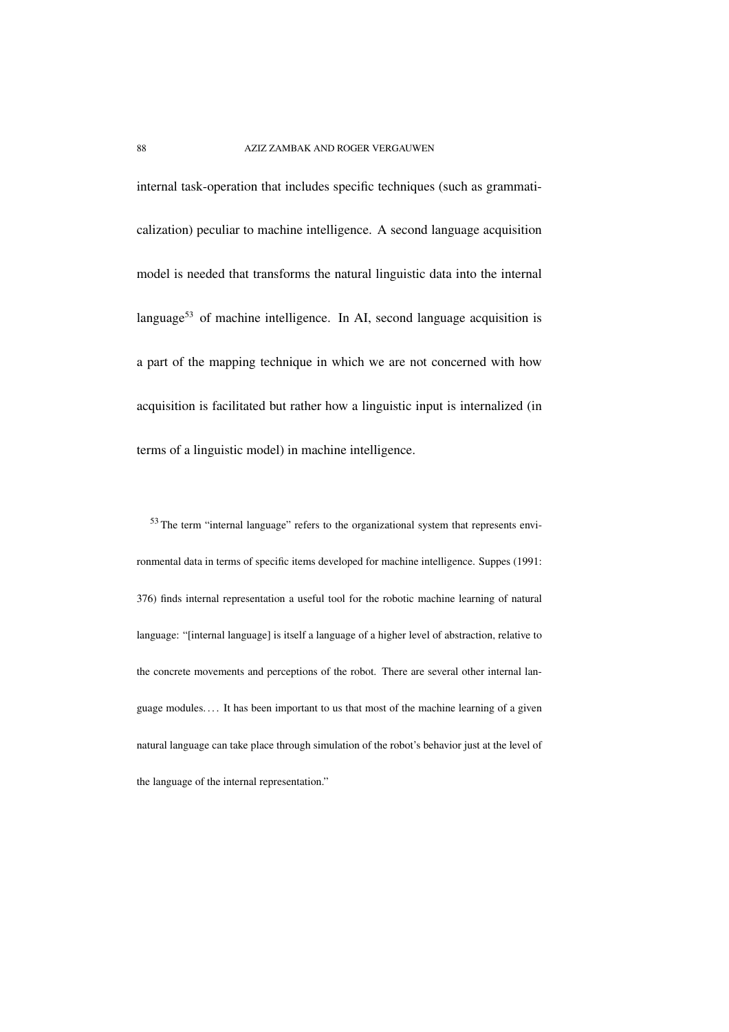internal task-operation that includes specific techniques (such as grammaticalization) peculiar to machine intelligence. A second language acquisition model is needed that transforms the natural linguistic data into the internal language[53] of machine intelligence. In AI, second language acquisition is a part of the mapping technique in which we are not concerned with how acquisition is facilitated but rather how a linguistic input is internalized (in terms of a linguistic model) in machine intelligence.

[53] The term "internal language" refers to the organizational system that represents environmental data in terms of specific items developed for machine intelligence. Suppes (1991: 376) finds internal representation a useful tool for the robotic machine learning of natural language: "[internal language] is itself a language of a higher level of abstraction, relative to the concrete movements and perceptions of the robot. There are several other internal language modules. . . . It has been important to us that most of the machine learning of a given natural language can take place through simulation of the robot's behavior just at the level of the language of the internal representation."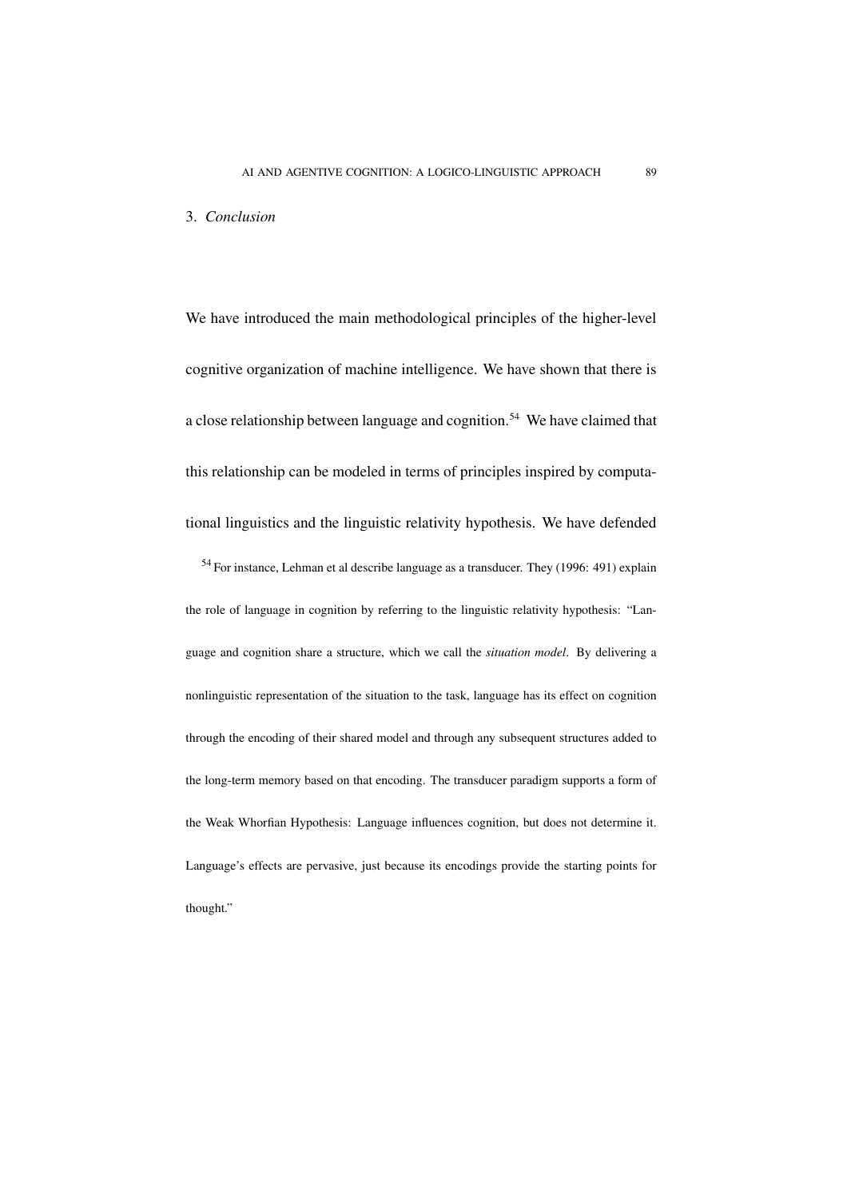## 3. *Conclusion*

We have introduced the main methodological principles of the higher-level cognitive organization of machine intelligence. We have shown that there is a close relationship between language and cognition.[54] We have claimed that this relationship can be modeled in terms of principles inspired by computational linguistics and the linguistic relativity hypothesis. We have defended

[54] For instance, Lehman et al describe language as a transducer. They (1996: 491) explain the role of language in cognition by referring to the linguistic relativity hypothesis: "Language and cognition share a structure, which we call the *situation model*. By delivering a nonlinguistic representation of the situation to the task, language has its effect on cognition through the encoding of their shared model and through any subsequent structures added to the long-term memory based on that encoding. The transducer paradigm supports a form of the Weak Whorfian Hypothesis: Language influences cognition, but does not determine it. Language's effects are pervasive, just because its encodings provide the starting points for thought."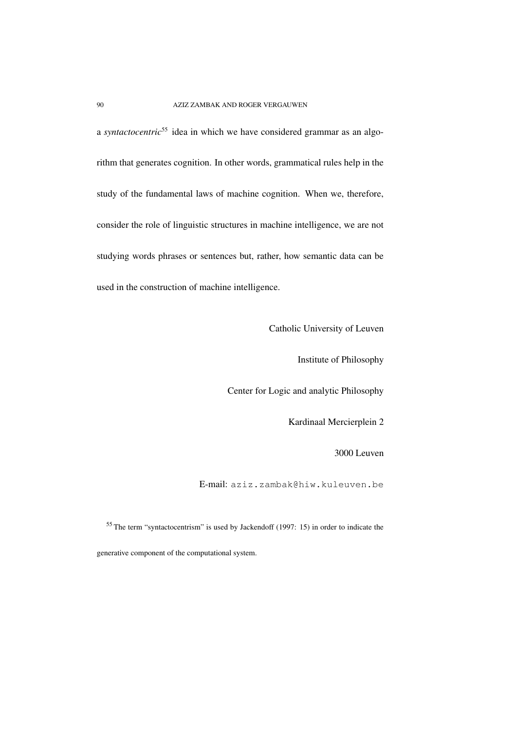a *syntactocentric*[55] idea in which we have considered grammar as an algorithm that generates cognition. In other words, grammatical rules help in the study of the fundamental laws of machine cognition. When we, therefore, consider the role of linguistic structures in machine intelligence, we are not studying words phrases or sentences but, rather, how semantic data can be used in the construction of machine intelligence.

Catholic University of Leuven

Institute of Philosophy

Center for Logic and analytic Philosophy

Kardinaal Mercierplein 2

3000 Leuven

E-mail: `aziz.zambak@hiw.kuleuven.be`

[55] The term "syntactocentrism" is used by Jackendoff (1997: 15) in order to indicate the generative component of the computational system.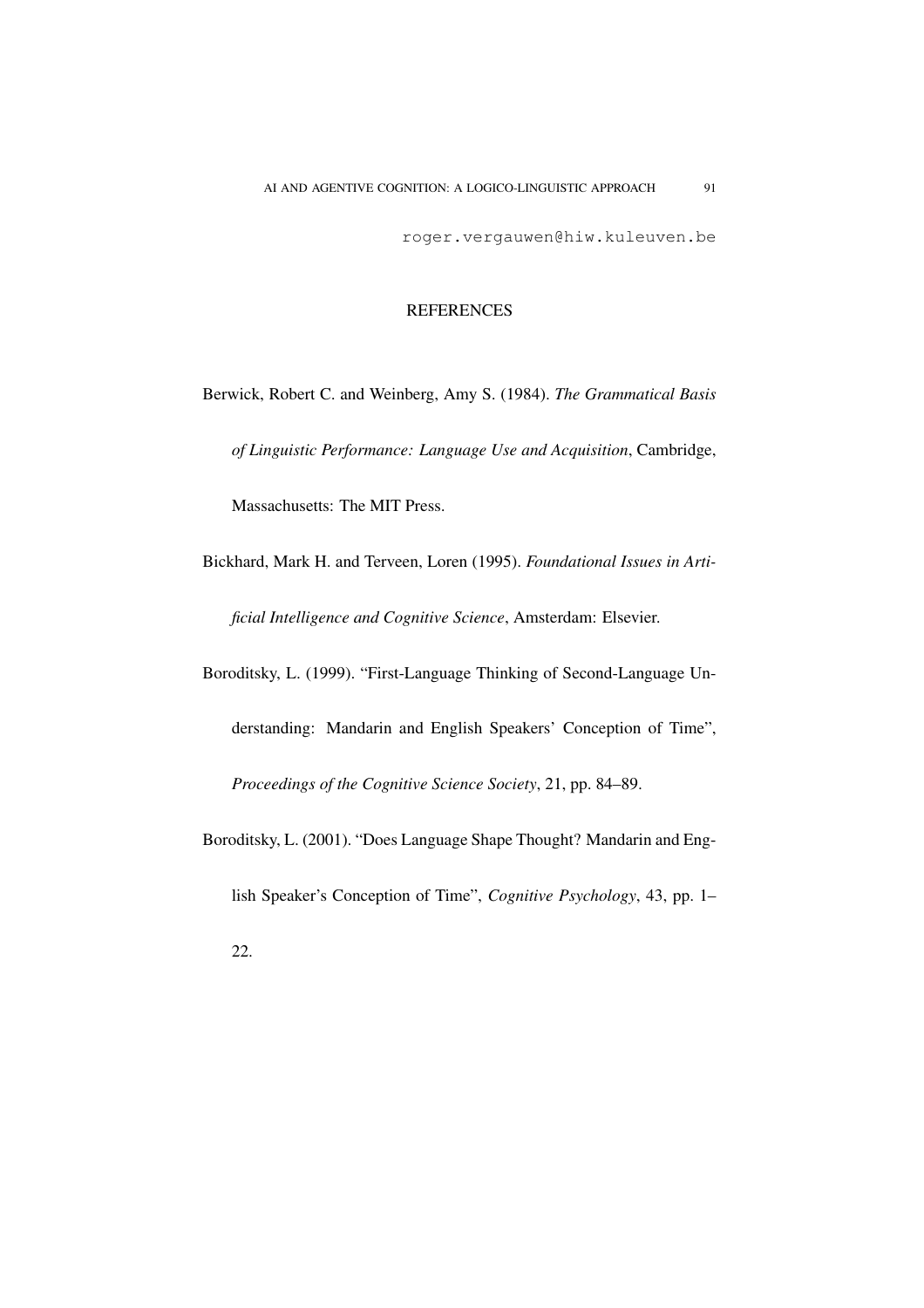roger.vergauwen@hiw.kuleuven.be

## REFERENCES

Berwick, Robert C. and Weinberg, Amy S. (1984). *The Grammatical Basis of Linguistic Performance: Language Use and Acquisition*, Cambridge, Massachusetts: The MIT Press.

Bickhard, Mark H. and Terveen, Loren (1995). *Foundational Issues in Artificial Intelligence and Cognitive Science*, Amsterdam: Elsevier.

Boroditsky, L. (1999). "First-Language Thinking of Second-Language Understanding: Mandarin and English Speakers' Conception of Time", *Proceedings of the Cognitive Science Society*, 21, pp. 84–89.

Boroditsky, L. (2001). "Does Language Shape Thought? Mandarin and English Speaker's Conception of Time", *Cognitive Psychology*, 43, pp. 1–22.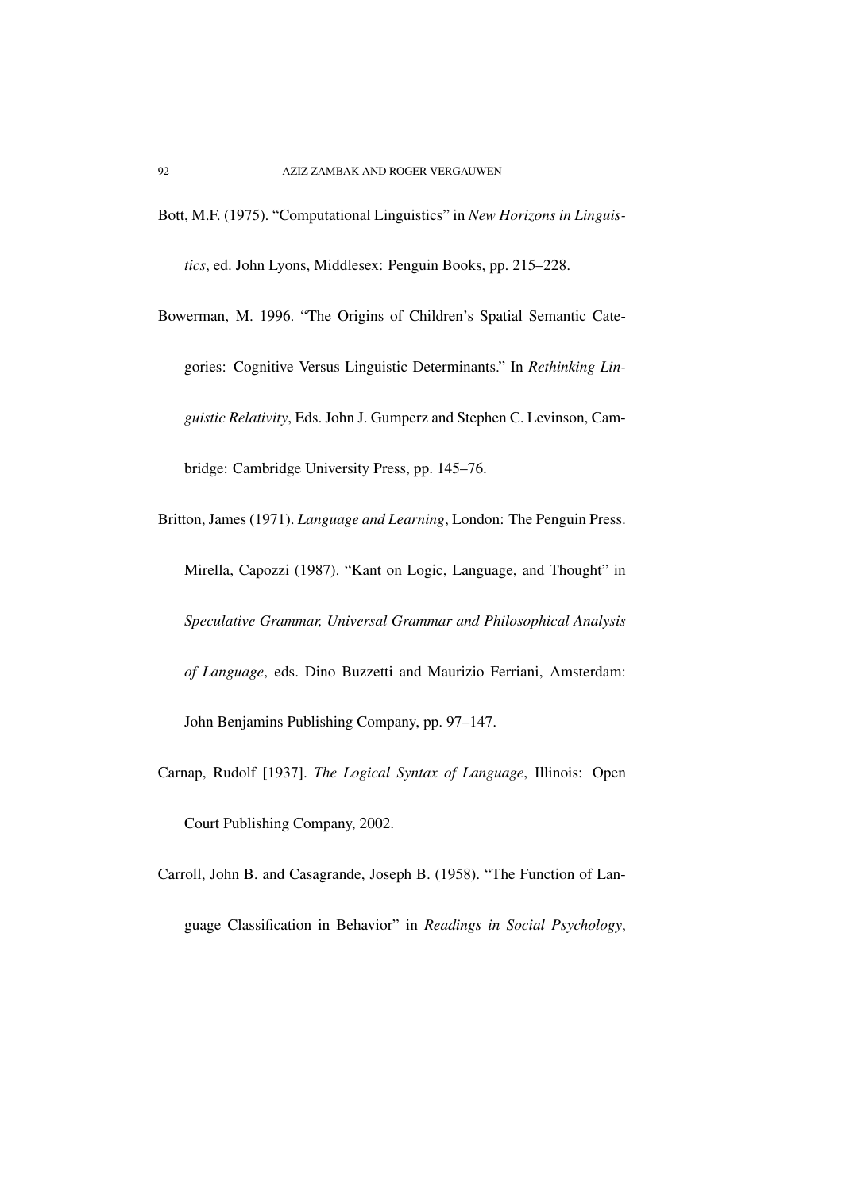Bott, M.F. (1975). "Computational Linguistics" in *New Horizons in Linguistics*, ed. John Lyons, Middlesex: Penguin Books, pp. 215–228.

Bowerman, M. 1996. "The Origins of Children's Spatial Semantic Categories: Cognitive Versus Linguistic Determinants." In *Rethinking Linguistic Relativity*, Eds. John J. Gumperz and Stephen C. Levinson, Cambridge: Cambridge University Press, pp. 145–76.

Britton, James (1971). *Language and Learning*, London: The Penguin Press. Mirella, Capozzi (1987). "Kant on Logic, Language, and Thought" in *Speculative Grammar, Universal Grammar and Philosophical Analysis of Language*, eds. Dino Buzzetti and Maurizio Ferriani, Amsterdam: John Benjamins Publishing Company, pp. 97–147.

Carnap, Rudolf [1937]. *The Logical Syntax of Language*, Illinois: Open Court Publishing Company, 2002.

Carroll, John B. and Casagrande, Joseph B. (1958). "The Function of Language Classification in Behavior" in *Readings in Social Psychology*,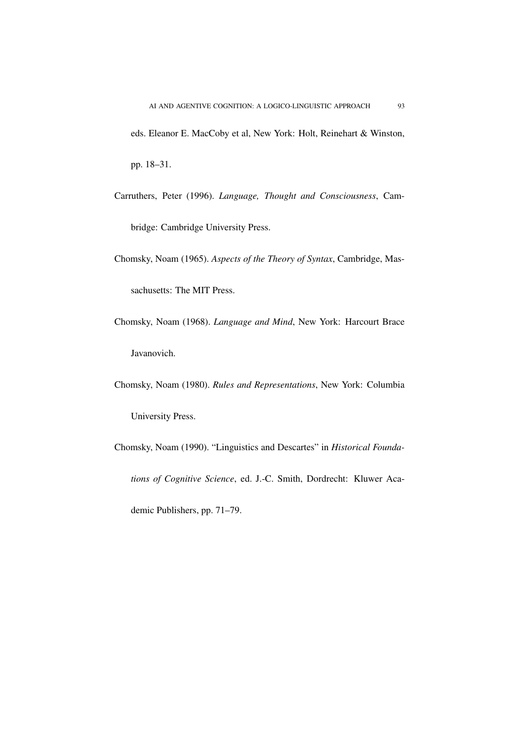eds. Eleanor E. MacCoby et al, New York: Holt, Reinehart & Winston, pp. 18–31.

Carruthers, Peter (1996). *Language, Thought and Consciousness*, Cambridge: Cambridge University Press.

Chomsky, Noam (1965). *Aspects of the Theory of Syntax*, Cambridge, Massachusetts: The MIT Press.

Chomsky, Noam (1968). *Language and Mind*, New York: Harcourt Brace Javanovich.

Chomsky, Noam (1980). *Rules and Representations*, New York: Columbia University Press.

Chomsky, Noam (1990). "Linguistics and Descartes" in *Historical Foundations of Cognitive Science*, ed. J.-C. Smith, Dordrecht: Kluwer Academic Publishers, pp. 71–79.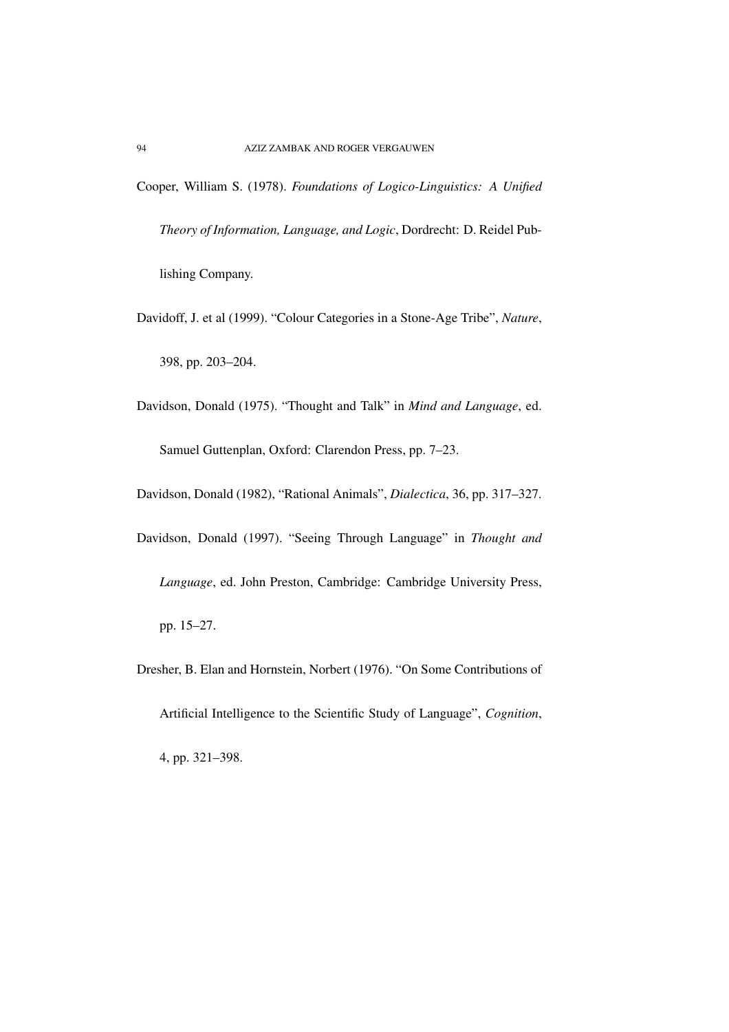Cooper, William S. (1978). *Foundations of Logico-Linguistics: A Unified Theory of Information, Language, and Logic*, Dordrecht: D. Reidel Publishing Company.

Davidoff, J. et al (1999). "Colour Categories in a Stone-Age Tribe", *Nature*, 398, pp. 203–204.

Davidson, Donald (1975). "Thought and Talk" in *Mind and Language*, ed. Samuel Guttenplan, Oxford: Clarendon Press, pp. 7–23.

Davidson, Donald (1982), "Rational Animals", *Dialectica*, 36, pp. 317–327.

Davidson, Donald (1997). "Seeing Through Language" in *Thought and Language*, ed. John Preston, Cambridge: Cambridge University Press, pp. 15–27.

Dresher, B. Elan and Hornstein, Norbert (1976). "On Some Contributions of Artificial Intelligence to the Scientific Study of Language", *Cognition*, 4, pp. 321–398.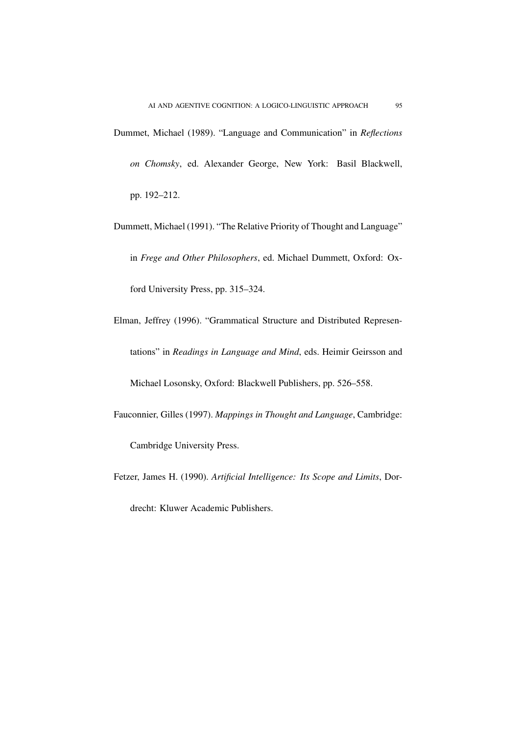Dummet, Michael (1989). “Language and Communication” in *Reflections on Chomsky*, ed. Alexander George, New York: Basil Blackwell, pp. 192–212.

Dummett, Michael (1991). “The Relative Priority of Thought and Language” in *Frege and Other Philosophers*, ed. Michael Dummett, Oxford: Oxford University Press, pp. 315–324.

Elman, Jeffrey (1996). “Grammatical Structure and Distributed Representations” in *Readings in Language and Mind*, eds. Heimir Geirsson and Michael Losonsky, Oxford: Blackwell Publishers, pp. 526–558.

Fauconnier, Gilles (1997). *Mappings in Thought and Language*, Cambridge: Cambridge University Press.

Fetzer, James H. (1990). *Artificial Intelligence: Its Scope and Limits*, Dordrecht: Kluwer Academic Publishers.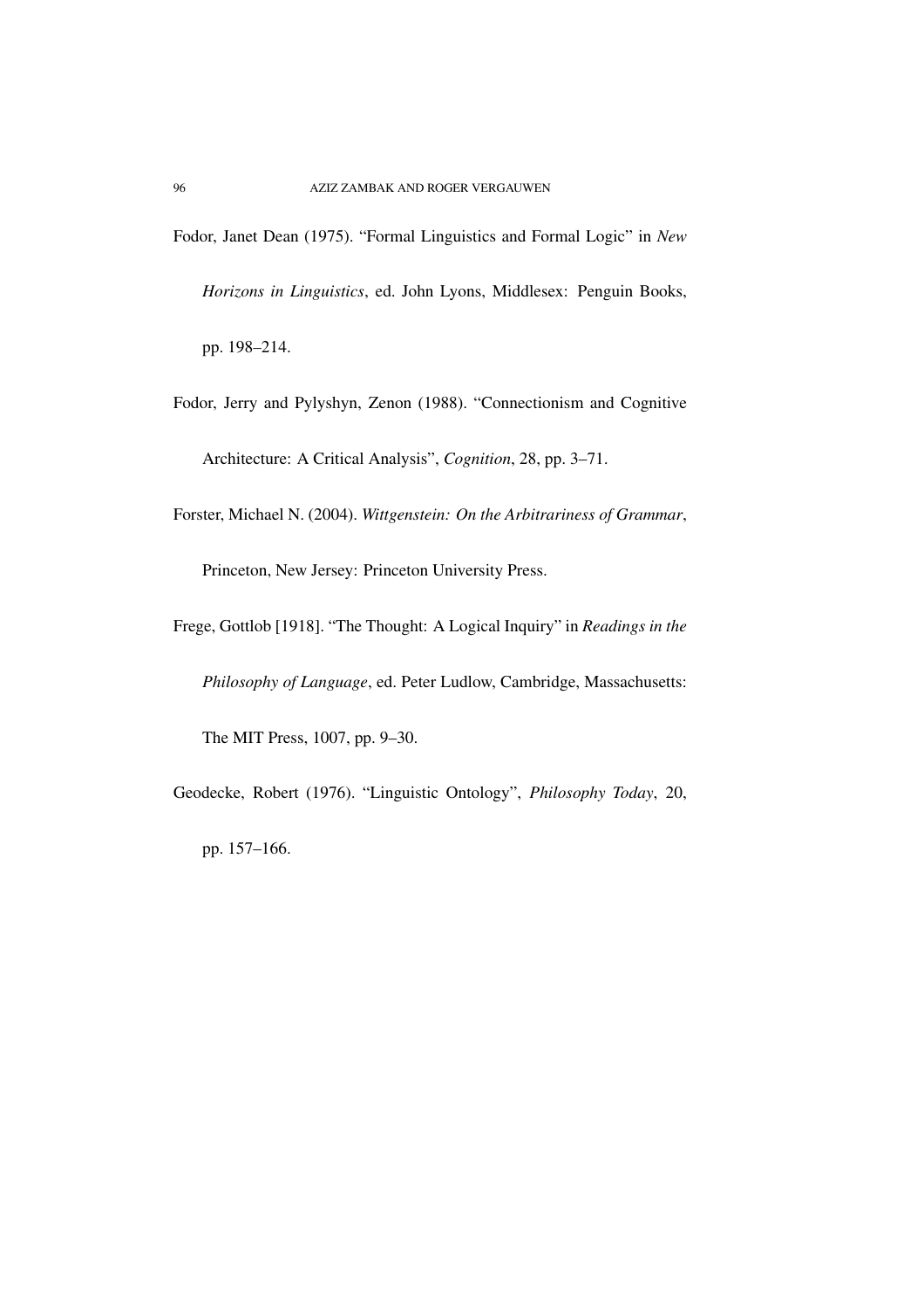Fodor, Janet Dean (1975). "Formal Linguistics and Formal Logic" in *New Horizons in Linguistics*, ed. John Lyons, Middlesex: Penguin Books, pp. 198–214.

Fodor, Jerry and Pylyshyn, Zenon (1988). "Connectionism and Cognitive Architecture: A Critical Analysis", *Cognition*, 28, pp. 3–71.

Forster, Michael N. (2004). *Wittgenstein: On the Arbitrariness of Grammar*, Princeton, New Jersey: Princeton University Press.

Frege, Gottlob [1918]. "The Thought: A Logical Inquiry" in *Readings in the Philosophy of Language*, ed. Peter Ludlow, Cambridge, Massachusetts: The MIT Press, 1007, pp. 9–30.

Geodecke, Robert (1976). "Linguistic Ontology", *Philosophy Today*, 20, pp. 157–166.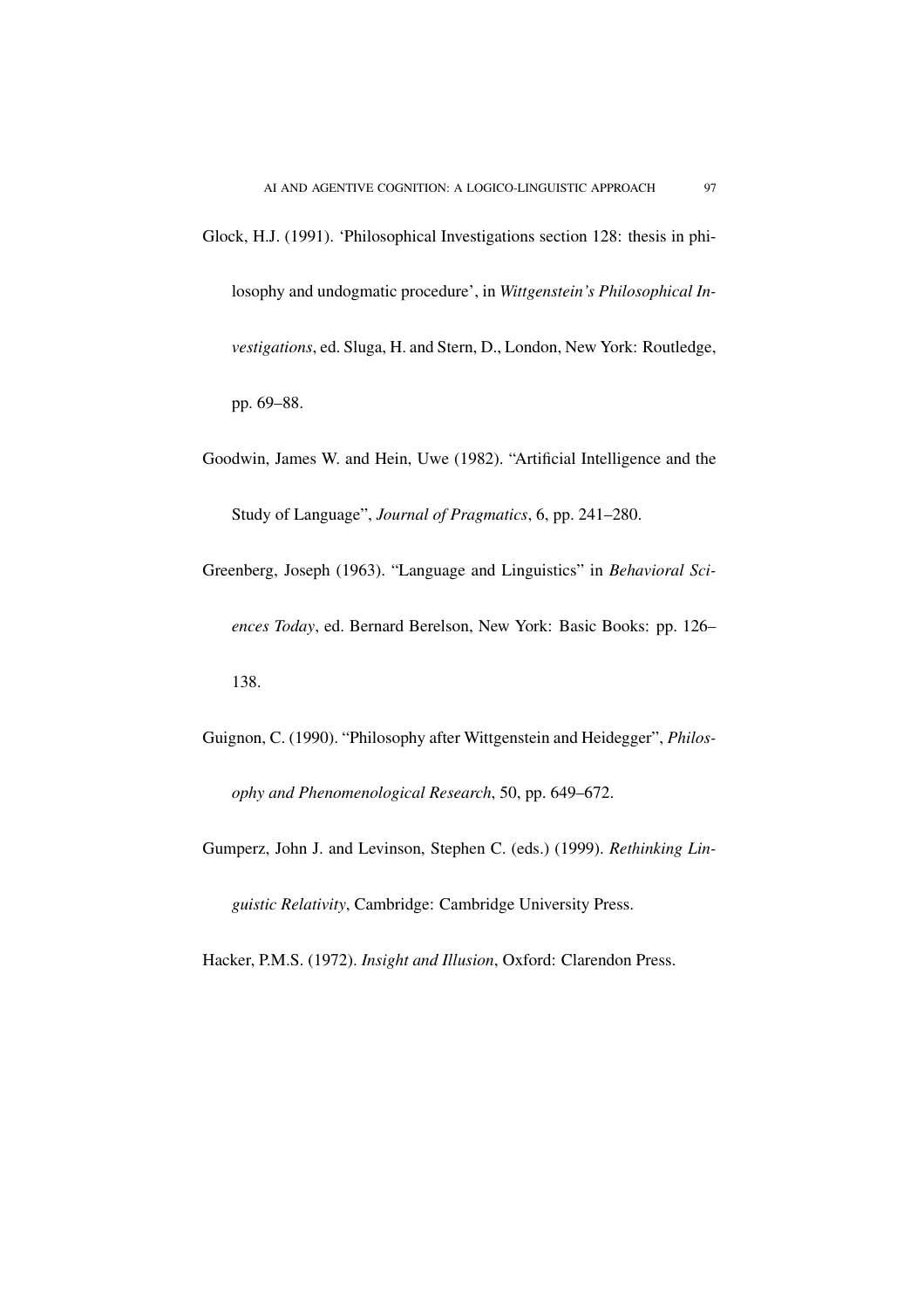Glock, H.J. (1991). 'Philosophical Investigations section 128: thesis in philosophy and undogmatic procedure', in *Wittgenstein's Philosophical Investigations*, ed. Sluga, H. and Stern, D., London, New York: Routledge, pp. 69–88.

Goodwin, James W. and Hein, Uwe (1982). "Artificial Intelligence and the Study of Language", *Journal of Pragmatics*, 6, pp. 241–280.

Greenberg, Joseph (1963). "Language and Linguistics" in *Behavioral Sciences Today*, ed. Bernard Berelson, New York: Basic Books: pp. 126–138.

Guignon, C. (1990). "Philosophy after Wittgenstein and Heidegger", *Philosophy and Phenomenological Research*, 50, pp. 649–672.

Gumperz, John J. and Levinson, Stephen C. (eds.) (1999). *Rethinking Linguistic Relativity*, Cambridge: Cambridge University Press.

Hacker, P.M.S. (1972). *Insight and Illusion*, Oxford: Clarendon Press.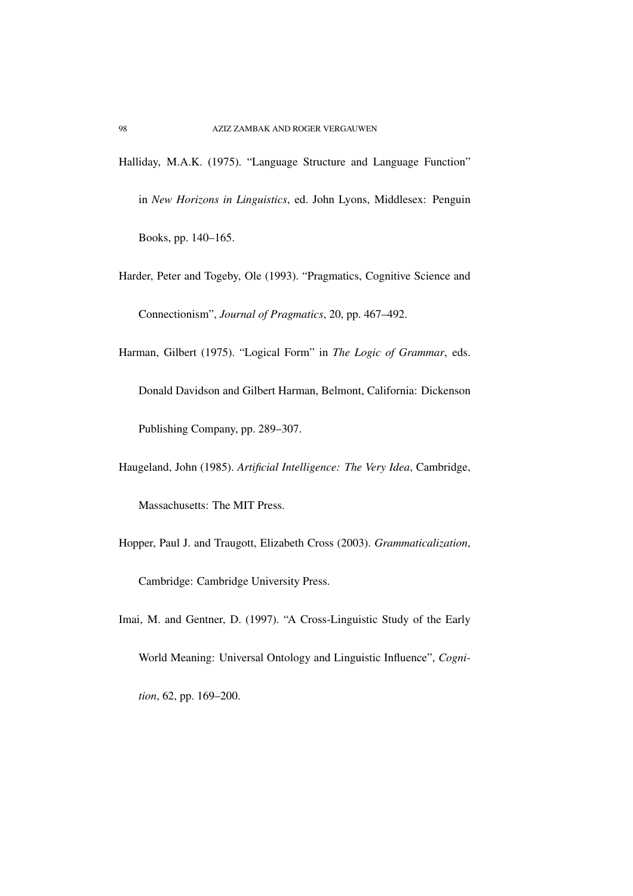Halliday, M.A.K. (1975). “Language Structure and Language Function” in *New Horizons in Linguistics*, ed. John Lyons, Middlesex: Penguin Books, pp. 140–165.

Harder, Peter and Togeby, Ole (1993). “Pragmatics, Cognitive Science and Connectionism”, *Journal of Pragmatics*, 20, pp. 467–492.

Harman, Gilbert (1975). “Logical Form” in *The Logic of Grammar*, eds. Donald Davidson and Gilbert Harman, Belmont, California: Dickenson Publishing Company, pp. 289–307.

Haugeland, John (1985). *Artificial Intelligence: The Very Idea*, Cambridge, Massachusetts: The MIT Press.

Hopper, Paul J. and Traugott, Elizabeth Cross (2003). *Grammaticalization*, Cambridge: Cambridge University Press.

Imai, M. and Gentner, D. (1997). “A Cross-Linguistic Study of the Early World Meaning: Universal Ontology and Linguistic Influence”, *Cognition*, 62, pp. 169–200.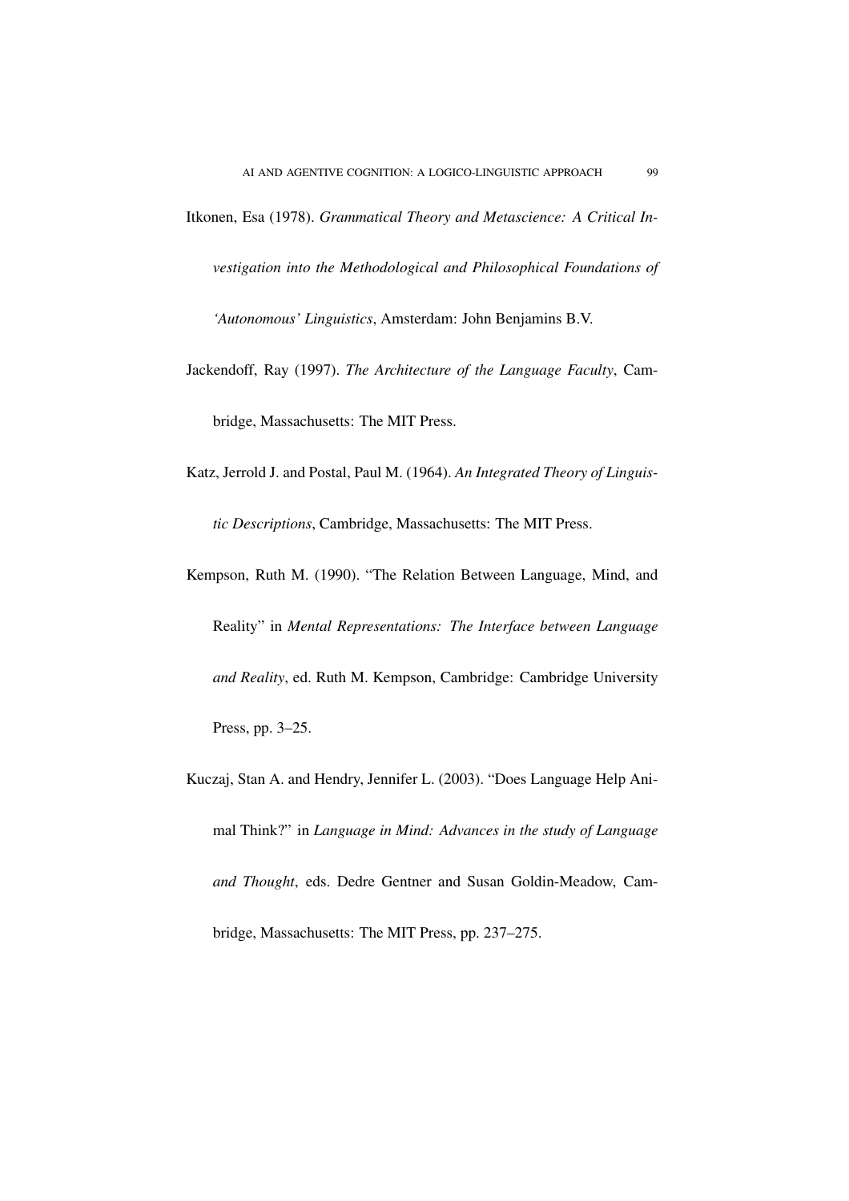Itkonen, Esa (1978). *Grammatical Theory and Metascience: A Critical Investigation into the Methodological and Philosophical Foundations of 'Autonomous' Linguistics*, Amsterdam: John Benjamins B.V.

Jackendoff, Ray (1997). *The Architecture of the Language Faculty*, Cambridge, Massachusetts: The MIT Press.

Katz, Jerrold J. and Postal, Paul M. (1964). *An Integrated Theory of Linguistic Descriptions*, Cambridge, Massachusetts: The MIT Press.

Kempson, Ruth M. (1990). "The Relation Between Language, Mind, and Reality" in *Mental Representations: The Interface between Language and Reality*, ed. Ruth M. Kempson, Cambridge: Cambridge University Press, pp. 3–25.

Kuczaj, Stan A. and Hendry, Jennifer L. (2003). "Does Language Help Animal Think?" in *Language in Mind: Advances in the study of Language and Thought*, eds. Dedre Gentner and Susan Goldin-Meadow, Cambridge, Massachusetts: The MIT Press, pp. 237–275.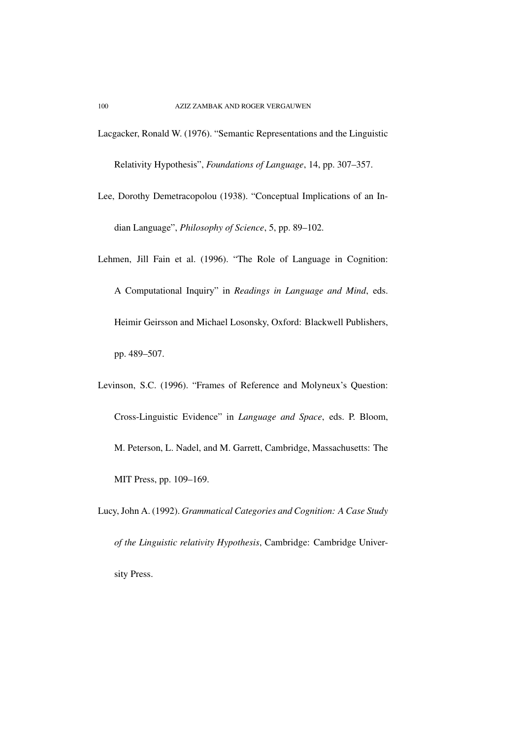Lacgacker, Ronald W. (1976). "Semantic Representations and the Linguistic Relativity Hypothesis", *Foundations of Language*, 14, pp. 307–357.

Lee, Dorothy Demetracopolou (1938). "Conceptual Implications of an Indian Language", *Philosophy of Science*, 5, pp. 89–102.

Lehmen, Jill Fain et al. (1996). "The Role of Language in Cognition: A Computational Inquiry" in *Readings in Language and Mind*, eds. Heimir Geirsson and Michael Losonsky, Oxford: Blackwell Publishers, pp. 489–507.

Levinson, S.C. (1996). "Frames of Reference and Molyneux's Question: Cross-Linguistic Evidence" in *Language and Space*, eds. P. Bloom, M. Peterson, L. Nadel, and M. Garrett, Cambridge, Massachusetts: The MIT Press, pp. 109–169.

Lucy, John A. (1992). *Grammatical Categories and Cognition: A Case Study of the Linguistic relativity Hypothesis*, Cambridge: Cambridge University Press.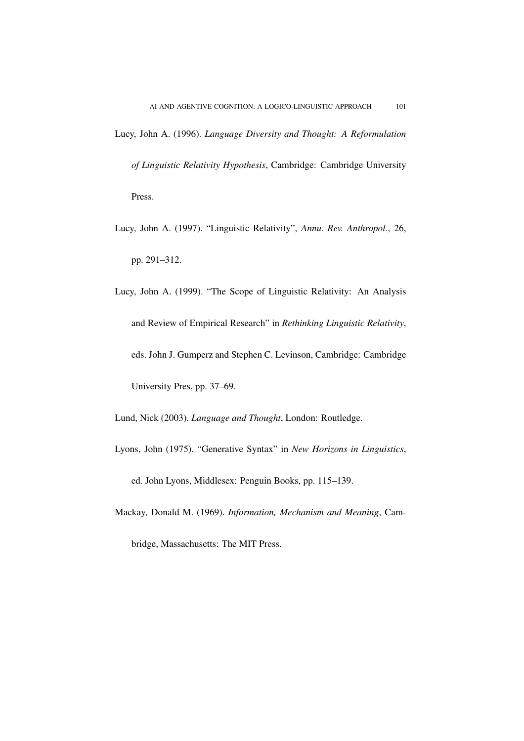Lucy, John A. (1996). *Language Diversity and Thought: A Reformulation of Linguistic Relativity Hypothesis*, Cambridge: Cambridge University Press.

Lucy, John A. (1997). "Linguistic Relativity", *Annu. Rev. Anthropol.*, 26, pp. 291–312.

Lucy, John A. (1999). "The Scope of Linguistic Relativity: An Analysis and Review of Empirical Research" in *Rethinking Linguistic Relativity*, eds. John J. Gumperz and Stephen C. Levinson, Cambridge: Cambridge University Pres, pp. 37–69.

Lund, Nick (2003). *Language and Thought*, London: Routledge.

Lyons, John (1975). "Generative Syntax" in *New Horizons in Linguistics*, ed. John Lyons, Middlesex: Penguin Books, pp. 115–139.

Mackay, Donald M. (1969). *Information, Mechanism and Meaning*, Cambridge, Massachusetts: The MIT Press.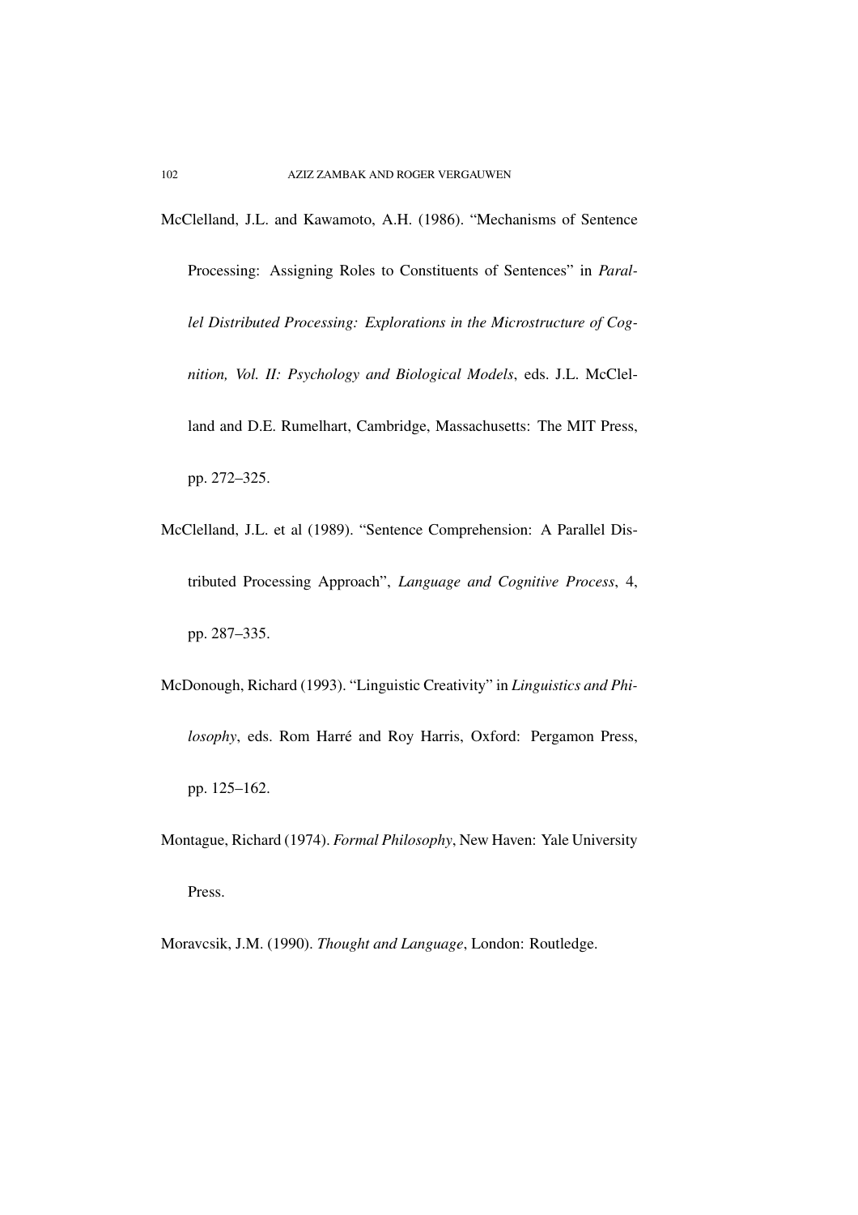McClelland, J.L. and Kawamoto, A.H. (1986). “Mechanisms of Sentence Processing: Assigning Roles to Constituents of Sentences” in *Parallel Distributed Processing: Explorations in the Microstructure of Cognition, Vol. II: Psychology and Biological Models*, eds. J.L. McClelland and D.E. Rumelhart, Cambridge, Massachusetts: The MIT Press, pp. 272–325.

McClelland, J.L. et al (1989). “Sentence Comprehension: A Parallel Distributed Processing Approach”, *Language and Cognitive Process*, 4, pp. 287–335.

McDonough, Richard (1993). “Linguistic Creativity” in *Linguistics and Philosophy*, eds. Rom Harré and Roy Harris, Oxford: Pergamon Press, pp. 125–162.

Montague, Richard (1974). *Formal Philosophy*, New Haven: Yale University Press.

Moravcsik, J.M. (1990). *Thought and Language*, London: Routledge.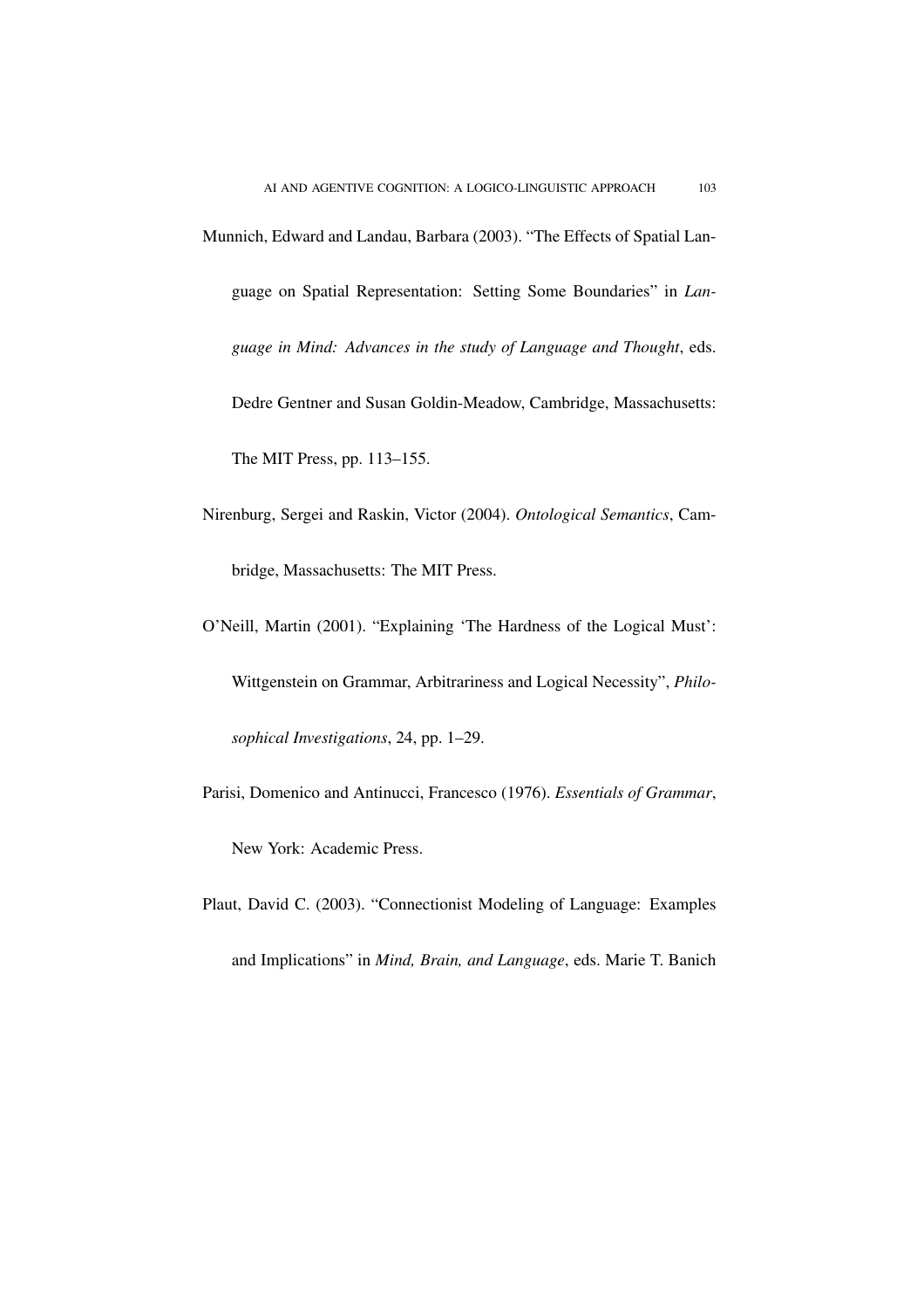Munnich, Edward and Landau, Barbara (2003). "The Effects of Spatial Language on Spatial Representation: Setting Some Boundaries" in *Language in Mind: Advances in the study of Language and Thought*, eds. Dedre Gentner and Susan Goldin-Meadow, Cambridge, Massachusetts: The MIT Press, pp. 113–155.

Nirenburg, Sergei and Raskin, Victor (2004). *Ontological Semantics*, Cambridge, Massachusetts: The MIT Press.

O'Neill, Martin (2001). "Explaining 'The Hardness of the Logical Must': Wittgenstein on Grammar, Arbitrariness and Logical Necessity", *Philosophical Investigations*, 24, pp. 1–29.

Parisi, Domenico and Antinucci, Francesco (1976). *Essentials of Grammar*, New York: Academic Press.

Plaut, David C. (2003). "Connectionist Modeling of Language: Examples and Implications" in *Mind, Brain, and Language*, eds. Marie T. Banich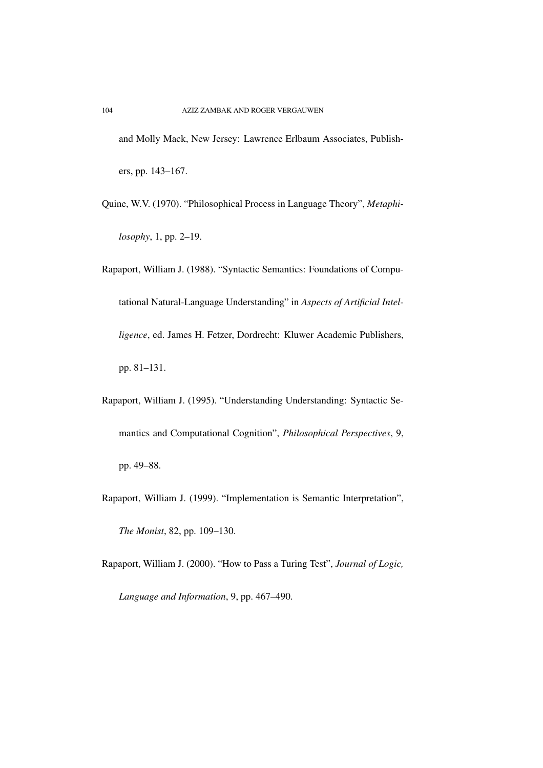and Molly Mack, New Jersey: Lawrence Erlbaum Associates, Publishers, pp. 143–167.

Quine, W.V. (1970). "Philosophical Process in Language Theory", *Metaphilosophy*, 1, pp. 2–19.

Rapaport, William J. (1988). "Syntactic Semantics: Foundations of Computational Natural-Language Understanding" in *Aspects of Artificial Intelligence*, ed. James H. Fetzer, Dordrecht: Kluwer Academic Publishers, pp. 81–131.

Rapaport, William J. (1995). "Understanding Understanding: Syntactic Semantics and Computational Cognition", *Philosophical Perspectives*, 9, pp. 49–88.

Rapaport, William J. (1999). "Implementation is Semantic Interpretation", *The Monist*, 82, pp. 109–130.

Rapaport, William J. (2000). "How to Pass a Turing Test", *Journal of Logic, Language and Information*, 9, pp. 467–490.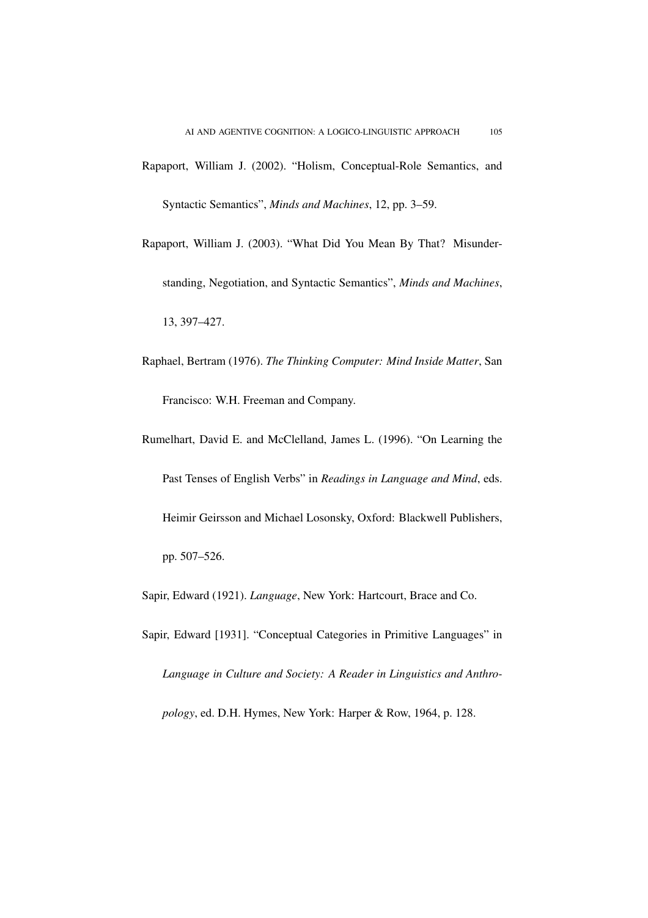Rapaport, William J. (2002). “Holism, Conceptual-Role Semantics, and Syntactic Semantics”, *Minds and Machines*, 12, pp. 3–59.

Rapaport, William J. (2003). “What Did You Mean By That? Misunderstanding, Negotiation, and Syntactic Semantics”, *Minds and Machines*, 13, 397–427.

Raphael, Bertram (1976). *The Thinking Computer: Mind Inside Matter*, San Francisco: W.H. Freeman and Company.

Rumelhart, David E. and McClelland, James L. (1996). “On Learning the Past Tenses of English Verbs” in *Readings in Language and Mind*, eds. Heimir Geirsson and Michael Losonsky, Oxford: Blackwell Publishers, pp. 507–526.

Sapir, Edward (1921). *Language*, New York: Hartcourt, Brace and Co.

Sapir, Edward [1931]. “Conceptual Categories in Primitive Languages” in *Language in Culture and Society: A Reader in Linguistics and Anthropology*, ed. D.H. Hymes, New York: Harper & Row, 1964, p. 128.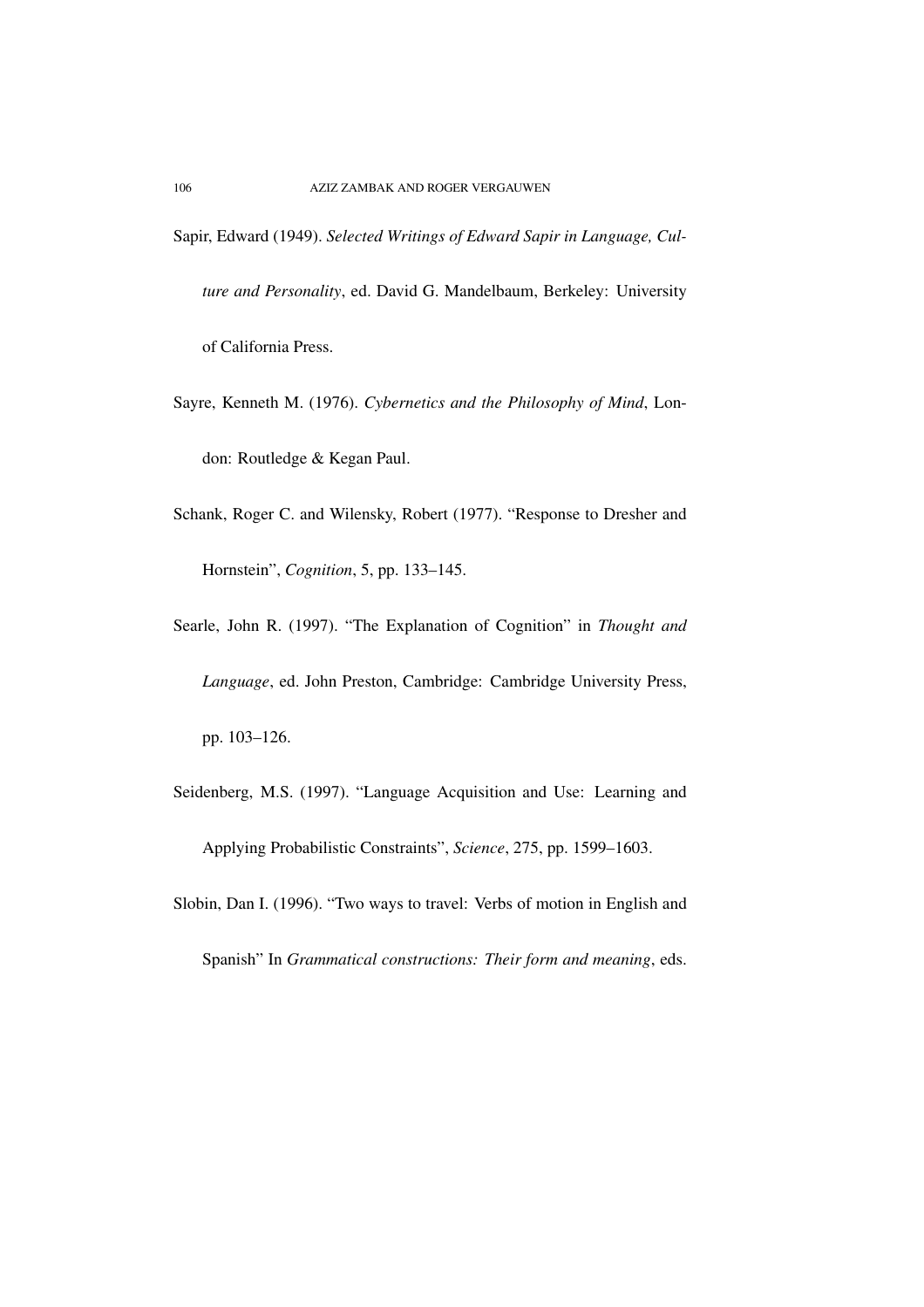Sapir, Edward (1949). *Selected Writings of Edward Sapir in Language, Culture and Personality*, ed. David G. Mandelbaum, Berkeley: University of California Press.

Sayre, Kenneth M. (1976). *Cybernetics and the Philosophy of Mind*, London: Routledge & Kegan Paul.

Schank, Roger C. and Wilensky, Robert (1977). "Response to Dresher and Hornstein", *Cognition*, 5, pp. 133–145.

Searle, John R. (1997). "The Explanation of Cognition" in *Thought and Language*, ed. John Preston, Cambridge: Cambridge University Press, pp. 103–126.

Seidenberg, M.S. (1997). "Language Acquisition and Use: Learning and Applying Probabilistic Constraints", *Science*, 275, pp. 1599–1603.

Slobin, Dan I. (1996). "Two ways to travel: Verbs of motion in English and Spanish" In *Grammatical constructions: Their form and meaning*, eds.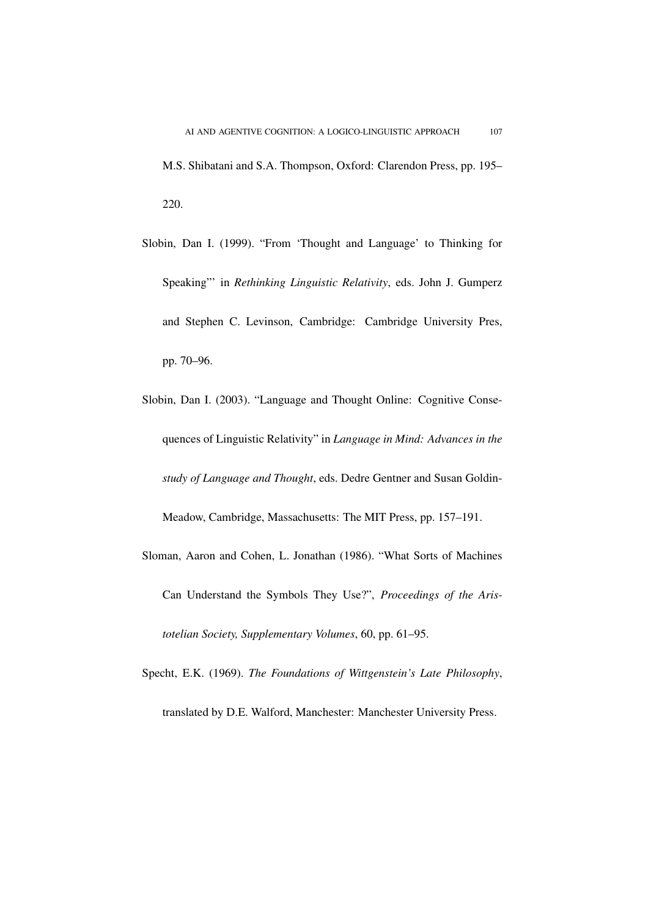M.S. Shibatani and S.A. Thompson, Oxford: Clarendon Press, pp. 195–220.

Slobin, Dan I. (1999). "From 'Thought and Language' to Thinking for Speaking"' in *Rethinking Linguistic Relativity*, eds. John J. Gumperz and Stephen C. Levinson, Cambridge: Cambridge University Pres, pp. 70–96.

Slobin, Dan I. (2003). "Language and Thought Online: Cognitive Consequences of Linguistic Relativity" in *Language in Mind: Advances in the study of Language and Thought*, eds. Dedre Gentner and Susan Goldin-Meadow, Cambridge, Massachusetts: The MIT Press, pp. 157–191.

Sloman, Aaron and Cohen, L. Jonathan (1986). "What Sorts of Machines Can Understand the Symbols They Use?", *Proceedings of the Aristotelian Society, Supplementary Volumes*, 60, pp. 61–95.

Specht, E.K. (1969). *The Foundations of Wittgenstein's Late Philosophy*, translated by D.E. Walford, Manchester: Manchester University Press.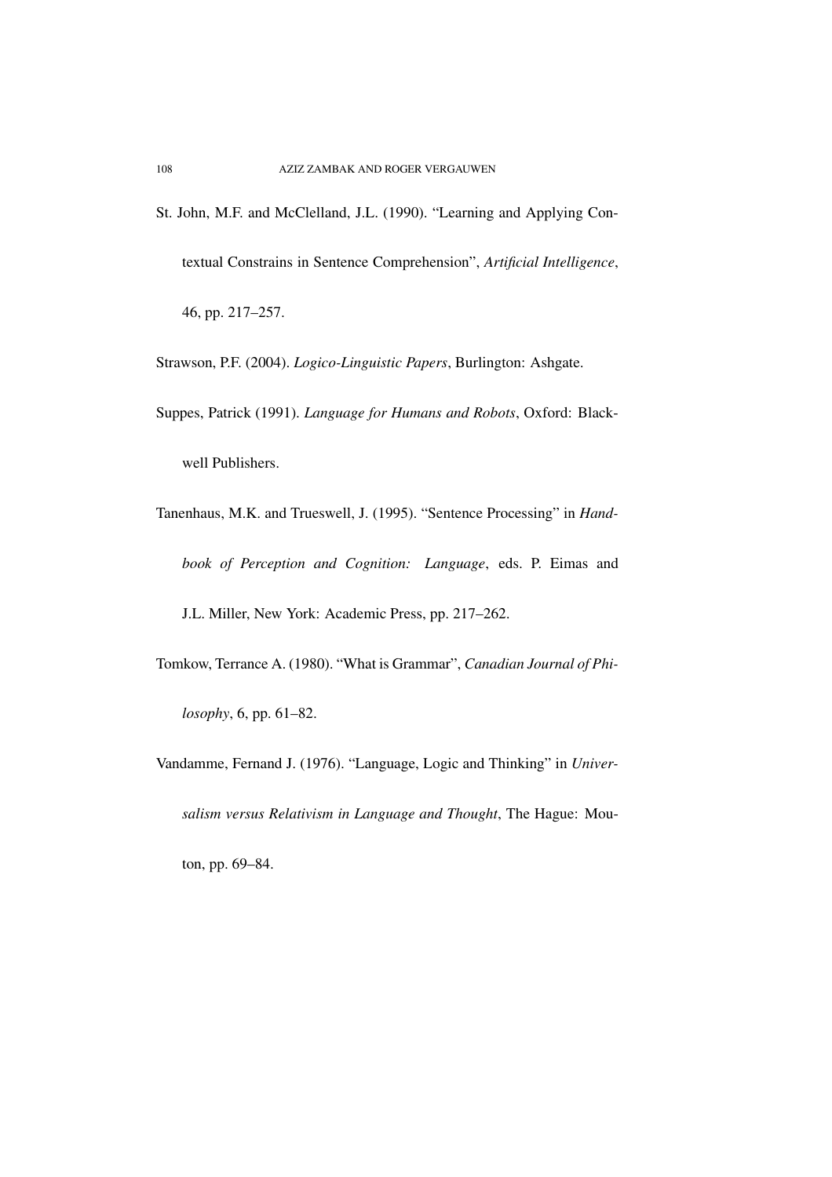St. John, M.F. and McClelland, J.L. (1990). "Learning and Applying Contextual Constrains in Sentence Comprehension", *Artificial Intelligence*, 46, pp. 217–257.

Strawson, P.F. (2004). *Logico-Linguistic Papers*, Burlington: Ashgate.

Suppes, Patrick (1991). *Language for Humans and Robots*, Oxford: Blackwell Publishers.

Tanenhaus, M.K. and Trueswell, J. (1995). "Sentence Processing" in *Handbook of Perception and Cognition: Language*, eds. P. Eimas and J.L. Miller, New York: Academic Press, pp. 217–262.

Tomkow, Terrance A. (1980). "What is Grammar", *Canadian Journal of Philosophy*, 6, pp. 61–82.

Vandamme, Fernand J. (1976). "Language, Logic and Thinking" in *Universalism versus Relativism in Language and Thought*, The Hague: Mouton, pp. 69–84.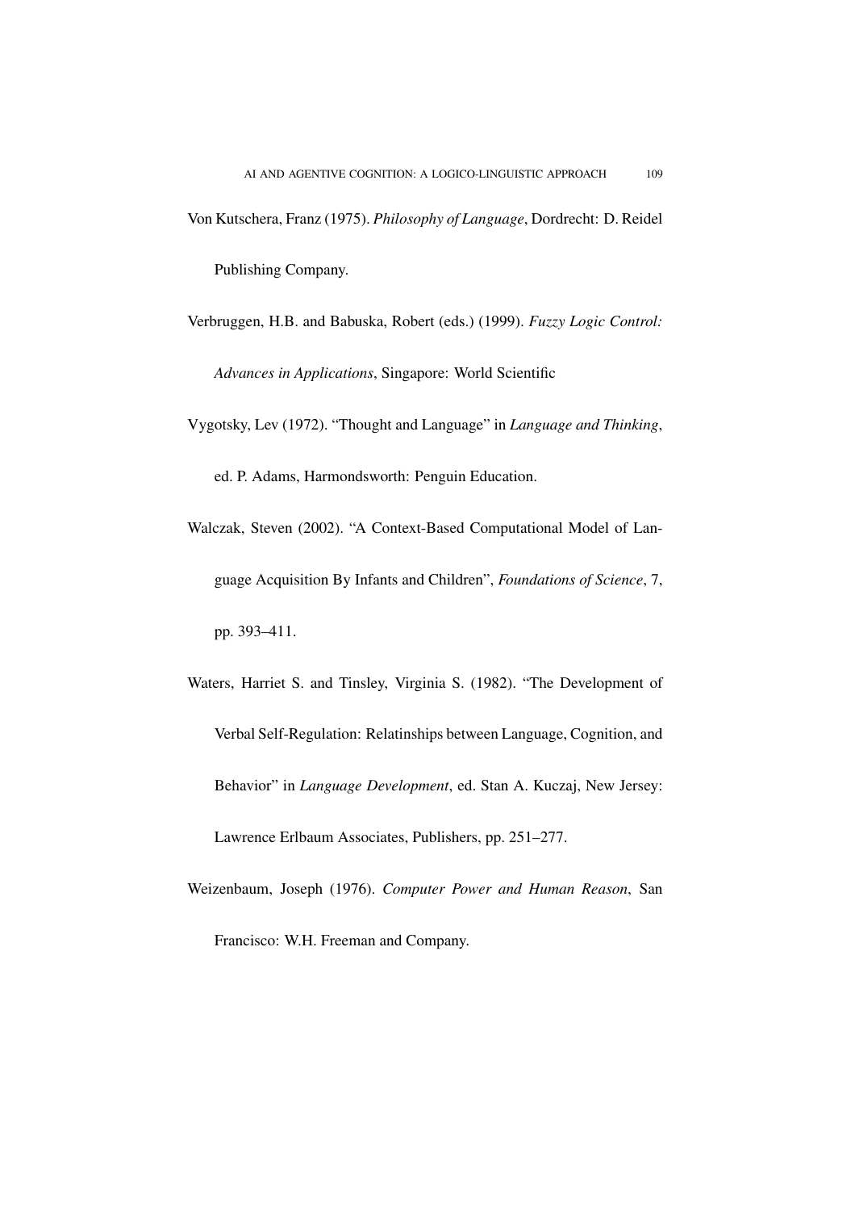Von Kutschera, Franz (1975). *Philosophy of Language*, Dordrecht: D. Reidel Publishing Company.

Verbruggen, H.B. and Babuska, Robert (eds.) (1999). *Fuzzy Logic Control: Advances in Applications*, Singapore: World Scientific

Vygotsky, Lev (1972). "Thought and Language" in *Language and Thinking*, ed. P. Adams, Harmondsworth: Penguin Education.

Walczak, Steven (2002). "A Context-Based Computational Model of Language Acquisition By Infants and Children", *Foundations of Science*, 7, pp. 393–411.

Waters, Harriet S. and Tinsley, Virginia S. (1982). "The Development of Verbal Self-Regulation: Relatinships between Language, Cognition, and Behavior" in *Language Development*, ed. Stan A. Kuczaj, New Jersey: Lawrence Erlbaum Associates, Publishers, pp. 251–277.

Weizenbaum, Joseph (1976). *Computer Power and Human Reason*, San Francisco: W.H. Freeman and Company.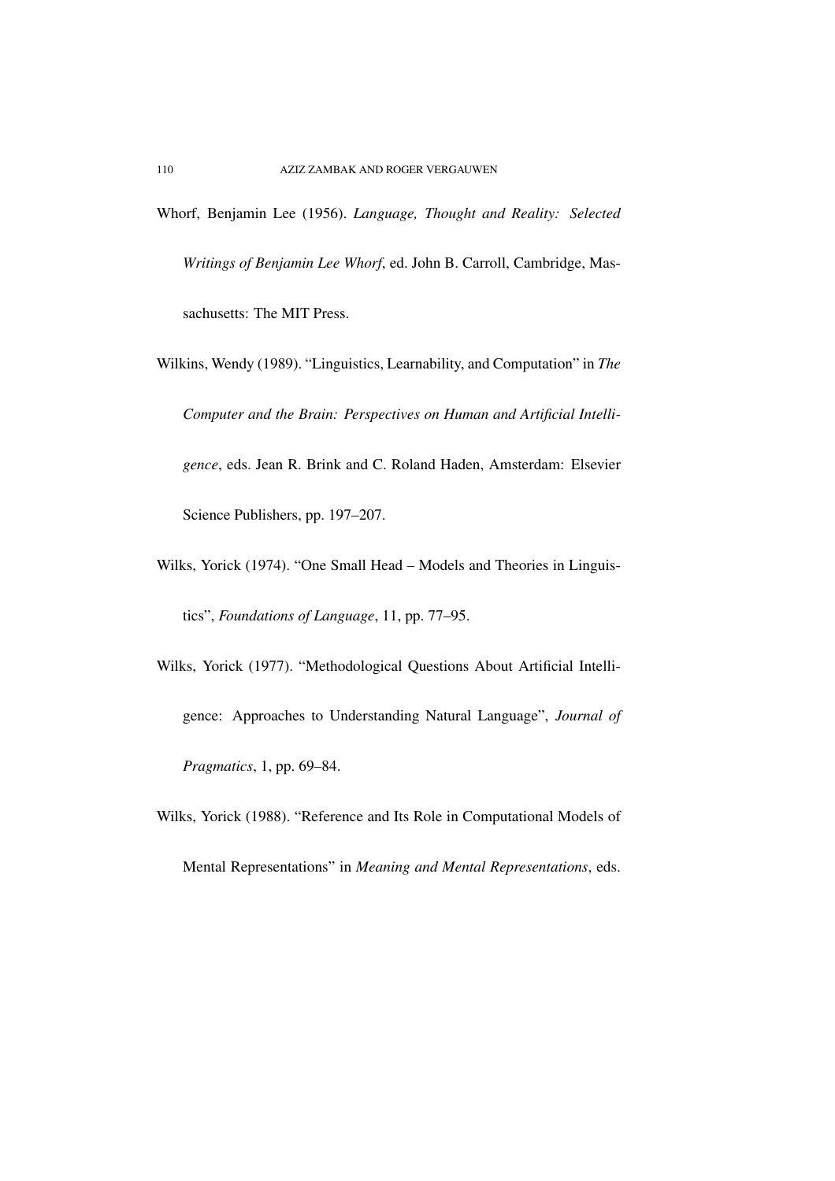Whorf, Benjamin Lee (1956). *Language, Thought and Reality: Selected Writings of Benjamin Lee Whorf*, ed. John B. Carroll, Cambridge, Massachusetts: The MIT Press.

Wilkins, Wendy (1989). "Linguistics, Learnability, and Computation" in *The Computer and the Brain: Perspectives on Human and Artificial Intelligence*, eds. Jean R. Brink and C. Roland Haden, Amsterdam: Elsevier Science Publishers, pp. 197–207.

Wilks, Yorick (1974). "One Small Head – Models and Theories in Linguistics", *Foundations of Language*, 11, pp. 77–95.

Wilks, Yorick (1977). "Methodological Questions About Artificial Intelligence: Approaches to Understanding Natural Language", *Journal of Pragmatics*, 1, pp. 69–84.

Wilks, Yorick (1988). "Reference and Its Role in Computational Models of Mental Representations" in *Meaning and Mental Representations*, eds.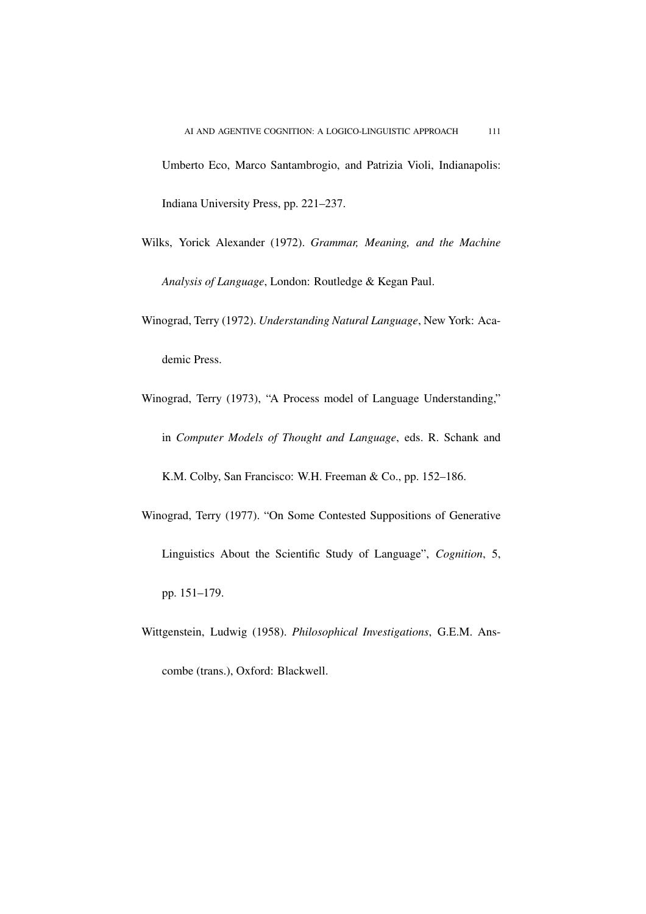Umberto Eco, Marco Santambrogio, and Patrizia Violi, Indianapolis: Indiana University Press, pp. 221–237.

Wilks, Yorick Alexander (1972). *Grammar, Meaning, and the Machine Analysis of Language*, London: Routledge & Kegan Paul.

Winograd, Terry (1972). *Understanding Natural Language*, New York: Academic Press.

Winograd, Terry (1973), "A Process model of Language Understanding," in *Computer Models of Thought and Language*, eds. R. Schank and K.M. Colby, San Francisco: W.H. Freeman & Co., pp. 152–186.

Winograd, Terry (1977). "On Some Contested Suppositions of Generative Linguistics About the Scientific Study of Language", *Cognition*, 5, pp. 151–179.

Wittgenstein, Ludwig (1958). *Philosophical Investigations*, G.E.M. Anscombe (trans.), Oxford: Blackwell.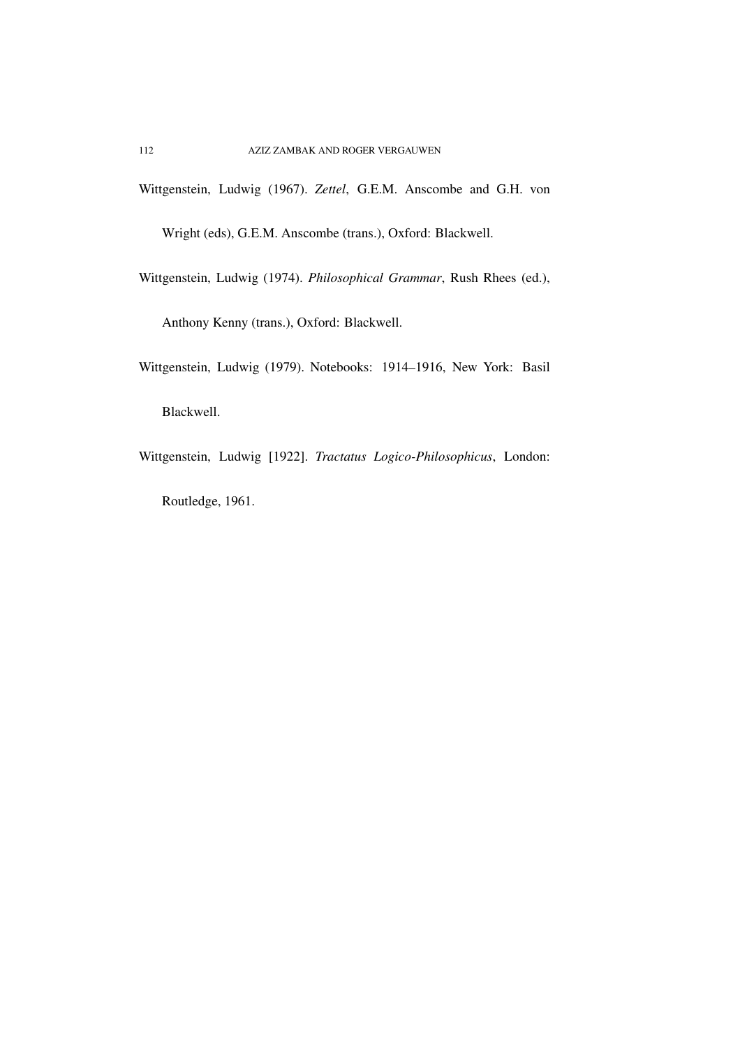Wittgenstein, Ludwig (1967). *Zettel*, G.E.M. Anscombe and G.H. von Wright (eds), G.E.M. Anscombe (trans.), Oxford: Blackwell.

Wittgenstein, Ludwig (1974). *Philosophical Grammar*, Rush Rhees (ed.), Anthony Kenny (trans.), Oxford: Blackwell.

Wittgenstein, Ludwig (1979). Notebooks: 1914–1916, New York: Basil Blackwell.

Wittgenstein, Ludwig [1922]. *Tractatus Logico-Philosophicus*, London: Routledge, 1961.